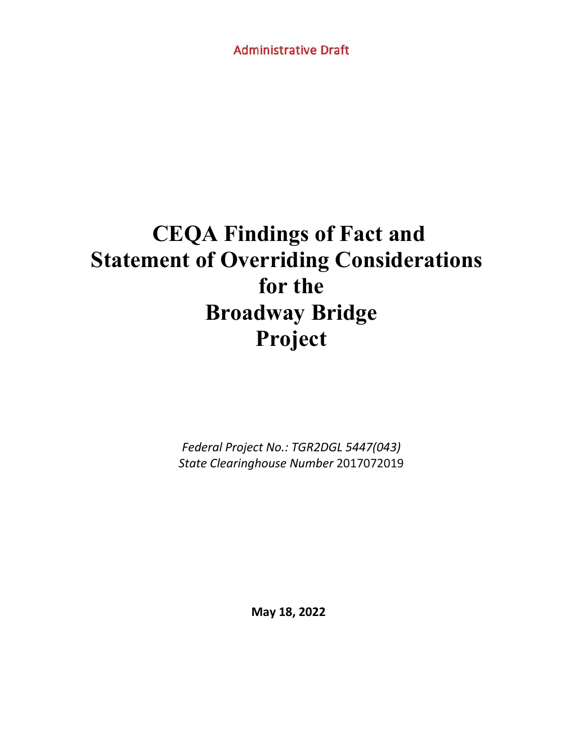Administrative Draft

# CEQA Findings of Fact and Statement of Overriding Considerations for the Broadway Bridge Project

*Federal Project No.: TGR2DGL 5447(043)*
*State Clearinghouse Number* 2017072019

**May 18, 2022**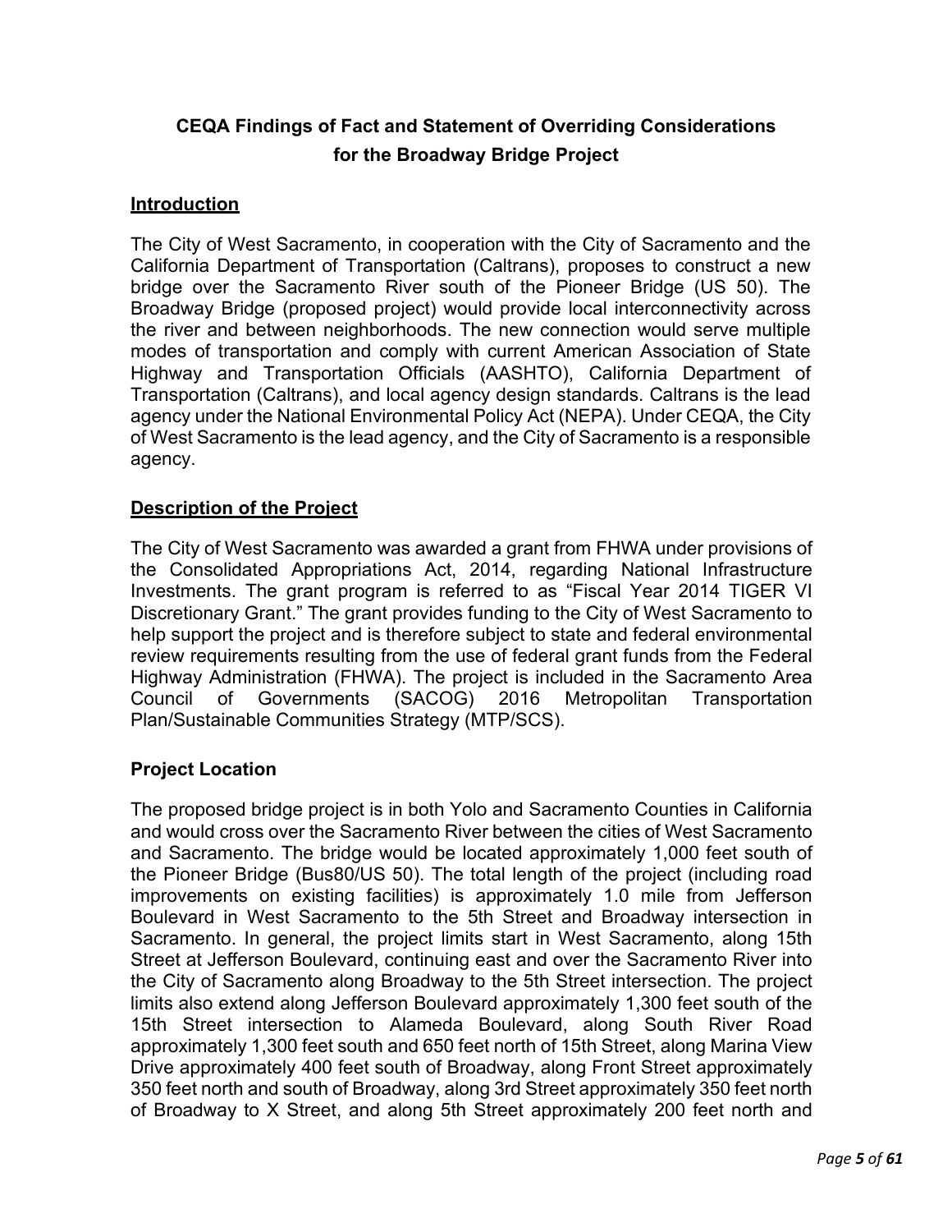# CEQA Findings of Fact and Statement of Overriding Considerations for the Broadway Bridge Project

## Introduction

The City of West Sacramento, in cooperation with the City of Sacramento and the California Department of Transportation (Caltrans), proposes to construct a new bridge over the Sacramento River south of the Pioneer Bridge (US 50). The Broadway Bridge (proposed project) would provide local interconnectivity across the river and between neighborhoods. The new connection would serve multiple modes of transportation and comply with current American Association of State Highway and Transportation Officials (AASHTO), California Department of Transportation (Caltrans), and local agency design standards. Caltrans is the lead agency under the National Environmental Policy Act (NEPA). Under CEQA, the City of West Sacramento is the lead agency, and the City of Sacramento is a responsible agency.

## Description of the Project

The City of West Sacramento was awarded a grant from FHWA under provisions of the Consolidated Appropriations Act, 2014, regarding National Infrastructure Investments. The grant program is referred to as "Fiscal Year 2014 TIGER VI Discretionary Grant." The grant provides funding to the City of West Sacramento to help support the project and is therefore subject to state and federal environmental review requirements resulting from the use of federal grant funds from the Federal Highway Administration (FHWA). The project is included in the Sacramento Area Council of Governments (SACOG) 2016 Metropolitan Transportation Plan/Sustainable Communities Strategy (MTP/SCS).

### Project Location

The proposed bridge project is in both Yolo and Sacramento Counties in California and would cross over the Sacramento River between the cities of West Sacramento and Sacramento. The bridge would be located approximately 1,000 feet south of the Pioneer Bridge (Bus80/US 50). The total length of the project (including road improvements on existing facilities) is approximately 1.0 mile from Jefferson Boulevard in West Sacramento to the 5th Street and Broadway intersection in Sacramento. In general, the project limits start in West Sacramento, along 15th Street at Jefferson Boulevard, continuing east and over the Sacramento River into the City of Sacramento along Broadway to the 5th Street intersection. The project limits also extend along Jefferson Boulevard approximately 1,300 feet south of the 15th Street intersection to Alameda Boulevard, along South River Road approximately 1,300 feet south and 650 feet north of 15th Street, along Marina View Drive approximately 400 feet south of Broadway, along Front Street approximately 350 feet north and south of Broadway, along 3rd Street approximately 350 feet north of Broadway to X Street, and along 5th Street approximately 200 feet north and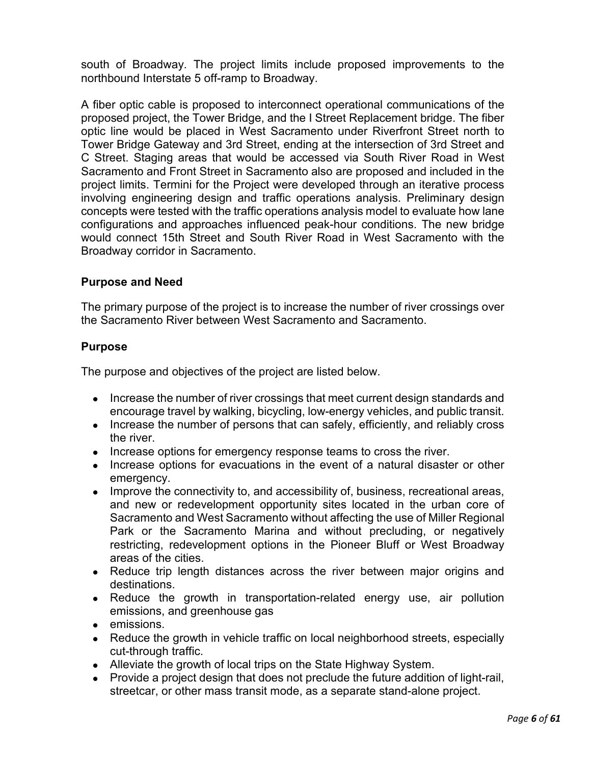south of Broadway. The project limits include proposed improvements to the northbound Interstate 5 off-ramp to Broadway.

A fiber optic cable is proposed to interconnect operational communications of the proposed project, the Tower Bridge, and the I Street Replacement bridge. The fiber optic line would be placed in West Sacramento under Riverfront Street north to Tower Bridge Gateway and 3rd Street, ending at the intersection of 3rd Street and C Street. Staging areas that would be accessed via South River Road in West Sacramento and Front Street in Sacramento also are proposed and included in the project limits. Termini for the Project were developed through an iterative process involving engineering design and traffic operations analysis. Preliminary design concepts were tested with the traffic operations analysis model to evaluate how lane configurations and approaches influenced peak-hour conditions. The new bridge would connect 15th Street and South River Road in West Sacramento with the Broadway corridor in Sacramento.

**Purpose and Need**

The primary purpose of the project is to increase the number of river crossings over the Sacramento River between West Sacramento and Sacramento.

**Purpose**

The purpose and objectives of the project are listed below.

- Increase the number of river crossings that meet current design standards and encourage travel by walking, bicycling, low-energy vehicles, and public transit.
- Increase the number of persons that can safely, efficiently, and reliably cross the river.
- Increase options for emergency response teams to cross the river.
- Increase options for evacuations in the event of a natural disaster or other emergency.
- Improve the connectivity to, and accessibility of, business, recreational areas, and new or redevelopment opportunity sites located in the urban core of Sacramento and West Sacramento without affecting the use of Miller Regional Park or the Sacramento Marina and without precluding, or negatively restricting, redevelopment options in the Pioneer Bluff or West Broadway areas of the cities.
- Reduce trip length distances across the river between major origins and destinations.
- Reduce the growth in transportation-related energy use, air pollution emissions, and greenhouse gas
- emissions.
- Reduce the growth in vehicle traffic on local neighborhood streets, especially cut-through traffic.
- Alleviate the growth of local trips on the State Highway System.
- Provide a project design that does not preclude the future addition of light-rail, streetcar, or other mass transit mode, as a separate stand-alone project.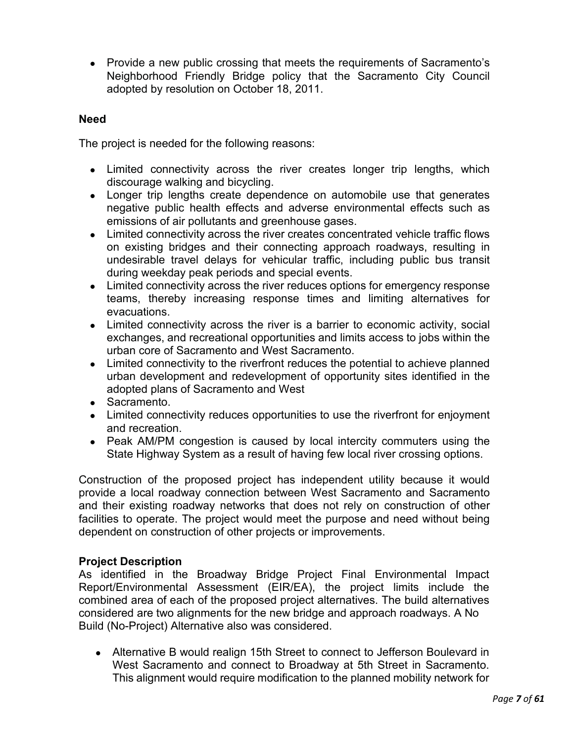- Provide a new public crossing that meets the requirements of Sacramento's Neighborhood Friendly Bridge policy that the Sacramento City Council adopted by resolution on October 18, 2011.

**Need**

The project is needed for the following reasons:

- Limited connectivity across the river creates longer trip lengths, which discourage walking and bicycling.
- Longer trip lengths create dependence on automobile use that generates negative public health effects and adverse environmental effects such as emissions of air pollutants and greenhouse gases.
- Limited connectivity across the river creates concentrated vehicle traffic flows on existing bridges and their connecting approach roadways, resulting in undesirable travel delays for vehicular traffic, including public bus transit during weekday peak periods and special events.
- Limited connectivity across the river reduces options for emergency response teams, thereby increasing response times and limiting alternatives for evacuations.
- Limited connectivity across the river is a barrier to economic activity, social exchanges, and recreational opportunities and limits access to jobs within the urban core of Sacramento and West Sacramento.
- Limited connectivity to the riverfront reduces the potential to achieve planned urban development and redevelopment of opportunity sites identified in the adopted plans of Sacramento and West
- Sacramento.
- Limited connectivity reduces opportunities to use the riverfront for enjoyment and recreation.
- Peak AM/PM congestion is caused by local intercity commuters using the State Highway System as a result of having few local river crossing options.

Construction of the proposed project has independent utility because it would provide a local roadway connection between West Sacramento and Sacramento and their existing roadway networks that does not rely on construction of other facilities to operate. The project would meet the purpose and need without being dependent on construction of other projects or improvements.

**Project Description**

As identified in the Broadway Bridge Project Final Environmental Impact Report/Environmental Assessment (EIR/EA), the project limits include the combined area of each of the proposed project alternatives. The build alternatives considered are two alignments for the new bridge and approach roadways. A No Build (No-Project) Alternative also was considered.

- Alternative B would realign 15th Street to connect to Jefferson Boulevard in West Sacramento and connect to Broadway at 5th Street in Sacramento. This alignment would require modification to the planned mobility network for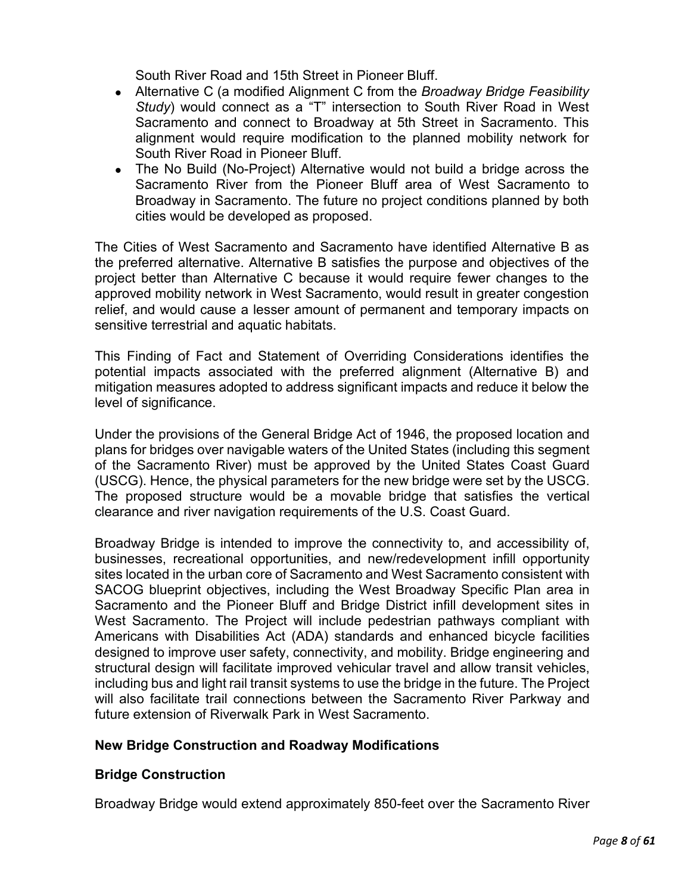South River Road and 15th Street in Pioneer Bluff.

- Alternative C (a modified Alignment C from the *Broadway Bridge Feasibility Study*) would connect as a "T" intersection to South River Road in West Sacramento and connect to Broadway at 5th Street in Sacramento. This alignment would require modification to the planned mobility network for South River Road in Pioneer Bluff.
- The No Build (No-Project) Alternative would not build a bridge across the Sacramento River from the Pioneer Bluff area of West Sacramento to Broadway in Sacramento. The future no project conditions planned by both cities would be developed as proposed.

The Cities of West Sacramento and Sacramento have identified Alternative B as the preferred alternative. Alternative B satisfies the purpose and objectives of the project better than Alternative C because it would require fewer changes to the approved mobility network in West Sacramento, would result in greater congestion relief, and would cause a lesser amount of permanent and temporary impacts on sensitive terrestrial and aquatic habitats.

This Finding of Fact and Statement of Overriding Considerations identifies the potential impacts associated with the preferred alignment (Alternative B) and mitigation measures adopted to address significant impacts and reduce it below the level of significance.

Under the provisions of the General Bridge Act of 1946, the proposed location and plans for bridges over navigable waters of the United States (including this segment of the Sacramento River) must be approved by the United States Coast Guard (USCG). Hence, the physical parameters for the new bridge were set by the USCG. The proposed structure would be a movable bridge that satisfies the vertical clearance and river navigation requirements of the U.S. Coast Guard.

Broadway Bridge is intended to improve the connectivity to, and accessibility of, businesses, recreational opportunities, and new/redevelopment infill opportunity sites located in the urban core of Sacramento and West Sacramento consistent with SACOG blueprint objectives, including the West Broadway Specific Plan area in Sacramento and the Pioneer Bluff and Bridge District infill development sites in West Sacramento. The Project will include pedestrian pathways compliant with Americans with Disabilities Act (ADA) standards and enhanced bicycle facilities designed to improve user safety, connectivity, and mobility. Bridge engineering and structural design will facilitate improved vehicular travel and allow transit vehicles, including bus and light rail transit systems to use the bridge in the future. The Project will also facilitate trail connections between the Sacramento River Parkway and future extension of Riverwalk Park in West Sacramento.

**New Bridge Construction and Roadway Modifications**

**Bridge Construction**

Broadway Bridge would extend approximately 850-feet over the Sacramento River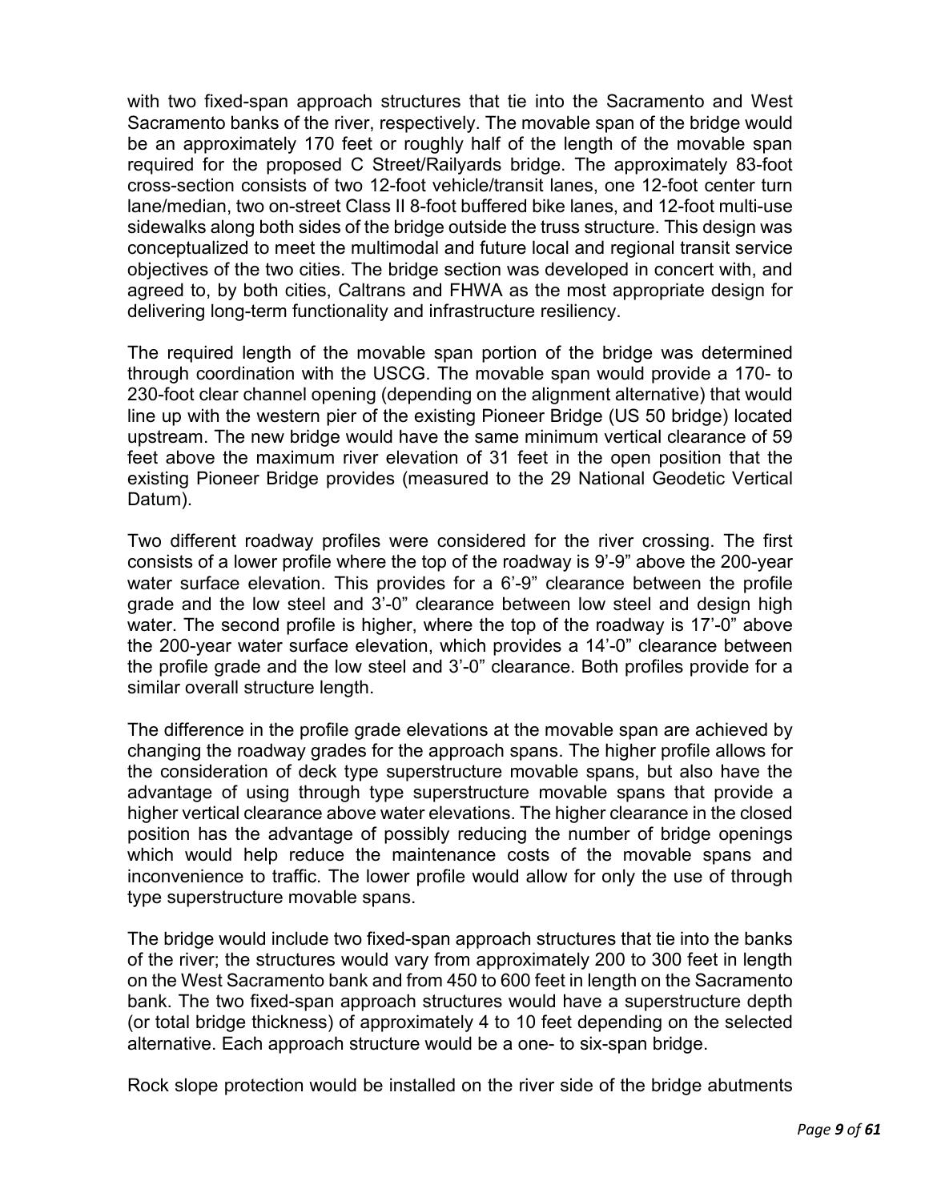with two fixed-span approach structures that tie into the Sacramento and West Sacramento banks of the river, respectively. The movable span of the bridge would be an approximately 170 feet or roughly half of the length of the movable span required for the proposed C Street/Railyards bridge. The approximately 83-foot cross-section consists of two 12-foot vehicle/transit lanes, one 12-foot center turn lane/median, two on-street Class II 8-foot buffered bike lanes, and 12-foot multi-use sidewalks along both sides of the bridge outside the truss structure. This design was conceptualized to meet the multimodal and future local and regional transit service objectives of the two cities. The bridge section was developed in concert with, and agreed to, by both cities, Caltrans and FHWA as the most appropriate design for delivering long-term functionality and infrastructure resiliency.

The required length of the movable span portion of the bridge was determined through coordination with the USCG. The movable span would provide a 170- to 230-foot clear channel opening (depending on the alignment alternative) that would line up with the western pier of the existing Pioneer Bridge (US 50 bridge) located upstream. The new bridge would have the same minimum vertical clearance of 59 feet above the maximum river elevation of 31 feet in the open position that the existing Pioneer Bridge provides (measured to the 29 National Geodetic Vertical Datum).

Two different roadway profiles were considered for the river crossing. The first consists of a lower profile where the top of the roadway is 9'-9" above the 200-year water surface elevation. This provides for a 6'-9" clearance between the profile grade and the low steel and 3'-0" clearance between low steel and design high water. The second profile is higher, where the top of the roadway is 17'-0" above the 200-year water surface elevation, which provides a 14'-0" clearance between the profile grade and the low steel and 3'-0" clearance. Both profiles provide for a similar overall structure length.

The difference in the profile grade elevations at the movable span are achieved by changing the roadway grades for the approach spans. The higher profile allows for the consideration of deck type superstructure movable spans, but also have the advantage of using through type superstructure movable spans that provide a higher vertical clearance above water elevations. The higher clearance in the closed position has the advantage of possibly reducing the number of bridge openings which would help reduce the maintenance costs of the movable spans and inconvenience to traffic. The lower profile would allow for only the use of through type superstructure movable spans.

The bridge would include two fixed-span approach structures that tie into the banks of the river; the structures would vary from approximately 200 to 300 feet in length on the West Sacramento bank and from 450 to 600 feet in length on the Sacramento bank. The two fixed-span approach structures would have a superstructure depth (or total bridge thickness) of approximately 4 to 10 feet depending on the selected alternative. Each approach structure would be a one- to six-span bridge.

Rock slope protection would be installed on the river side of the bridge abutments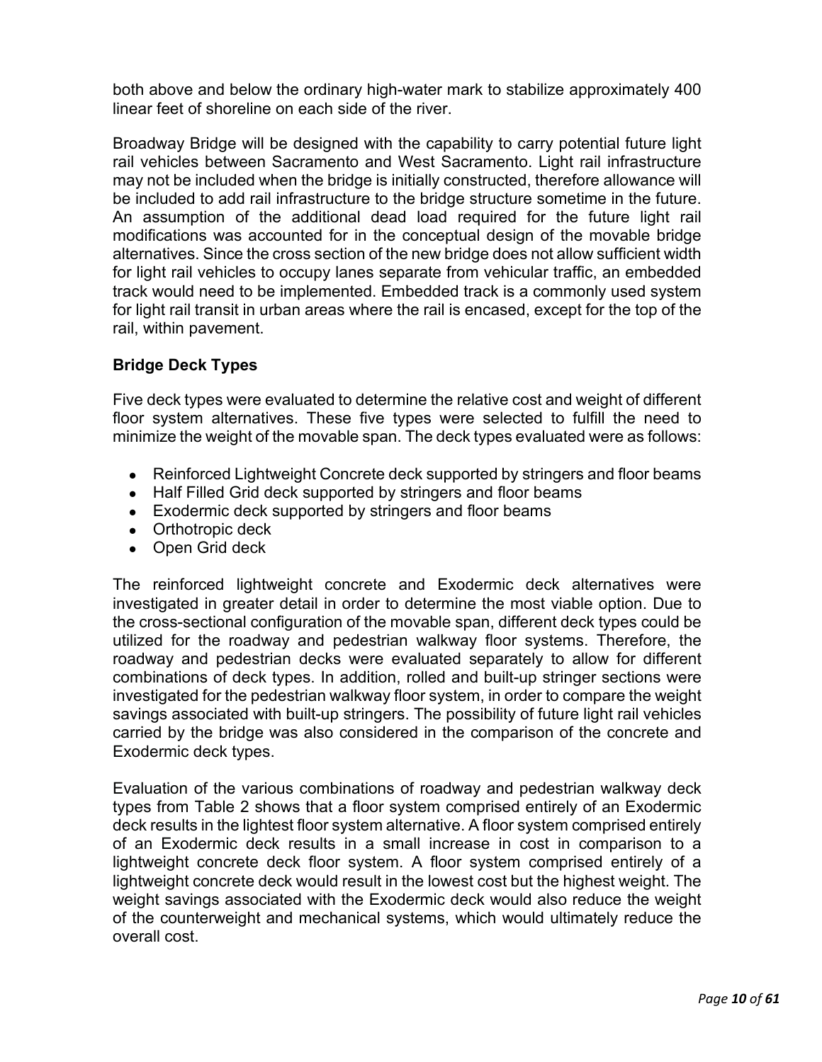both above and below the ordinary high-water mark to stabilize approximately 400 linear feet of shoreline on each side of the river.

Broadway Bridge will be designed with the capability to carry potential future light rail vehicles between Sacramento and West Sacramento. Light rail infrastructure may not be included when the bridge is initially constructed, therefore allowance will be included to add rail infrastructure to the bridge structure sometime in the future. An assumption of the additional dead load required for the future light rail modifications was accounted for in the conceptual design of the movable bridge alternatives. Since the cross section of the new bridge does not allow sufficient width for light rail vehicles to occupy lanes separate from vehicular traffic, an embedded track would need to be implemented. Embedded track is a commonly used system for light rail transit in urban areas where the rail is encased, except for the top of the rail, within pavement.

**Bridge Deck Types**

Five deck types were evaluated to determine the relative cost and weight of different floor system alternatives. These five types were selected to fulfill the need to minimize the weight of the movable span. The deck types evaluated were as follows:

- Reinforced Lightweight Concrete deck supported by stringers and floor beams
- Half Filled Grid deck supported by stringers and floor beams
- Exodermic deck supported by stringers and floor beams
- Orthotropic deck
- Open Grid deck

The reinforced lightweight concrete and Exodermic deck alternatives were investigated in greater detail in order to determine the most viable option. Due to the cross-sectional configuration of the movable span, different deck types could be utilized for the roadway and pedestrian walkway floor systems. Therefore, the roadway and pedestrian decks were evaluated separately to allow for different combinations of deck types. In addition, rolled and built-up stringer sections were investigated for the pedestrian walkway floor system, in order to compare the weight savings associated with built-up stringers. The possibility of future light rail vehicles carried by the bridge was also considered in the comparison of the concrete and Exodermic deck types.

Evaluation of the various combinations of roadway and pedestrian walkway deck types from Table 2 shows that a floor system comprised entirely of an Exodermic deck results in the lightest floor system alternative. A floor system comprised entirely of an Exodermic deck results in a small increase in cost in comparison to a lightweight concrete deck floor system. A floor system comprised entirely of a lightweight concrete deck would result in the lowest cost but the highest weight. The weight savings associated with the Exodermic deck would also reduce the weight of the counterweight and mechanical systems, which would ultimately reduce the overall cost.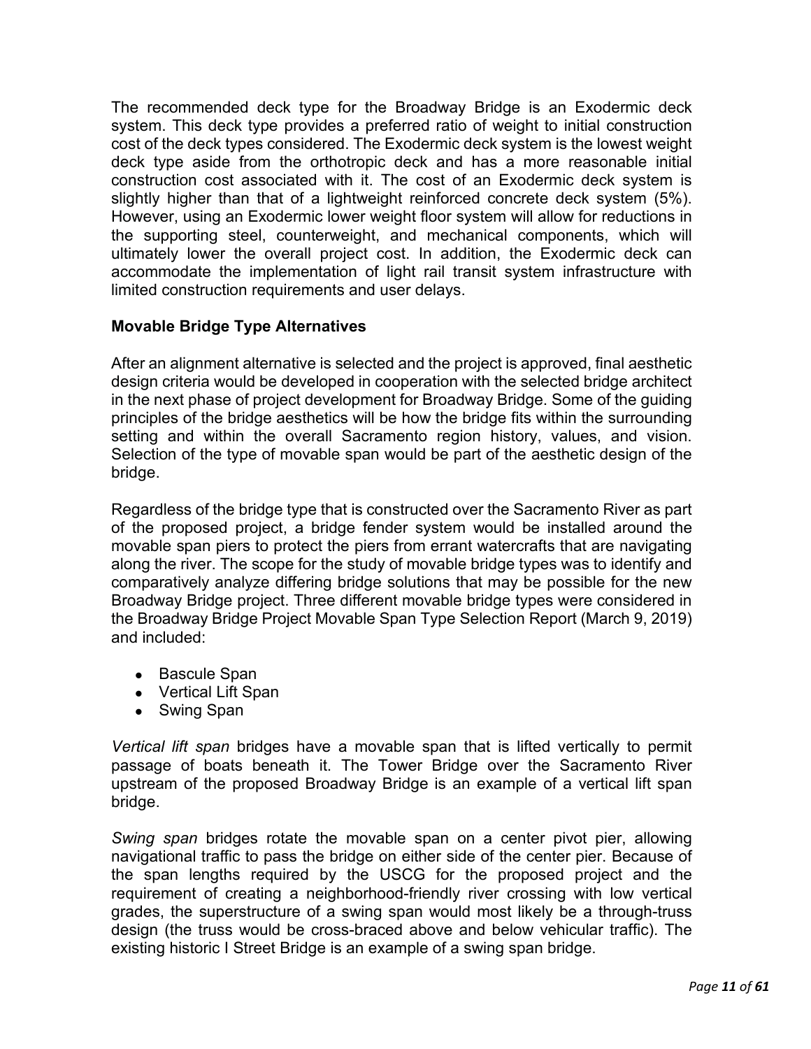The recommended deck type for the Broadway Bridge is an Exodermic deck system. This deck type provides a preferred ratio of weight to initial construction cost of the deck types considered. The Exodermic deck system is the lowest weight deck type aside from the orthotropic deck and has a more reasonable initial construction cost associated with it. The cost of an Exodermic deck system is slightly higher than that of a lightweight reinforced concrete deck system (5%). However, using an Exodermic lower weight floor system will allow for reductions in the supporting steel, counterweight, and mechanical components, which will ultimately lower the overall project cost. In addition, the Exodermic deck can accommodate the implementation of light rail transit system infrastructure with limited construction requirements and user delays.

## Movable Bridge Type Alternatives

After an alignment alternative is selected and the project is approved, final aesthetic design criteria would be developed in cooperation with the selected bridge architect in the next phase of project development for Broadway Bridge. Some of the guiding principles of the bridge aesthetics will be how the bridge fits within the surrounding setting and within the overall Sacramento region history, values, and vision. Selection of the type of movable span would be part of the aesthetic design of the bridge.

Regardless of the bridge type that is constructed over the Sacramento River as part of the proposed project, a bridge fender system would be installed around the movable span piers to protect the piers from errant watercrafts that are navigating along the river. The scope for the study of movable bridge types was to identify and comparatively analyze differing bridge solutions that may be possible for the new Broadway Bridge project. Three different movable bridge types were considered in the Broadway Bridge Project Movable Span Type Selection Report (March 9, 2019) and included:

- Bascule Span
- Vertical Lift Span
- Swing Span

*Vertical lift span* bridges have a movable span that is lifted vertically to permit passage of boats beneath it. The Tower Bridge over the Sacramento River upstream of the proposed Broadway Bridge is an example of a vertical lift span bridge.

*Swing span* bridges rotate the movable span on a center pivot pier, allowing navigational traffic to pass the bridge on either side of the center pier. Because of the span lengths required by the USCG for the proposed project and the requirement of creating a neighborhood-friendly river crossing with low vertical grades, the superstructure of a swing span would most likely be a through-truss design (the truss would be cross-braced above and below vehicular traffic). The existing historic I Street Bridge is an example of a swing span bridge.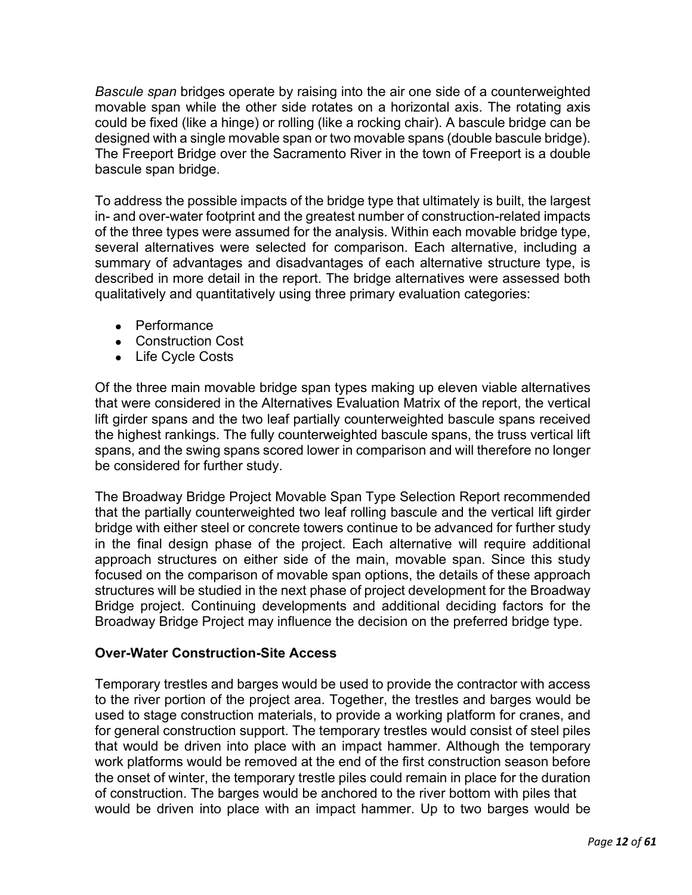*Bascule span* bridges operate by raising into the air one side of a counterweighted movable span while the other side rotates on a horizontal axis. The rotating axis could be fixed (like a hinge) or rolling (like a rocking chair). A bascule bridge can be designed with a single movable span or two movable spans (double bascule bridge). The Freeport Bridge over the Sacramento River in the town of Freeport is a double bascule span bridge.

To address the possible impacts of the bridge type that ultimately is built, the largest in- and over-water footprint and the greatest number of construction-related impacts of the three types were assumed for the analysis. Within each movable bridge type, several alternatives were selected for comparison. Each alternative, including a summary of advantages and disadvantages of each alternative structure type, is described in more detail in the report. The bridge alternatives were assessed both qualitatively and quantitatively using three primary evaluation categories:

- Performance
- Construction Cost
- Life Cycle Costs

Of the three main movable bridge span types making up eleven viable alternatives that were considered in the Alternatives Evaluation Matrix of the report, the vertical lift girder spans and the two leaf partially counterweighted bascule spans received the highest rankings. The fully counterweighted bascule spans, the truss vertical lift spans, and the swing spans scored lower in comparison and will therefore no longer be considered for further study.

The Broadway Bridge Project Movable Span Type Selection Report recommended that the partially counterweighted two leaf rolling bascule and the vertical lift girder bridge with either steel or concrete towers continue to be advanced for further study in the final design phase of the project. Each alternative will require additional approach structures on either side of the main, movable span. Since this study focused on the comparison of movable span options, the details of these approach structures will be studied in the next phase of project development for the Broadway Bridge project. Continuing developments and additional deciding factors for the Broadway Bridge Project may influence the decision on the preferred bridge type.

**Over-Water Construction-Site Access**

Temporary trestles and barges would be used to provide the contractor with access to the river portion of the project area. Together, the trestles and barges would be used to stage construction materials, to provide a working platform for cranes, and for general construction support. The temporary trestles would consist of steel piles that would be driven into place with an impact hammer. Although the temporary work platforms would be removed at the end of the first construction season before the onset of winter, the temporary trestle piles could remain in place for the duration of construction. The barges would be anchored to the river bottom with piles that would be driven into place with an impact hammer. Up to two barges would be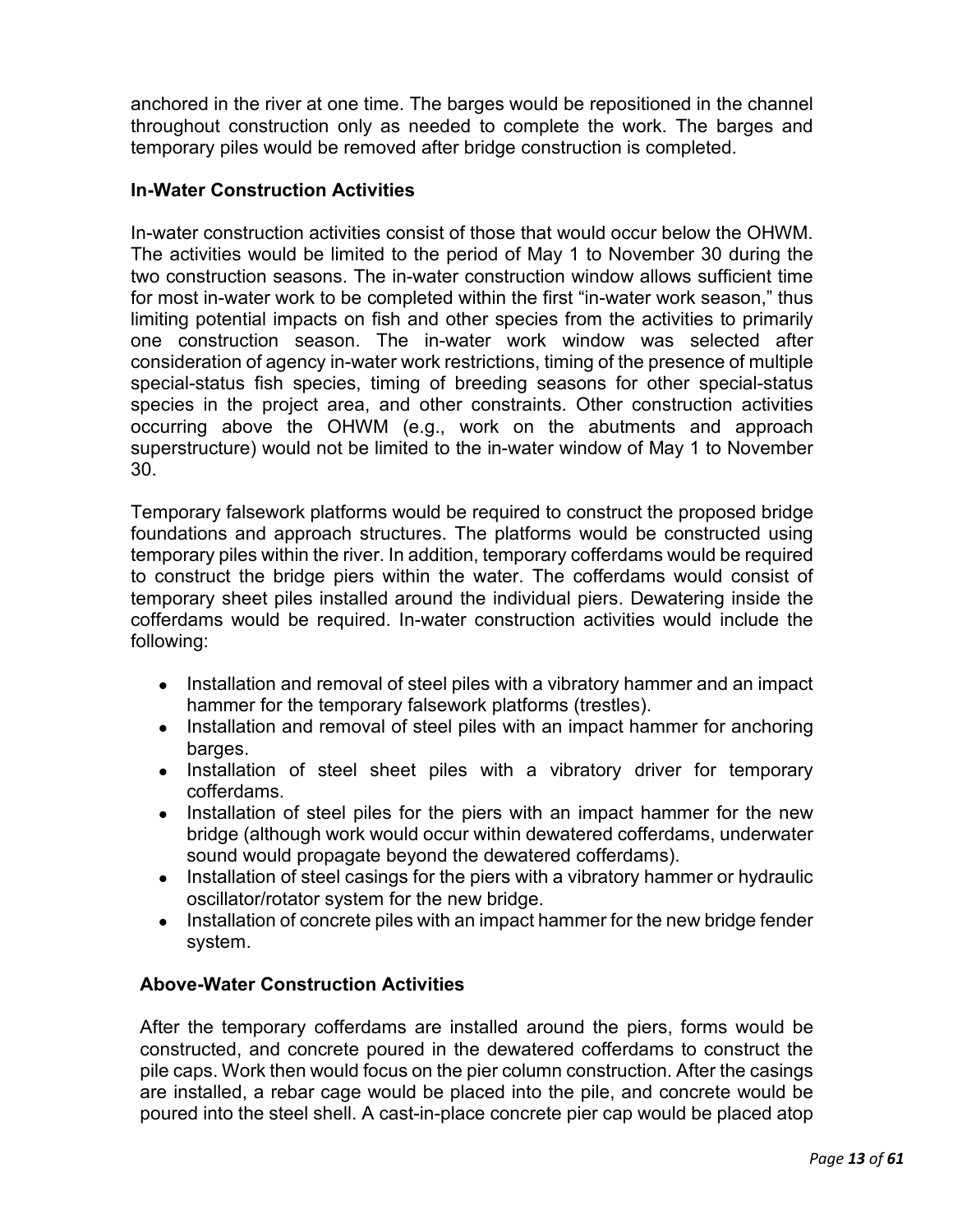anchored in the river at one time. The barges would be repositioned in the channel throughout construction only as needed to complete the work. The barges and temporary piles would be removed after bridge construction is completed.

**In-Water Construction Activities**

In-water construction activities consist of those that would occur below the OHWM. The activities would be limited to the period of May 1 to November 30 during the two construction seasons. The in-water construction window allows sufficient time for most in-water work to be completed within the first "in-water work season," thus limiting potential impacts on fish and other species from the activities to primarily one construction season. The in-water work window was selected after consideration of agency in-water work restrictions, timing of the presence of multiple special-status fish species, timing of breeding seasons for other special-status species in the project area, and other constraints. Other construction activities occurring above the OHWM (e.g., work on the abutments and approach superstructure) would not be limited to the in-water window of May 1 to November 30.

Temporary falsework platforms would be required to construct the proposed bridge foundations and approach structures. The platforms would be constructed using temporary piles within the river. In addition, temporary cofferdams would be required to construct the bridge piers within the water. The cofferdams would consist of temporary sheet piles installed around the individual piers. Dewatering inside the cofferdams would be required. In-water construction activities would include the following:

- Installation and removal of steel piles with a vibratory hammer and an impact hammer for the temporary falsework platforms (trestles).
- Installation and removal of steel piles with an impact hammer for anchoring barges.
- Installation of steel sheet piles with a vibratory driver for temporary cofferdams.
- Installation of steel piles for the piers with an impact hammer for the new bridge (although work would occur within dewatered cofferdams, underwater sound would propagate beyond the dewatered cofferdams).
- Installation of steel casings for the piers with a vibratory hammer or hydraulic oscillator/rotator system for the new bridge.
- Installation of concrete piles with an impact hammer for the new bridge fender system.

**Above-Water Construction Activities**

After the temporary cofferdams are installed around the piers, forms would be constructed, and concrete poured in the dewatered cofferdams to construct the pile caps. Work then would focus on the pier column construction. After the casings are installed, a rebar cage would be placed into the pile, and concrete would be poured into the steel shell. A cast-in-place concrete pier cap would be placed atop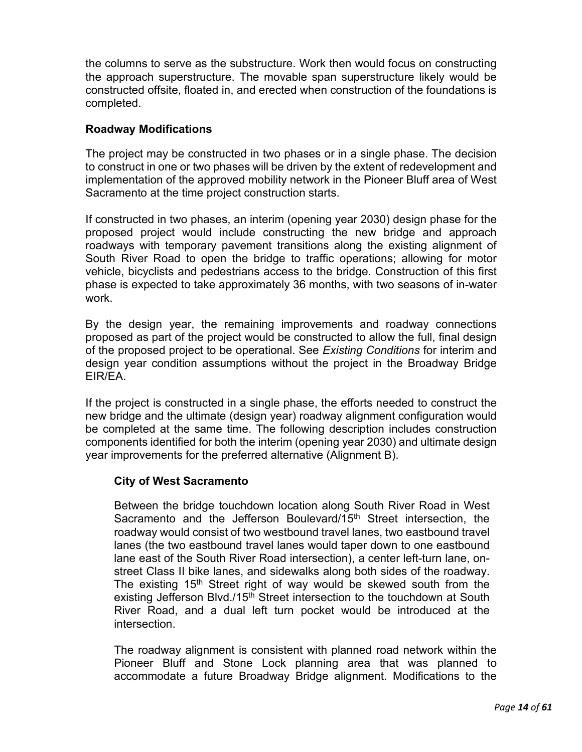the columns to serve as the substructure. Work then would focus on constructing the approach superstructure. The movable span superstructure likely would be constructed offsite, floated in, and erected when construction of the foundations is completed.

**Roadway Modifications**

The project may be constructed in two phases or in a single phase. The decision to construct in one or two phases will be driven by the extent of redevelopment and implementation of the approved mobility network in the Pioneer Bluff area of West Sacramento at the time project construction starts.

If constructed in two phases, an interim (opening year 2030) design phase for the proposed project would include constructing the new bridge and approach roadways with temporary pavement transitions along the existing alignment of South River Road to open the bridge to traffic operations; allowing for motor vehicle, bicyclists and pedestrians access to the bridge. Construction of this first phase is expected to take approximately 36 months, with two seasons of in-water work.

By the design year, the remaining improvements and roadway connections proposed as part of the project would be constructed to allow the full, final design of the proposed project to be operational. See *Existing Conditions* for interim and design year condition assumptions without the project in the Broadway Bridge EIR/EA.

If the project is constructed in a single phase, the efforts needed to construct the new bridge and the ultimate (design year) roadway alignment configuration would be completed at the same time. The following description includes construction components identified for both the interim (opening year 2030) and ultimate design year improvements for the preferred alternative (Alignment B).

**City of West Sacramento**

Between the bridge touchdown location along South River Road in West Sacramento and the Jefferson Boulevard/15th Street intersection, the roadway would consist of two westbound travel lanes, two eastbound travel lanes (the two eastbound travel lanes would taper down to one eastbound lane east of the South River Road intersection), a center left-turn lane, on-street Class II bike lanes, and sidewalks along both sides of the roadway. The existing 15th Street right of way would be skewed south from the existing Jefferson Blvd./15th Street intersection to the touchdown at South River Road, and a dual left turn pocket would be introduced at the intersection.

The roadway alignment is consistent with planned road network within the Pioneer Bluff and Stone Lock planning area that was planned to accommodate a future Broadway Bridge alignment. Modifications to the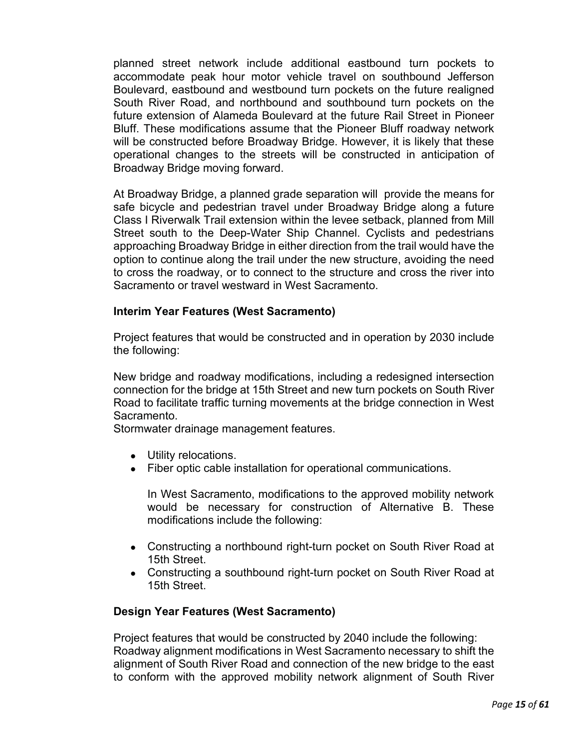planned street network include additional eastbound turn pockets to accommodate peak hour motor vehicle travel on southbound Jefferson Boulevard, eastbound and westbound turn pockets on the future realigned South River Road, and northbound and southbound turn pockets on the future extension of Alameda Boulevard at the future Rail Street in Pioneer Bluff. These modifications assume that the Pioneer Bluff roadway network will be constructed before Broadway Bridge. However, it is likely that these operational changes to the streets will be constructed in anticipation of Broadway Bridge moving forward.

At Broadway Bridge, a planned grade separation will provide the means for safe bicycle and pedestrian travel under Broadway Bridge along a future Class I Riverwalk Trail extension within the levee setback, planned from Mill Street south to the Deep-Water Ship Channel. Cyclists and pedestrians approaching Broadway Bridge in either direction from the trail would have the option to continue along the trail under the new structure, avoiding the need to cross the roadway, or to connect to the structure and cross the river into Sacramento or travel westward in West Sacramento.

**Interim Year Features (West Sacramento)**

Project features that would be constructed and in operation by 2030 include the following:

New bridge and roadway modifications, including a redesigned intersection connection for the bridge at 15th Street and new turn pockets on South River Road to facilitate traffic turning movements at the bridge connection in West Sacramento.
Stormwater drainage management features.

- Utility relocations.
- Fiber optic cable installation for operational communications.

  In West Sacramento, modifications to the approved mobility network would be necessary for construction of Alternative B. These modifications include the following:

- Constructing a northbound right-turn pocket on South River Road at 15th Street.
- Constructing a southbound right-turn pocket on South River Road at 15th Street.

**Design Year Features (West Sacramento)**

Project features that would be constructed by 2040 include the following:
Roadway alignment modifications in West Sacramento necessary to shift the alignment of South River Road and connection of the new bridge to the east to conform with the approved mobility network alignment of South River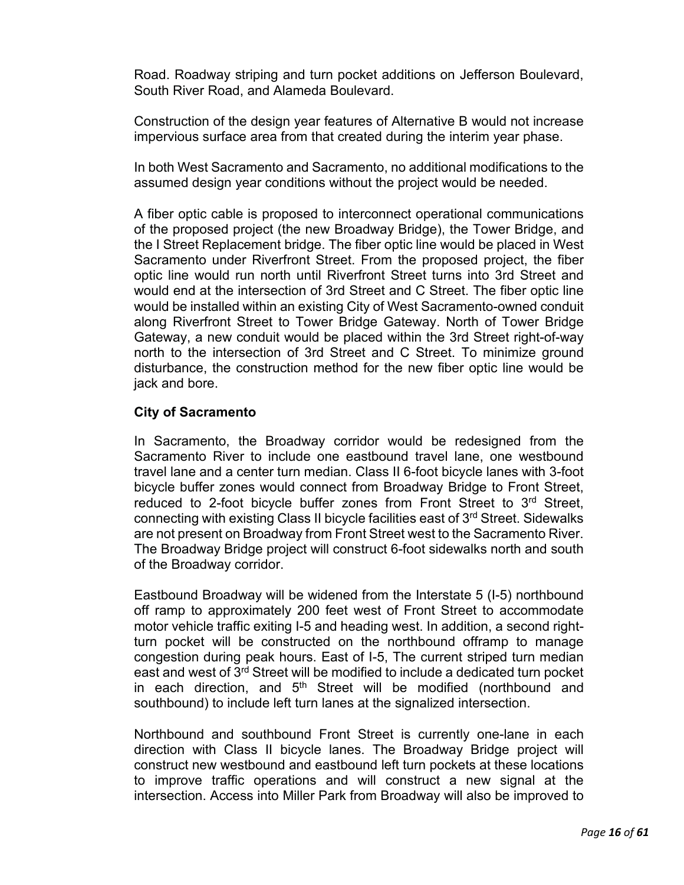Road. Roadway striping and turn pocket additions on Jefferson Boulevard, South River Road, and Alameda Boulevard.

Construction of the design year features of Alternative B would not increase impervious surface area from that created during the interim year phase.

In both West Sacramento and Sacramento, no additional modifications to the assumed design year conditions without the project would be needed.

A fiber optic cable is proposed to interconnect operational communications of the proposed project (the new Broadway Bridge), the Tower Bridge, and the I Street Replacement bridge. The fiber optic line would be placed in West Sacramento under Riverfront Street. From the proposed project, the fiber optic line would run north until Riverfront Street turns into 3rd Street and would end at the intersection of 3rd Street and C Street. The fiber optic line would be installed within an existing City of West Sacramento-owned conduit along Riverfront Street to Tower Bridge Gateway. North of Tower Bridge Gateway, a new conduit would be placed within the 3rd Street right-of-way north to the intersection of 3rd Street and C Street. To minimize ground disturbance, the construction method for the new fiber optic line would be jack and bore.

**City of Sacramento**

In Sacramento, the Broadway corridor would be redesigned from the Sacramento River to include one eastbound travel lane, one westbound travel lane and a center turn median. Class II 6-foot bicycle lanes with 3-foot bicycle buffer zones would connect from Broadway Bridge to Front Street, reduced to 2-foot bicycle buffer zones from Front Street to 3rd Street, connecting with existing Class II bicycle facilities east of 3rd Street. Sidewalks are not present on Broadway from Front Street west to the Sacramento River. The Broadway Bridge project will construct 6-foot sidewalks north and south of the Broadway corridor.

Eastbound Broadway will be widened from the Interstate 5 (I-5) northbound off ramp to approximately 200 feet west of Front Street to accommodate motor vehicle traffic exiting I-5 and heading west. In addition, a second right-turn pocket will be constructed on the northbound offramp to manage congestion during peak hours. East of I-5, The current striped turn median east and west of 3rd Street will be modified to include a dedicated turn pocket in each direction, and 5th Street will be modified (northbound and southbound) to include left turn lanes at the signalized intersection.

Northbound and southbound Front Street is currently one-lane in each direction with Class II bicycle lanes. The Broadway Bridge project will construct new westbound and eastbound left turn pockets at these locations to improve traffic operations and will construct a new signal at the intersection. Access into Miller Park from Broadway will also be improved to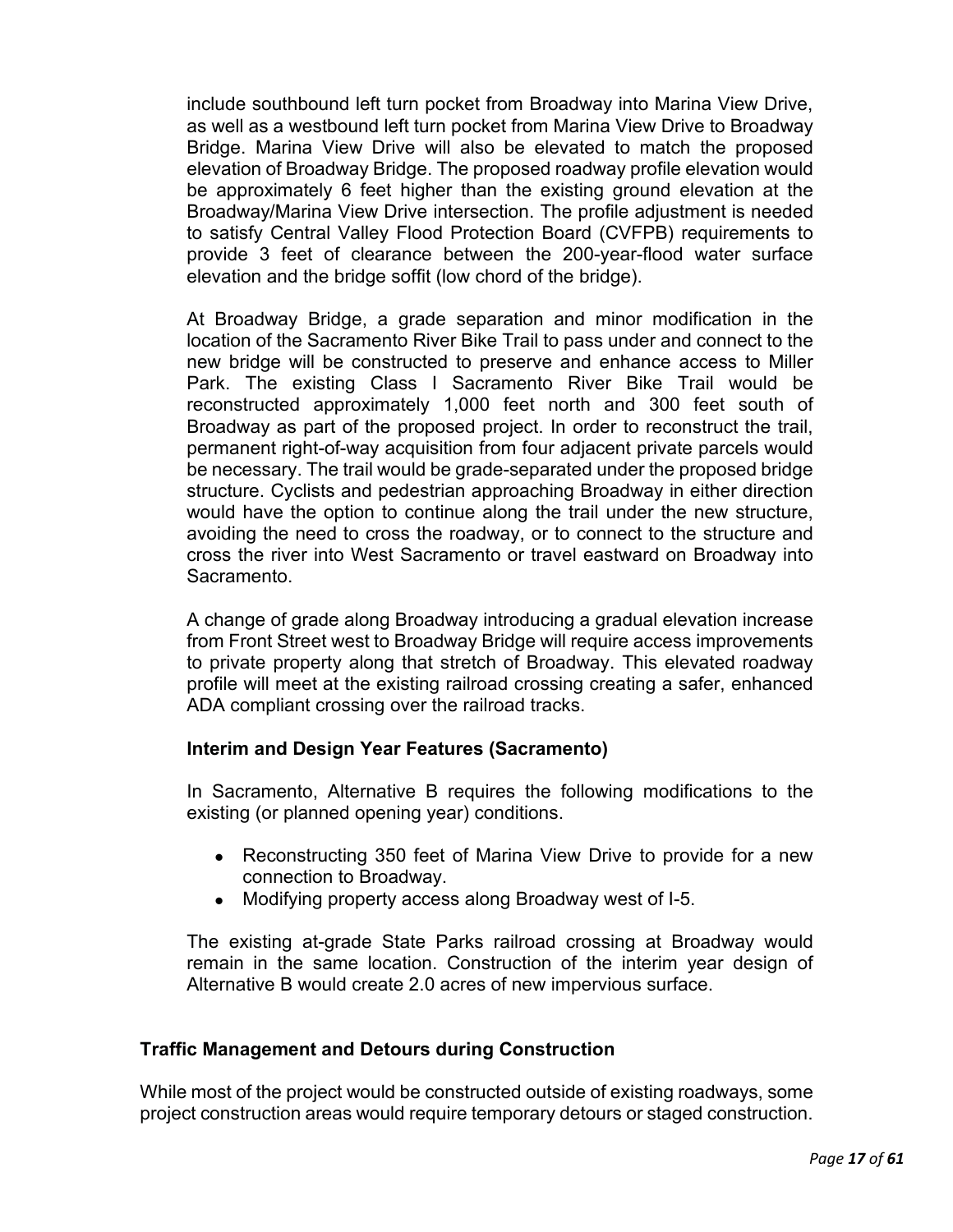include southbound left turn pocket from Broadway into Marina View Drive, as well as a westbound left turn pocket from Marina View Drive to Broadway Bridge. Marina View Drive will also be elevated to match the proposed elevation of Broadway Bridge. The proposed roadway profile elevation would be approximately 6 feet higher than the existing ground elevation at the Broadway/Marina View Drive intersection. The profile adjustment is needed to satisfy Central Valley Flood Protection Board (CVFPB) requirements to provide 3 feet of clearance between the 200-year-flood water surface elevation and the bridge soffit (low chord of the bridge).

At Broadway Bridge, a grade separation and minor modification in the location of the Sacramento River Bike Trail to pass under and connect to the new bridge will be constructed to preserve and enhance access to Miller Park. The existing Class I Sacramento River Bike Trail would be reconstructed approximately 1,000 feet north and 300 feet south of Broadway as part of the proposed project. In order to reconstruct the trail, permanent right-of-way acquisition from four adjacent private parcels would be necessary. The trail would be grade-separated under the proposed bridge structure. Cyclists and pedestrian approaching Broadway in either direction would have the option to continue along the trail under the new structure, avoiding the need to cross the roadway, or to connect to the structure and cross the river into West Sacramento or travel eastward on Broadway into Sacramento.

A change of grade along Broadway introducing a gradual elevation increase from Front Street west to Broadway Bridge will require access improvements to private property along that stretch of Broadway. This elevated roadway profile will meet at the existing railroad crossing creating a safer, enhanced ADA compliant crossing over the railroad tracks.

### Interim and Design Year Features (Sacramento)

In Sacramento, Alternative B requires the following modifications to the existing (or planned opening year) conditions.

- Reconstructing 350 feet of Marina View Drive to provide for a new connection to Broadway.
- Modifying property access along Broadway west of I-5.

The existing at-grade State Parks railroad crossing at Broadway would remain in the same location. Construction of the interim year design of Alternative B would create 2.0 acres of new impervious surface.

## Traffic Management and Detours during Construction

While most of the project would be constructed outside of existing roadways, some project construction areas would require temporary detours or staged construction.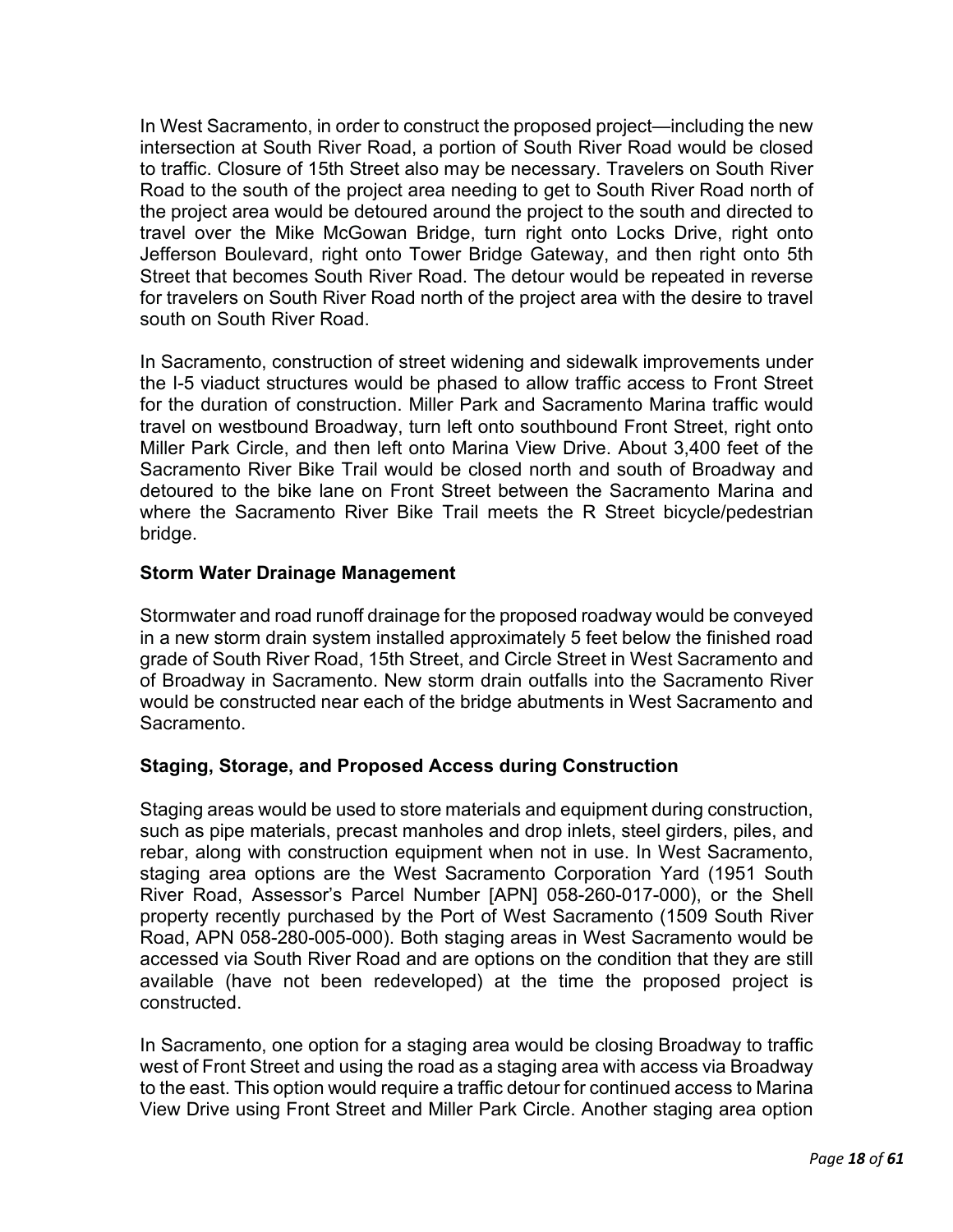In West Sacramento, in order to construct the proposed project—including the new intersection at South River Road, a portion of South River Road would be closed to traffic. Closure of 15th Street also may be necessary. Travelers on South River Road to the south of the project area needing to get to South River Road north of the project area would be detoured around the project to the south and directed to travel over the Mike McGowan Bridge, turn right onto Locks Drive, right onto Jefferson Boulevard, right onto Tower Bridge Gateway, and then right onto 5th Street that becomes South River Road. The detour would be repeated in reverse for travelers on South River Road north of the project area with the desire to travel south on South River Road.

In Sacramento, construction of street widening and sidewalk improvements under the I-5 viaduct structures would be phased to allow traffic access to Front Street for the duration of construction. Miller Park and Sacramento Marina traffic would travel on westbound Broadway, turn left onto southbound Front Street, right onto Miller Park Circle, and then left onto Marina View Drive. About 3,400 feet of the Sacramento River Bike Trail would be closed north and south of Broadway and detoured to the bike lane on Front Street between the Sacramento Marina and where the Sacramento River Bike Trail meets the R Street bicycle/pedestrian bridge.

### Storm Water Drainage Management

Stormwater and road runoff drainage for the proposed roadway would be conveyed in a new storm drain system installed approximately 5 feet below the finished road grade of South River Road, 15th Street, and Circle Street in West Sacramento and of Broadway in Sacramento. New storm drain outfalls into the Sacramento River would be constructed near each of the bridge abutments in West Sacramento and Sacramento.

### Staging, Storage, and Proposed Access during Construction

Staging areas would be used to store materials and equipment during construction, such as pipe materials, precast manholes and drop inlets, steel girders, piles, and rebar, along with construction equipment when not in use. In West Sacramento, staging area options are the West Sacramento Corporation Yard (1951 South River Road, Assessor's Parcel Number [APN] 058-260-017-000), or the Shell property recently purchased by the Port of West Sacramento (1509 South River Road, APN 058-280-005-000). Both staging areas in West Sacramento would be accessed via South River Road and are options on the condition that they are still available (have not been redeveloped) at the time the proposed project is constructed.

In Sacramento, one option for a staging area would be closing Broadway to traffic west of Front Street and using the road as a staging area with access via Broadway to the east. This option would require a traffic detour for continued access to Marina View Drive using Front Street and Miller Park Circle. Another staging area option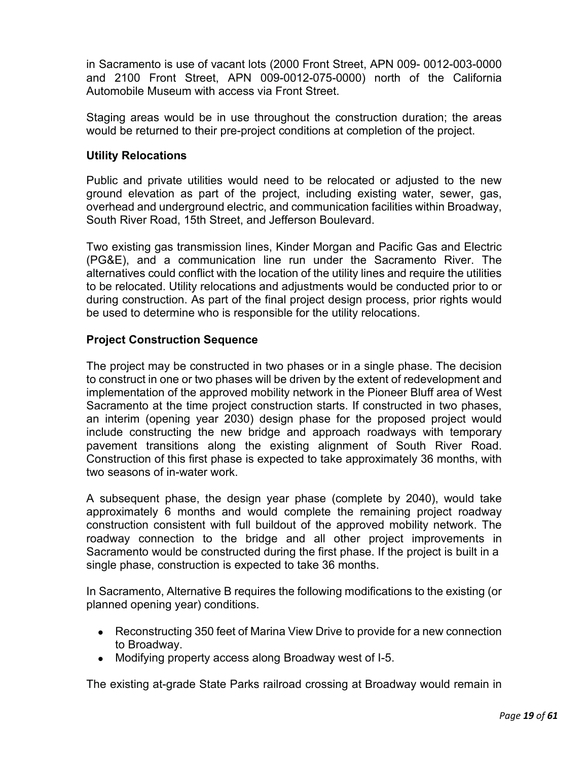in Sacramento is use of vacant lots (2000 Front Street, APN 009- 0012-003-0000 and 2100 Front Street, APN 009-0012-075-0000) north of the California Automobile Museum with access via Front Street.

Staging areas would be in use throughout the construction duration; the areas would be returned to their pre-project conditions at completion of the project.

### Utility Relocations

Public and private utilities would need to be relocated or adjusted to the new ground elevation as part of the project, including existing water, sewer, gas, overhead and underground electric, and communication facilities within Broadway, South River Road, 15th Street, and Jefferson Boulevard.

Two existing gas transmission lines, Kinder Morgan and Pacific Gas and Electric (PG&E), and a communication line run under the Sacramento River. The alternatives could conflict with the location of the utility lines and require the utilities to be relocated. Utility relocations and adjustments would be conducted prior to or during construction. As part of the final project design process, prior rights would be used to determine who is responsible for the utility relocations.

### Project Construction Sequence

The project may be constructed in two phases or in a single phase. The decision to construct in one or two phases will be driven by the extent of redevelopment and implementation of the approved mobility network in the Pioneer Bluff area of West Sacramento at the time project construction starts. If constructed in two phases, an interim (opening year 2030) design phase for the proposed project would include constructing the new bridge and approach roadways with temporary pavement transitions along the existing alignment of South River Road. Construction of this first phase is expected to take approximately 36 months, with two seasons of in-water work.

A subsequent phase, the design year phase (complete by 2040), would take approximately 6 months and would complete the remaining project roadway construction consistent with full buildout of the approved mobility network. The roadway connection to the bridge and all other project improvements in Sacramento would be constructed during the first phase. If the project is built in a single phase, construction is expected to take 36 months.

In Sacramento, Alternative B requires the following modifications to the existing (or planned opening year) conditions.

- Reconstructing 350 feet of Marina View Drive to provide for a new connection to Broadway.
- Modifying property access along Broadway west of I-5.

The existing at-grade State Parks railroad crossing at Broadway would remain in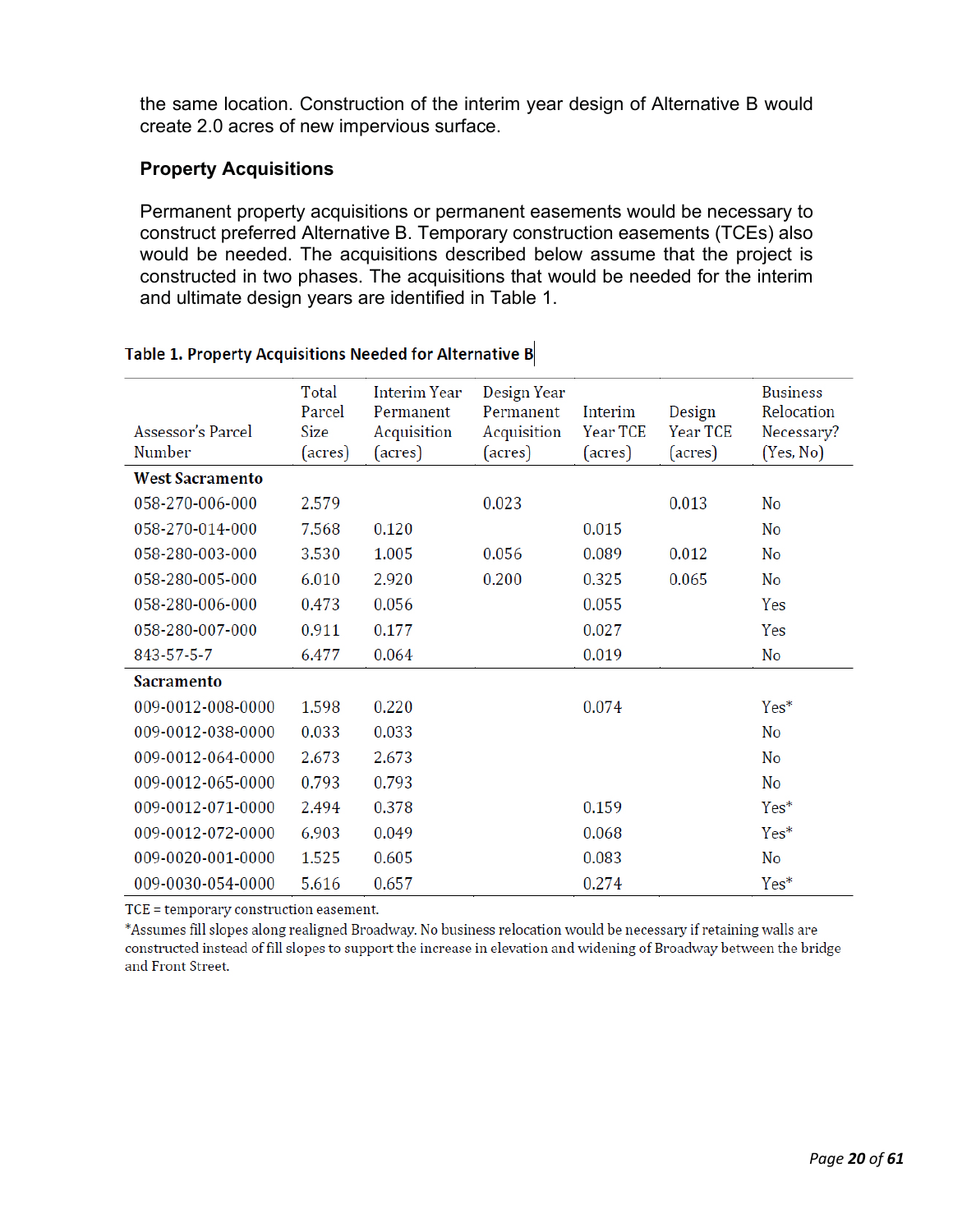the same location. Construction of the interim year design of Alternative B would create 2.0 acres of new impervious surface.

### Property Acquisitions

Permanent property acquisitions or permanent easements would be necessary to construct preferred Alternative B. Temporary construction easements (TCEs) also would be needed. The acquisitions described below assume that the project is constructed in two phases. The acquisitions that would be needed for the interim and ultimate design years are identified in Table 1.

**Table 1. Property Acquisitions Needed for Alternative B**

| Assessor's Parcel Number | Total Parcel Size (acres) | Interim Year Permanent Acquisition (acres) | Design Year Permanent Acquisition (acres) | Interim Year TCE (acres) | Design Year TCE (acres) | Business Relocation Necessary? (Yes, No) |
|---|---|---|---|---|---|---|
| **West Sacramento** | | | | | | |
| 058-270-006-000 | 2.579 | | 0.023 | | 0.013 | No |
| 058-270-014-000 | 7.568 | 0.120 | | 0.015 | | No |
| 058-280-003-000 | 3.530 | 1.005 | 0.056 | 0.089 | 0.012 | No |
| 058-280-005-000 | 6.010 | 2.920 | 0.200 | 0.325 | 0.065 | No |
| 058-280-006-000 | 0.473 | 0.056 | | 0.055 | | Yes |
| 058-280-007-000 | 0.911 | 0.177 | | 0.027 | | Yes |
| 843-57-5-7 | 6.477 | 0.064 | | 0.019 | | No |
| **Sacramento** | | | | | | |
| 009-0012-008-0000 | 1.598 | 0.220 | | 0.074 | | Yes* |
| 009-0012-038-0000 | 0.033 | 0.033 | | | | No |
| 009-0012-064-0000 | 2.673 | 2.673 | | | | No |
| 009-0012-065-0000 | 0.793 | 0.793 | | | | No |
| 009-0012-071-0000 | 2.494 | 0.378 | | 0.159 | | Yes* |
| 009-0012-072-0000 | 6.903 | 0.049 | | 0.068 | | Yes* |
| 009-0020-001-0000 | 1.525 | 0.605 | | 0.083 | | No |
| 009-0030-054-0000 | 5.616 | 0.657 | | 0.274 | | Yes* |

TCE = temporary construction easement.

*Assumes fill slopes along realigned Broadway. No business relocation would be necessary if retaining walls are constructed instead of fill slopes to support the increase in elevation and widening of Broadway between the bridge and Front Street.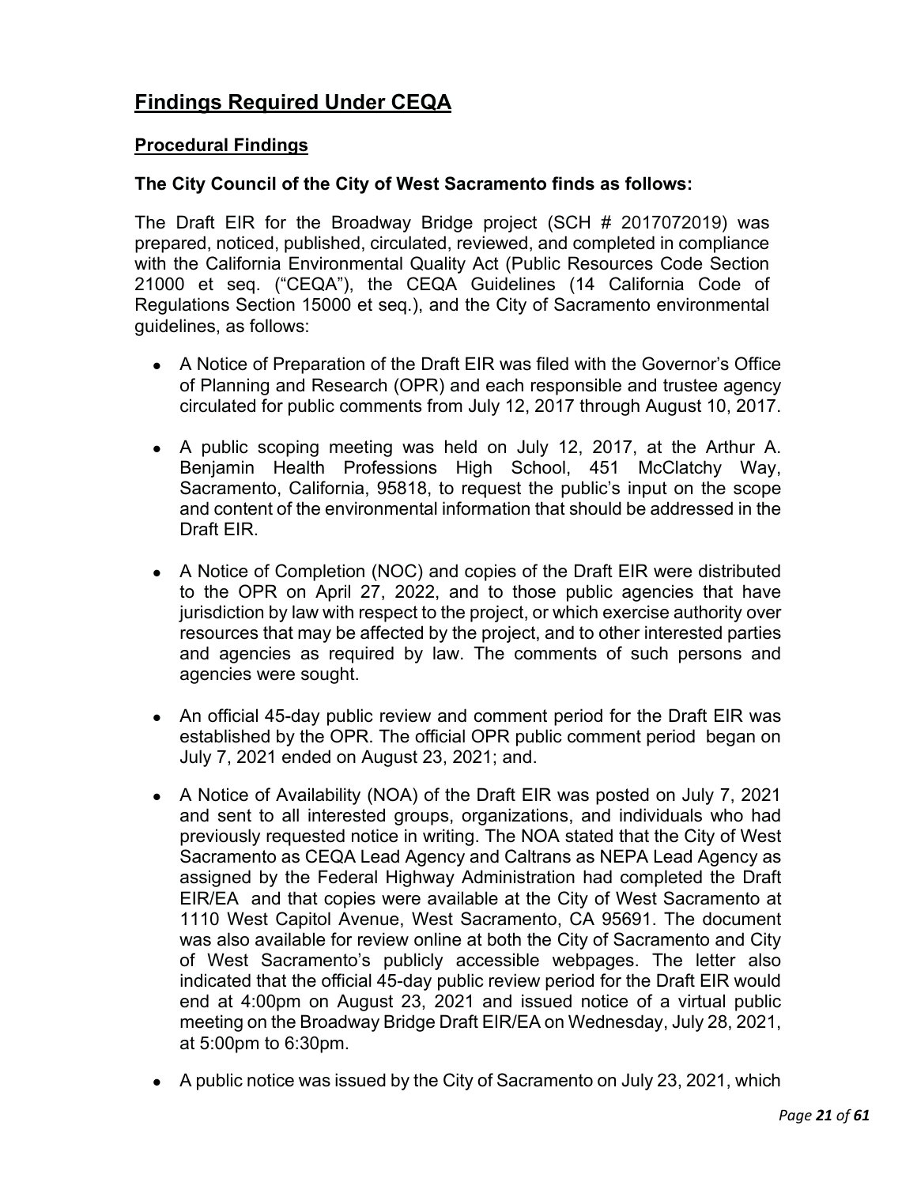## Findings Required Under CEQA

### Procedural Findings

**The City Council of the City of West Sacramento finds as follows:**

The Draft EIR for the Broadway Bridge project (SCH # 2017072019) was prepared, noticed, published, circulated, reviewed, and completed in compliance with the California Environmental Quality Act (Public Resources Code Section 21000 et seq. ("CEQA"), the CEQA Guidelines (14 California Code of Regulations Section 15000 et seq.), and the City of Sacramento environmental guidelines, as follows:

- A Notice of Preparation of the Draft EIR was filed with the Governor's Office of Planning and Research (OPR) and each responsible and trustee agency circulated for public comments from July 12, 2017 through August 10, 2017.
- A public scoping meeting was held on July 12, 2017, at the Arthur A. Benjamin Health Professions High School, 451 McClatchy Way, Sacramento, California, 95818, to request the public's input on the scope and content of the environmental information that should be addressed in the Draft EIR.
- A Notice of Completion (NOC) and copies of the Draft EIR were distributed to the OPR on April 27, 2022, and to those public agencies that have jurisdiction by law with respect to the project, or which exercise authority over resources that may be affected by the project, and to other interested parties and agencies as required by law. The comments of such persons and agencies were sought.
- An official 45-day public review and comment period for the Draft EIR was established by the OPR. The official OPR public comment period began on July 7, 2021 ended on August 23, 2021; and.
- A Notice of Availability (NOA) of the Draft EIR was posted on July 7, 2021 and sent to all interested groups, organizations, and individuals who had previously requested notice in writing. The NOA stated that the City of West Sacramento as CEQA Lead Agency and Caltrans as NEPA Lead Agency as assigned by the Federal Highway Administration had completed the Draft EIR/EA and that copies were available at the City of West Sacramento at 1110 West Capitol Avenue, West Sacramento, CA 95691. The document was also available for review online at both the City of Sacramento and City of West Sacramento's publicly accessible webpages. The letter also indicated that the official 45-day public review period for the Draft EIR would end at 4:00pm on August 23, 2021 and issued notice of a virtual public meeting on the Broadway Bridge Draft EIR/EA on Wednesday, July 28, 2021, at 5:00pm to 6:30pm.
- A public notice was issued by the City of Sacramento on July 23, 2021, which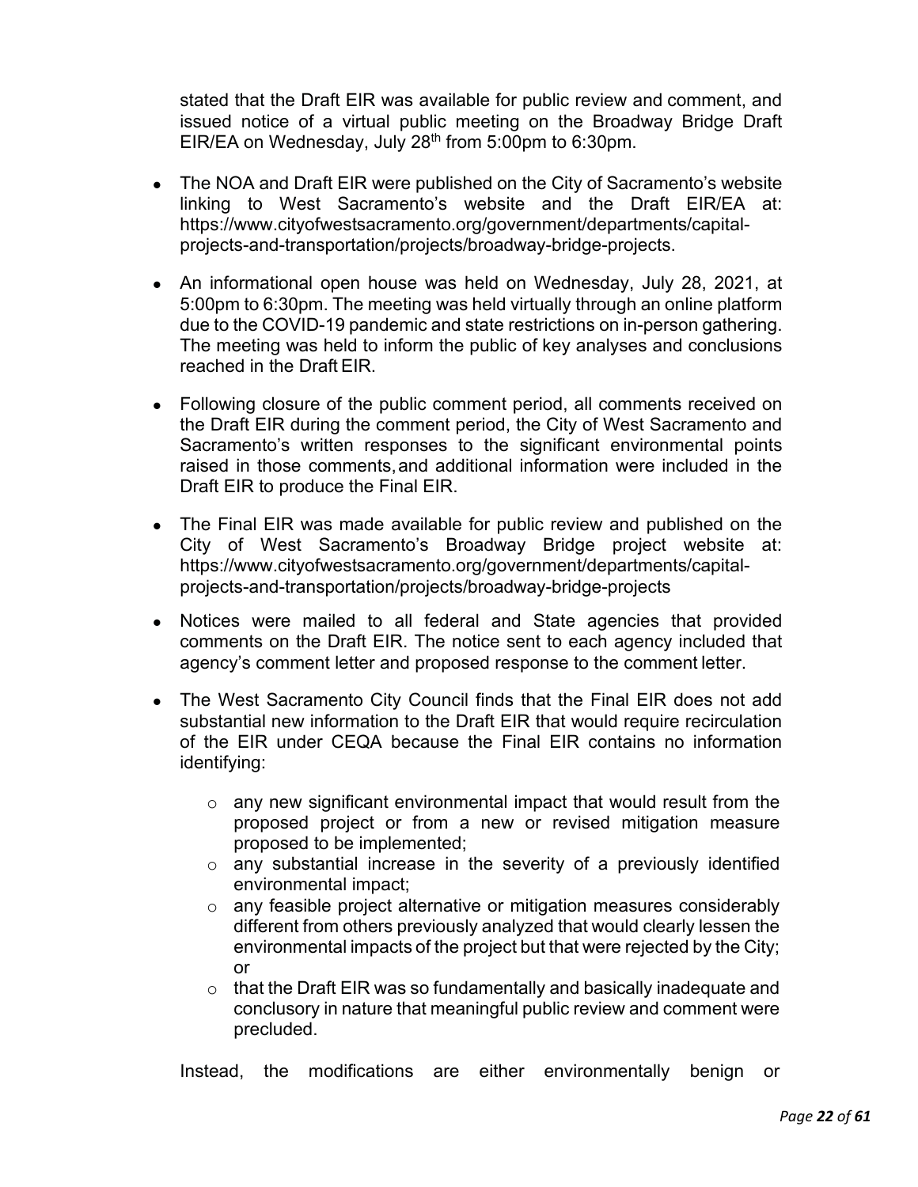stated that the Draft EIR was available for public review and comment, and issued notice of a virtual public meeting on the Broadway Bridge Draft EIR/EA on Wednesday, July 28th from 5:00pm to 6:30pm.

- The NOA and Draft EIR were published on the City of Sacramento's website linking to West Sacramento's website and the Draft EIR/EA at: https://www.cityofwestsacramento.org/government/departments/capital-projects-and-transportation/projects/broadway-bridge-projects.
- An informational open house was held on Wednesday, July 28, 2021, at 5:00pm to 6:30pm. The meeting was held virtually through an online platform due to the COVID-19 pandemic and state restrictions on in-person gathering. The meeting was held to inform the public of key analyses and conclusions reached in the Draft EIR.
- Following closure of the public comment period, all comments received on the Draft EIR during the comment period, the City of West Sacramento and Sacramento's written responses to the significant environmental points raised in those comments, and additional information were included in the Draft EIR to produce the Final EIR.
- The Final EIR was made available for public review and published on the City of West Sacramento's Broadway Bridge project website at: https://www.cityofwestsacramento.org/government/departments/capital-projects-and-transportation/projects/broadway-bridge-projects
- Notices were mailed to all federal and State agencies that provided comments on the Draft EIR. The notice sent to each agency included that agency's comment letter and proposed response to the comment letter.
- The West Sacramento City Council finds that the Final EIR does not add substantial new information to the Draft EIR that would require recirculation of the EIR under CEQA because the Final EIR contains no information identifying:
  - any new significant environmental impact that would result from the proposed project or from a new or revised mitigation measure proposed to be implemented;
  - any substantial increase in the severity of a previously identified environmental impact;
  - any feasible project alternative or mitigation measures considerably different from others previously analyzed that would clearly lessen the environmental impacts of the project but that were rejected by the City; or
  - that the Draft EIR was so fundamentally and basically inadequate and conclusory in nature that meaningful public review and comment were precluded.

Instead, the modifications are either environmentally benign or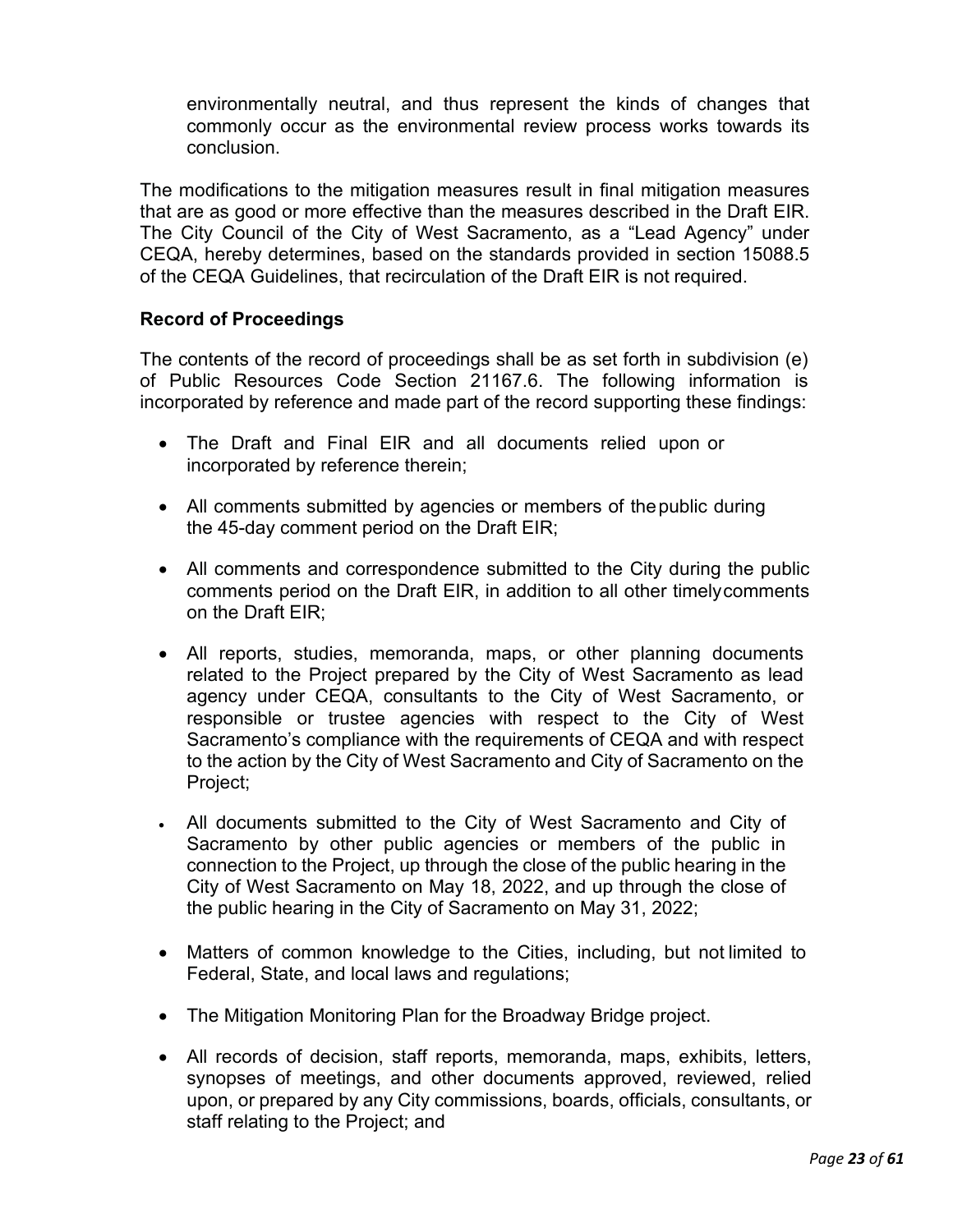environmentally neutral, and thus represent the kinds of changes that commonly occur as the environmental review process works towards its conclusion.

The modifications to the mitigation measures result in final mitigation measures that are as good or more effective than the measures described in the Draft EIR. The City Council of the City of West Sacramento, as a "Lead Agency" under CEQA, hereby determines, based on the standards provided in section 15088.5 of the CEQA Guidelines, that recirculation of the Draft EIR is not required.

**Record of Proceedings**

The contents of the record of proceedings shall be as set forth in subdivision (e) of Public Resources Code Section 21167.6. The following information is incorporated by reference and made part of the record supporting these findings:

- The Draft and Final EIR and all documents relied upon or incorporated by reference therein;
- All comments submitted by agencies or members of the public during the 45-day comment period on the Draft EIR;
- All comments and correspondence submitted to the City during the public comments period on the Draft EIR, in addition to all other timely comments on the Draft EIR;
- All reports, studies, memoranda, maps, or other planning documents related to the Project prepared by the City of West Sacramento as lead agency under CEQA, consultants to the City of West Sacramento, or responsible or trustee agencies with respect to the City of West Sacramento's compliance with the requirements of CEQA and with respect to the action by the City of West Sacramento and City of Sacramento on the Project;
- All documents submitted to the City of West Sacramento and City of Sacramento by other public agencies or members of the public in connection to the Project, up through the close of the public hearing in the City of West Sacramento on May 18, 2022, and up through the close of the public hearing in the City of Sacramento on May 31, 2022;
- Matters of common knowledge to the Cities, including, but not limited to Federal, State, and local laws and regulations;
- The Mitigation Monitoring Plan for the Broadway Bridge project.
- All records of decision, staff reports, memoranda, maps, exhibits, letters, synopses of meetings, and other documents approved, reviewed, relied upon, or prepared by any City commissions, boards, officials, consultants, or staff relating to the Project; and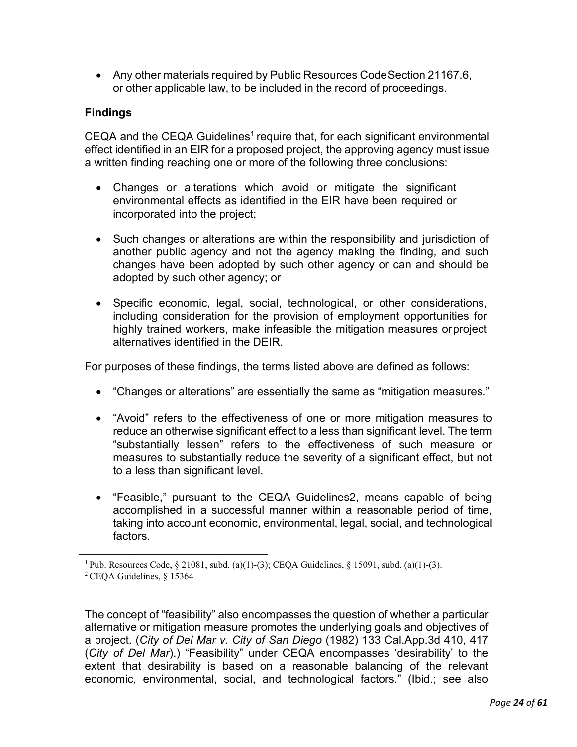- Any other materials required by Public Resources Code Section 21167.6, or other applicable law, to be included in the record of proceedings.

### Findings

CEQA and the CEQA Guidelines[1] require that, for each significant environmental effect identified in an EIR for a proposed project, the approving agency must issue a written finding reaching one or more of the following three conclusions:

- Changes or alterations which avoid or mitigate the significant environmental effects as identified in the EIR have been required or incorporated into the project;
- Such changes or alterations are within the responsibility and jurisdiction of another public agency and not the agency making the finding, and such changes have been adopted by such other agency or can and should be adopted by such other agency; or
- Specific economic, legal, social, technological, or other considerations, including consideration for the provision of employment opportunities for highly trained workers, make infeasible the mitigation measures or project alternatives identified in the DEIR.

For purposes of these findings, the terms listed above are defined as follows:

- "Changes or alterations" are essentially the same as "mitigation measures."
- "Avoid" refers to the effectiveness of one or more mitigation measures to reduce an otherwise significant effect to a less than significant level. The term "substantially lessen" refers to the effectiveness of such measure or measures to substantially reduce the severity of a significant effect, but not to a less than significant level.
- "Feasible," pursuant to the CEQA Guidelines2, means capable of being accomplished in a successful manner within a reasonable period of time, taking into account economic, environmental, legal, social, and technological factors.

---

[1] Pub. Resources Code, § 21081, subd. (a)(1)-(3); CEQA Guidelines, § 15091, subd. (a)(1)-(3).

[2] CEQA Guidelines, § 15364

The concept of "feasibility" also encompasses the question of whether a particular alternative or mitigation measure promotes the underlying goals and objectives of a project. (*City of Del Mar v. City of San Diego* (1982) 133 Cal.App.3d 410, 417 (*City of Del Mar*).) "Feasibility" under CEQA encompasses 'desirability' to the extent that desirability is based on a reasonable balancing of the relevant economic, environmental, social, and technological factors." (Ibid.; see also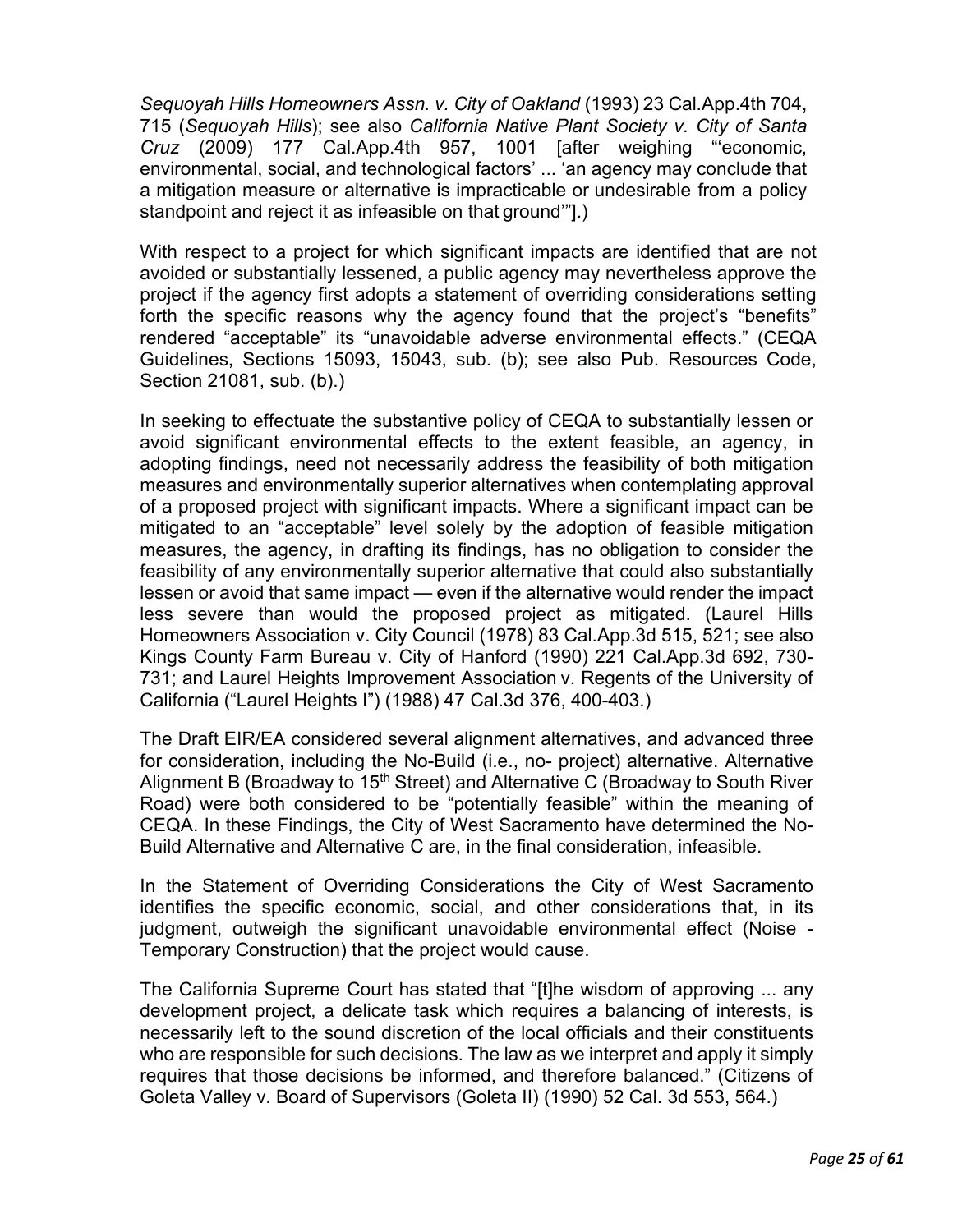*Sequoyah Hills Homeowners Assn. v. City of Oakland* (1993) 23 Cal.App.4th 704, 715 (*Sequoyah Hills*); see also *California Native Plant Society v. City of Santa Cruz* (2009) 177 Cal.App.4th 957, 1001 [after weighing "'economic, environmental, social, and technological factors' ... 'an agency may conclude that a mitigation measure or alternative is impracticable or undesirable from a policy standpoint and reject it as infeasible on that ground'"].)

With respect to a project for which significant impacts are identified that are not avoided or substantially lessened, a public agency may nevertheless approve the project if the agency first adopts a statement of overriding considerations setting forth the specific reasons why the agency found that the project's "benefits" rendered "acceptable" its "unavoidable adverse environmental effects." (CEQA Guidelines, Sections 15093, 15043, sub. (b); see also Pub. Resources Code, Section 21081, sub. (b).)

In seeking to effectuate the substantive policy of CEQA to substantially lessen or avoid significant environmental effects to the extent feasible, an agency, in adopting findings, need not necessarily address the feasibility of both mitigation measures and environmentally superior alternatives when contemplating approval of a proposed project with significant impacts. Where a significant impact can be mitigated to an "acceptable" level solely by the adoption of feasible mitigation measures, the agency, in drafting its findings, has no obligation to consider the feasibility of any environmentally superior alternative that could also substantially lessen or avoid that same impact — even if the alternative would render the impact less severe than would the proposed project as mitigated. (Laurel Hills Homeowners Association v. City Council (1978) 83 Cal.App.3d 515, 521; see also Kings County Farm Bureau v. City of Hanford (1990) 221 Cal.App.3d 692, 730-731; and Laurel Heights Improvement Association v. Regents of the University of California ("Laurel Heights I") (1988) 47 Cal.3d 376, 400-403.)

The Draft EIR/EA considered several alignment alternatives, and advanced three for consideration, including the No-Build (i.e., no- project) alternative. Alternative Alignment B (Broadway to 15th Street) and Alternative C (Broadway to South River Road) were both considered to be "potentially feasible" within the meaning of CEQA. In these Findings, the City of West Sacramento have determined the No-Build Alternative and Alternative C are, in the final consideration, infeasible.

In the Statement of Overriding Considerations the City of West Sacramento identifies the specific economic, social, and other considerations that, in its judgment, outweigh the significant unavoidable environmental effect (Noise - Temporary Construction) that the project would cause.

The California Supreme Court has stated that "[t]he wisdom of approving ... any development project, a delicate task which requires a balancing of interests, is necessarily left to the sound discretion of the local officials and their constituents who are responsible for such decisions. The law as we interpret and apply it simply requires that those decisions be informed, and therefore balanced." (Citizens of Goleta Valley v. Board of Supervisors (Goleta II) (1990) 52 Cal. 3d 553, 564.)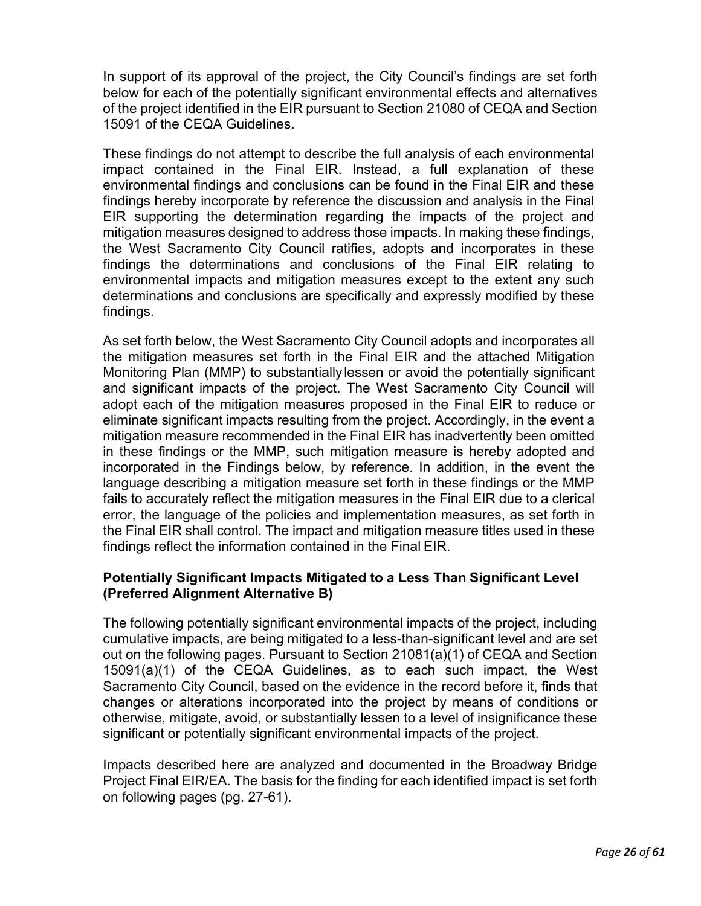In support of its approval of the project, the City Council's findings are set forth below for each of the potentially significant environmental effects and alternatives of the project identified in the EIR pursuant to Section 21080 of CEQA and Section 15091 of the CEQA Guidelines.

These findings do not attempt to describe the full analysis of each environmental impact contained in the Final EIR. Instead, a full explanation of these environmental findings and conclusions can be found in the Final EIR and these findings hereby incorporate by reference the discussion and analysis in the Final EIR supporting the determination regarding the impacts of the project and mitigation measures designed to address those impacts. In making these findings, the West Sacramento City Council ratifies, adopts and incorporates in these findings the determinations and conclusions of the Final EIR relating to environmental impacts and mitigation measures except to the extent any such determinations and conclusions are specifically and expressly modified by these findings.

As set forth below, the West Sacramento City Council adopts and incorporates all the mitigation measures set forth in the Final EIR and the attached Mitigation Monitoring Plan (MMP) to substantially lessen or avoid the potentially significant and significant impacts of the project. The West Sacramento City Council will adopt each of the mitigation measures proposed in the Final EIR to reduce or eliminate significant impacts resulting from the project. Accordingly, in the event a mitigation measure recommended in the Final EIR has inadvertently been omitted in these findings or the MMP, such mitigation measure is hereby adopted and incorporated in the Findings below, by reference. In addition, in the event the language describing a mitigation measure set forth in these findings or the MMP fails to accurately reflect the mitigation measures in the Final EIR due to a clerical error, the language of the policies and implementation measures, as set forth in the Final EIR shall control. The impact and mitigation measure titles used in these findings reflect the information contained in the Final EIR.

**Potentially Significant Impacts Mitigated to a Less Than Significant Level (Preferred Alignment Alternative B)**

The following potentially significant environmental impacts of the project, including cumulative impacts, are being mitigated to a less-than-significant level and are set out on the following pages. Pursuant to Section 21081(a)(1) of CEQA and Section 15091(a)(1) of the CEQA Guidelines, as to each such impact, the West Sacramento City Council, based on the evidence in the record before it, finds that changes or alterations incorporated into the project by means of conditions or otherwise, mitigate, avoid, or substantially lessen to a level of insignificance these significant or potentially significant environmental impacts of the project.

Impacts described here are analyzed and documented in the Broadway Bridge Project Final EIR/EA. The basis for the finding for each identified impact is set forth on following pages (pg. 27-61).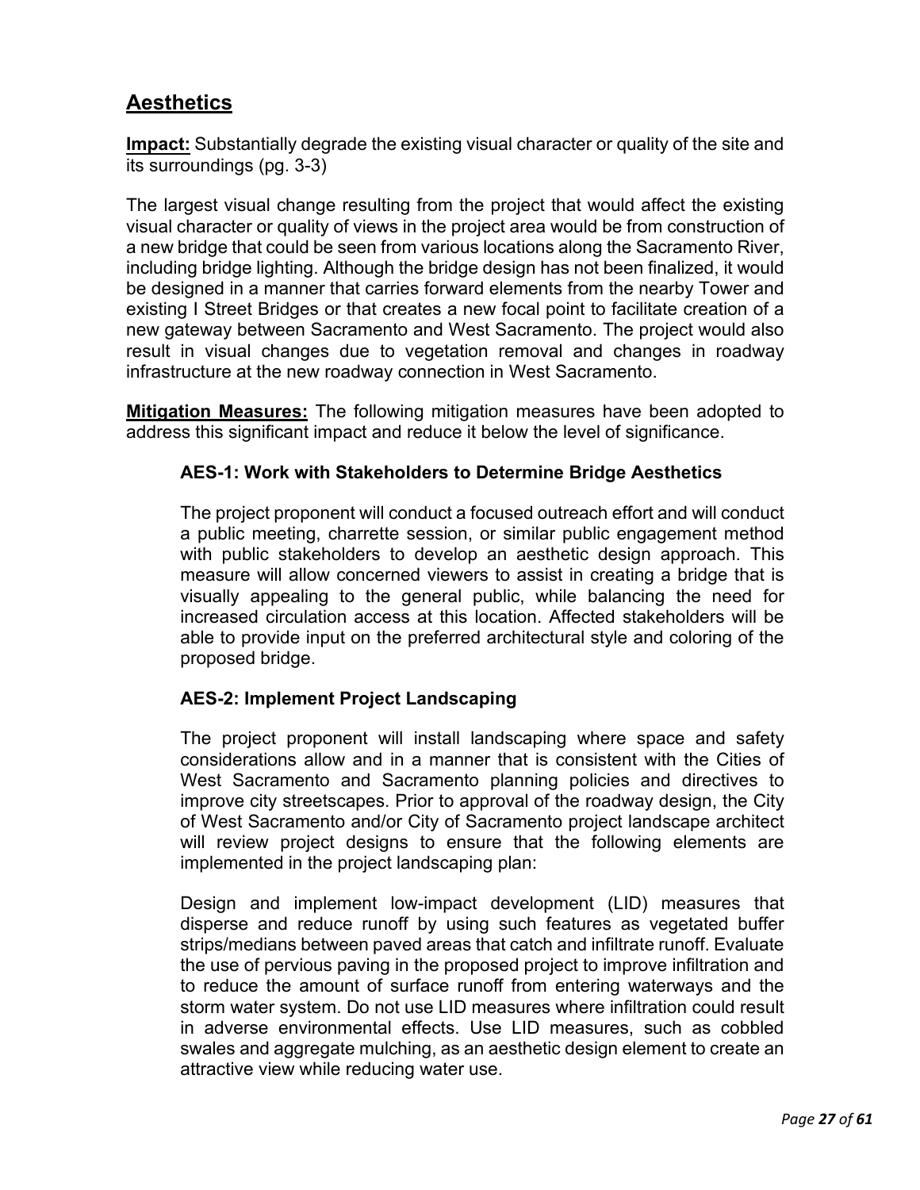## Aesthetics

**Impact:** Substantially degrade the existing visual character or quality of the site and its surroundings (pg. 3-3)

The largest visual change resulting from the project that would affect the existing visual character or quality of views in the project area would be from construction of a new bridge that could be seen from various locations along the Sacramento River, including bridge lighting. Although the bridge design has not been finalized, it would be designed in a manner that carries forward elements from the nearby Tower and existing I Street Bridges or that creates a new focal point to facilitate creation of a new gateway between Sacramento and West Sacramento. The project would also result in visual changes due to vegetation removal and changes in roadway infrastructure at the new roadway connection in West Sacramento.

**Mitigation Measures:** The following mitigation measures have been adopted to address this significant impact and reduce it below the level of significance.

### AES-1: Work with Stakeholders to Determine Bridge Aesthetics

The project proponent will conduct a focused outreach effort and will conduct a public meeting, charrette session, or similar public engagement method with public stakeholders to develop an aesthetic design approach. This measure will allow concerned viewers to assist in creating a bridge that is visually appealing to the general public, while balancing the need for increased circulation access at this location. Affected stakeholders will be able to provide input on the preferred architectural style and coloring of the proposed bridge.

### AES-2: Implement Project Landscaping

The project proponent will install landscaping where space and safety considerations allow and in a manner that is consistent with the Cities of West Sacramento and Sacramento planning policies and directives to improve city streetscapes. Prior to approval of the roadway design, the City of West Sacramento and/or City of Sacramento project landscape architect will review project designs to ensure that the following elements are implemented in the project landscaping plan:

Design and implement low-impact development (LID) measures that disperse and reduce runoff by using such features as vegetated buffer strips/medians between paved areas that catch and infiltrate runoff. Evaluate the use of pervious paving in the proposed project to improve infiltration and to reduce the amount of surface runoff from entering waterways and the storm water system. Do not use LID measures where infiltration could result in adverse environmental effects. Use LID measures, such as cobbled swales and aggregate mulching, as an aesthetic design element to create an attractive view while reducing water use.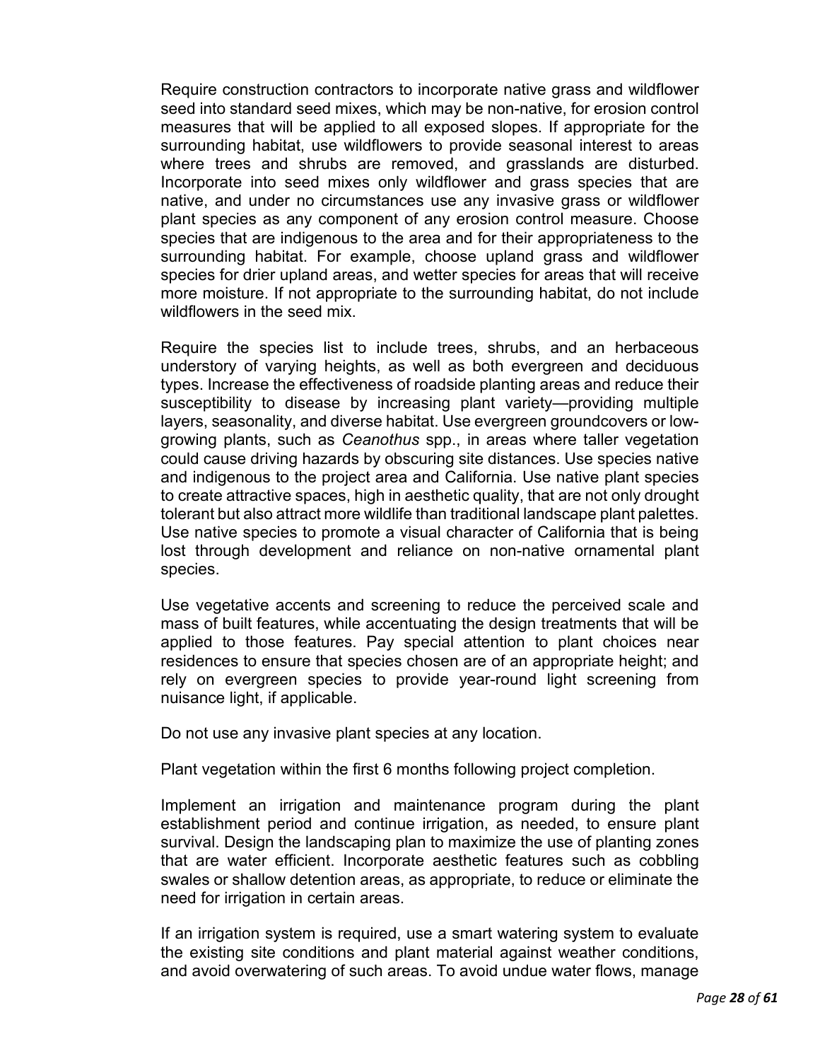Require construction contractors to incorporate native grass and wildflower seed into standard seed mixes, which may be non-native, for erosion control measures that will be applied to all exposed slopes. If appropriate for the surrounding habitat, use wildflowers to provide seasonal interest to areas where trees and shrubs are removed, and grasslands are disturbed. Incorporate into seed mixes only wildflower and grass species that are native, and under no circumstances use any invasive grass or wildflower plant species as any component of any erosion control measure. Choose species that are indigenous to the area and for their appropriateness to the surrounding habitat. For example, choose upland grass and wildflower species for drier upland areas, and wetter species for areas that will receive more moisture. If not appropriate to the surrounding habitat, do not include wildflowers in the seed mix.

Require the species list to include trees, shrubs, and an herbaceous understory of varying heights, as well as both evergreen and deciduous types. Increase the effectiveness of roadside planting areas and reduce their susceptibility to disease by increasing plant variety—providing multiple layers, seasonality, and diverse habitat. Use evergreen groundcovers or low-growing plants, such as *Ceanothus* spp., in areas where taller vegetation could cause driving hazards by obscuring site distances. Use species native and indigenous to the project area and California. Use native plant species to create attractive spaces, high in aesthetic quality, that are not only drought tolerant but also attract more wildlife than traditional landscape plant palettes. Use native species to promote a visual character of California that is being lost through development and reliance on non-native ornamental plant species.

Use vegetative accents and screening to reduce the perceived scale and mass of built features, while accentuating the design treatments that will be applied to those features. Pay special attention to plant choices near residences to ensure that species chosen are of an appropriate height; and rely on evergreen species to provide year-round light screening from nuisance light, if applicable.

Do not use any invasive plant species at any location.

Plant vegetation within the first 6 months following project completion.

Implement an irrigation and maintenance program during the plant establishment period and continue irrigation, as needed, to ensure plant survival. Design the landscaping plan to maximize the use of planting zones that are water efficient. Incorporate aesthetic features such as cobbling swales or shallow detention areas, as appropriate, to reduce or eliminate the need for irrigation in certain areas.

If an irrigation system is required, use a smart watering system to evaluate the existing site conditions and plant material against weather conditions, and avoid overwatering of such areas. To avoid undue water flows, manage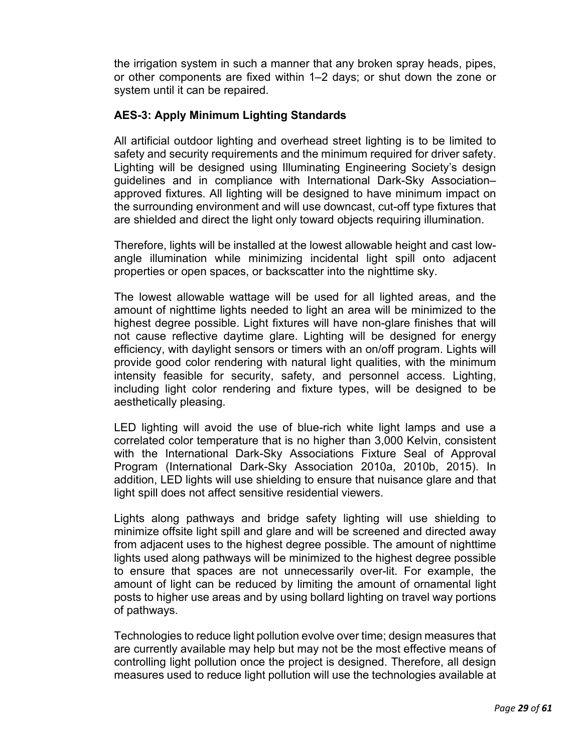the irrigation system in such a manner that any broken spray heads, pipes, or other components are fixed within 1–2 days; or shut down the zone or system until it can be repaired.

### AES-3: Apply Minimum Lighting Standards

All artificial outdoor lighting and overhead street lighting is to be limited to safety and security requirements and the minimum required for driver safety. Lighting will be designed using Illuminating Engineering Society's design guidelines and in compliance with International Dark-Sky Association–approved fixtures. All lighting will be designed to have minimum impact on the surrounding environment and will use downcast, cut-off type fixtures that are shielded and direct the light only toward objects requiring illumination.

Therefore, lights will be installed at the lowest allowable height and cast low-angle illumination while minimizing incidental light spill onto adjacent properties or open spaces, or backscatter into the nighttime sky.

The lowest allowable wattage will be used for all lighted areas, and the amount of nighttime lights needed to light an area will be minimized to the highest degree possible. Light fixtures will have non-glare finishes that will not cause reflective daytime glare. Lighting will be designed for energy efficiency, with daylight sensors or timers with an on/off program. Lights will provide good color rendering with natural light qualities, with the minimum intensity feasible for security, safety, and personnel access. Lighting, including light color rendering and fixture types, will be designed to be aesthetically pleasing.

LED lighting will avoid the use of blue-rich white light lamps and use a correlated color temperature that is no higher than 3,000 Kelvin, consistent with the International Dark-Sky Associations Fixture Seal of Approval Program (International Dark-Sky Association 2010a, 2010b, 2015). In addition, LED lights will use shielding to ensure that nuisance glare and that light spill does not affect sensitive residential viewers.

Lights along pathways and bridge safety lighting will use shielding to minimize offsite light spill and glare and will be screened and directed away from adjacent uses to the highest degree possible. The amount of nighttime lights used along pathways will be minimized to the highest degree possible to ensure that spaces are not unnecessarily over-lit. For example, the amount of light can be reduced by limiting the amount of ornamental light posts to higher use areas and by using bollard lighting on travel way portions of pathways.

Technologies to reduce light pollution evolve over time; design measures that are currently available may help but may not be the most effective means of controlling light pollution once the project is designed. Therefore, all design measures used to reduce light pollution will use the technologies available at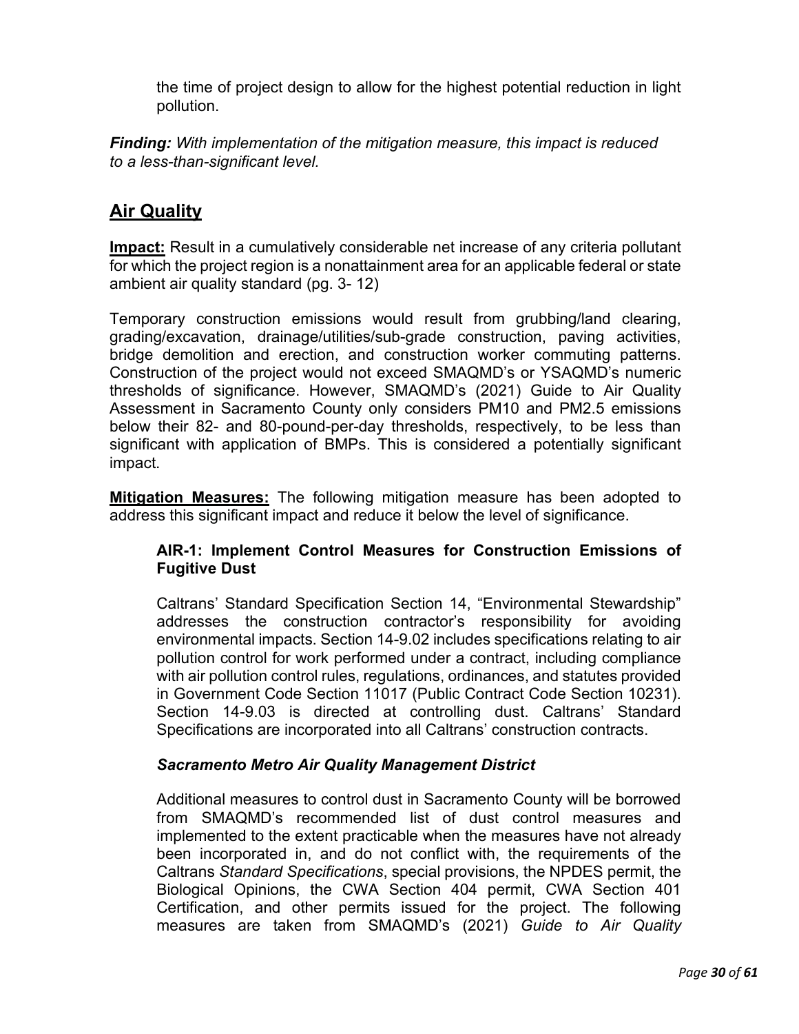the time of project design to allow for the highest potential reduction in light pollution.

***Finding:*** *With implementation of the mitigation measure, this impact is reduced to a less-than-significant level.*

## Air Quality

**Impact:** Result in a cumulatively considerable net increase of any criteria pollutant for which the project region is a nonattainment area for an applicable federal or state ambient air quality standard (pg. 3- 12)

Temporary construction emissions would result from grubbing/land clearing, grading/excavation, drainage/utilities/sub-grade construction, paving activities, bridge demolition and erection, and construction worker commuting patterns. Construction of the project would not exceed SMAQMD's or YSAQMD's numeric thresholds of significance. However, SMAQMD's (2021) Guide to Air Quality Assessment in Sacramento County only considers PM10 and PM2.5 emissions below their 82- and 80-pound-per-day thresholds, respectively, to be less than significant with application of BMPs. This is considered a potentially significant impact.

**Mitigation Measures:** The following mitigation measure has been adopted to address this significant impact and reduce it below the level of significance.

**AIR-1: Implement Control Measures for Construction Emissions of Fugitive Dust**

Caltrans' Standard Specification Section 14, "Environmental Stewardship" addresses the construction contractor's responsibility for avoiding environmental impacts. Section 14-9.02 includes specifications relating to air pollution control for work performed under a contract, including compliance with air pollution control rules, regulations, ordinances, and statutes provided in Government Code Section 11017 (Public Contract Code Section 10231). Section 14-9.03 is directed at controlling dust. Caltrans' Standard Specifications are incorporated into all Caltrans' construction contracts.

***Sacramento Metro Air Quality Management District***

Additional measures to control dust in Sacramento County will be borrowed from SMAQMD's recommended list of dust control measures and implemented to the extent practicable when the measures have not already been incorporated in, and do not conflict with, the requirements of the Caltrans *Standard Specifications*, special provisions, the NPDES permit, the Biological Opinions, the CWA Section 404 permit, CWA Section 401 Certification, and other permits issued for the project. The following measures are taken from SMAQMD's (2021) *Guide to Air Quality*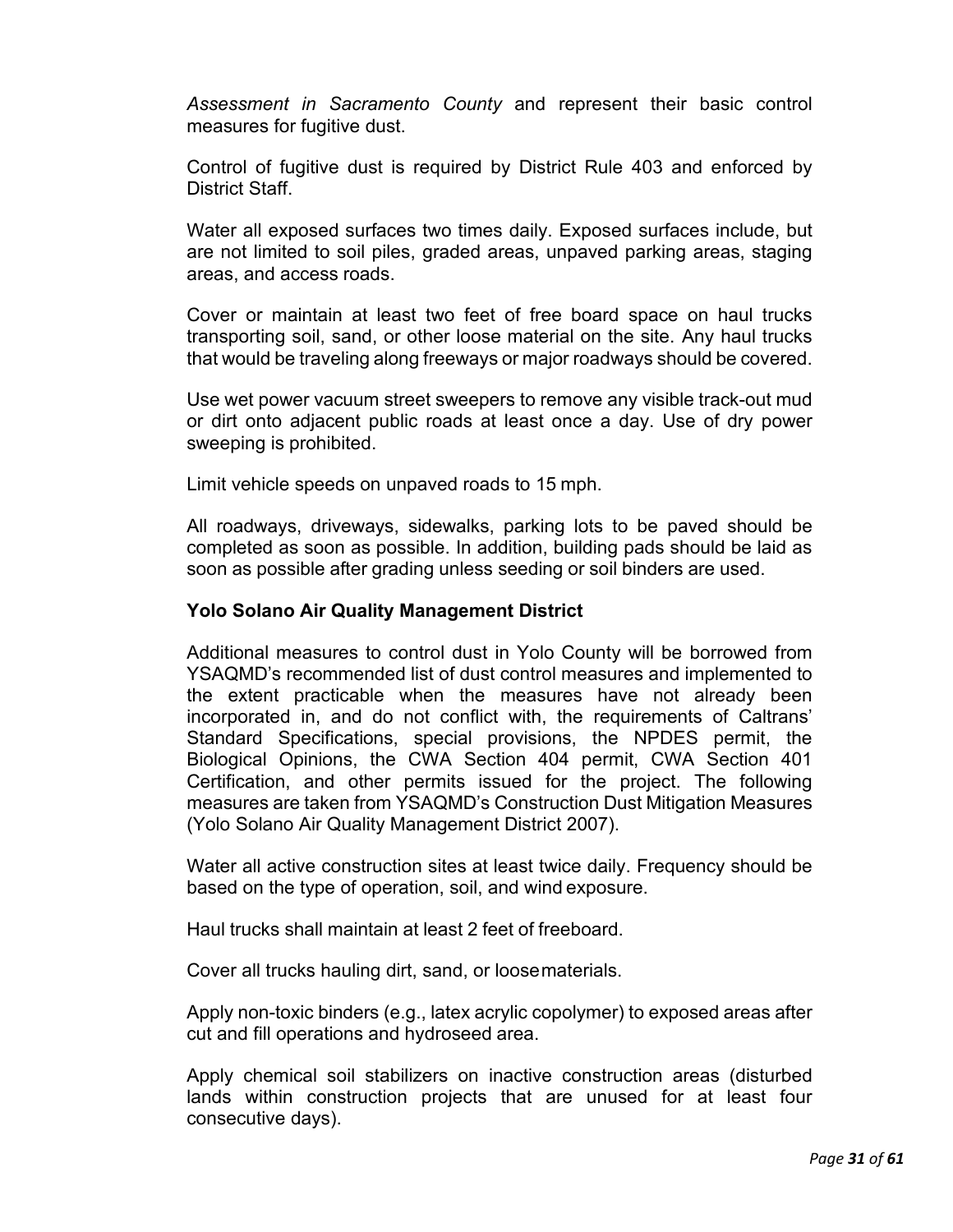*Assessment in Sacramento County* and represent their basic control measures for fugitive dust.

Control of fugitive dust is required by District Rule 403 and enforced by District Staff.

Water all exposed surfaces two times daily. Exposed surfaces include, but are not limited to soil piles, graded areas, unpaved parking areas, staging areas, and access roads.

Cover or maintain at least two feet of free board space on haul trucks transporting soil, sand, or other loose material on the site. Any haul trucks that would be traveling along freeways or major roadways should be covered.

Use wet power vacuum street sweepers to remove any visible track-out mud or dirt onto adjacent public roads at least once a day. Use of dry power sweeping is prohibited.

Limit vehicle speeds on unpaved roads to 15 mph.

All roadways, driveways, sidewalks, parking lots to be paved should be completed as soon as possible. In addition, building pads should be laid as soon as possible after grading unless seeding or soil binders are used.

**Yolo Solano Air Quality Management District**

Additional measures to control dust in Yolo County will be borrowed from YSAQMD's recommended list of dust control measures and implemented to the extent practicable when the measures have not already been incorporated in, and do not conflict with, the requirements of Caltrans' Standard Specifications, special provisions, the NPDES permit, the Biological Opinions, the CWA Section 404 permit, CWA Section 401 Certification, and other permits issued for the project. The following measures are taken from YSAQMD's Construction Dust Mitigation Measures (Yolo Solano Air Quality Management District 2007).

Water all active construction sites at least twice daily. Frequency should be based on the type of operation, soil, and wind exposure.

Haul trucks shall maintain at least 2 feet of freeboard.

Cover all trucks hauling dirt, sand, or loose materials.

Apply non-toxic binders (e.g., latex acrylic copolymer) to exposed areas after cut and fill operations and hydroseed area.

Apply chemical soil stabilizers on inactive construction areas (disturbed lands within construction projects that are unused for at least four consecutive days).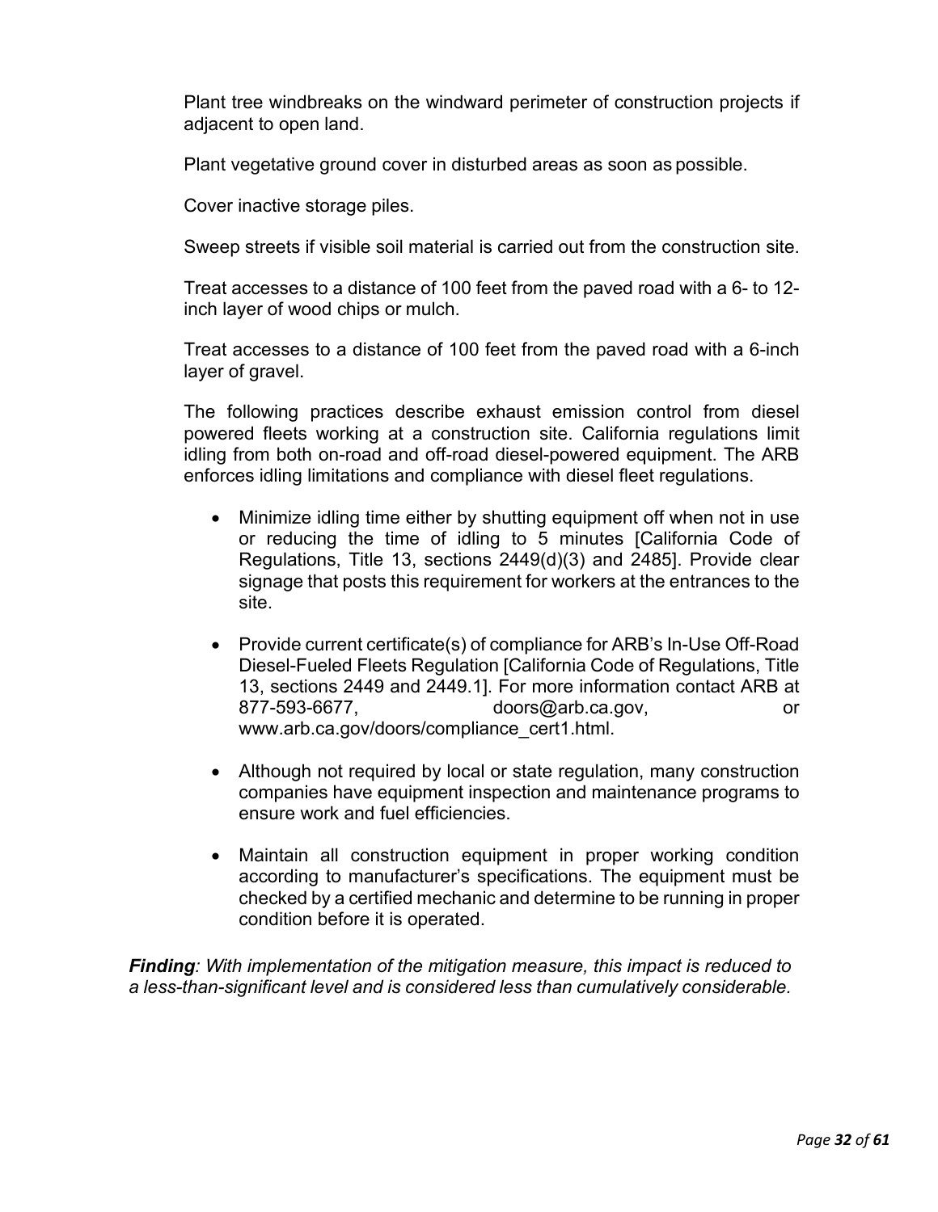Plant tree windbreaks on the windward perimeter of construction projects if adjacent to open land.

Plant vegetative ground cover in disturbed areas as soon as possible.

Cover inactive storage piles.

Sweep streets if visible soil material is carried out from the construction site.

Treat accesses to a distance of 100 feet from the paved road with a 6- to 12-inch layer of wood chips or mulch.

Treat accesses to a distance of 100 feet from the paved road with a 6-inch layer of gravel.

The following practices describe exhaust emission control from diesel powered fleets working at a construction site. California regulations limit idling from both on-road and off-road diesel-powered equipment. The ARB enforces idling limitations and compliance with diesel fleet regulations.

- Minimize idling time either by shutting equipment off when not in use or reducing the time of idling to 5 minutes [California Code of Regulations, Title 13, sections 2449(d)(3) and 2485]. Provide clear signage that posts this requirement for workers at the entrances to the site.

- Provide current certificate(s) of compliance for ARB's In-Use Off-Road Diesel-Fueled Fleets Regulation [California Code of Regulations, Title 13, sections 2449 and 2449.1]. For more information contact ARB at 877-593-6677, doors@arb.ca.gov, or www.arb.ca.gov/doors/compliance_cert1.html.

- Although not required by local or state regulation, many construction companies have equipment inspection and maintenance programs to ensure work and fuel efficiencies.

- Maintain all construction equipment in proper working condition according to manufacturer's specifications. The equipment must be checked by a certified mechanic and determine to be running in proper condition before it is operated.

***Finding****: With implementation of the mitigation measure, this impact is reduced to a less-than-significant level and is considered less than cumulatively considerable.*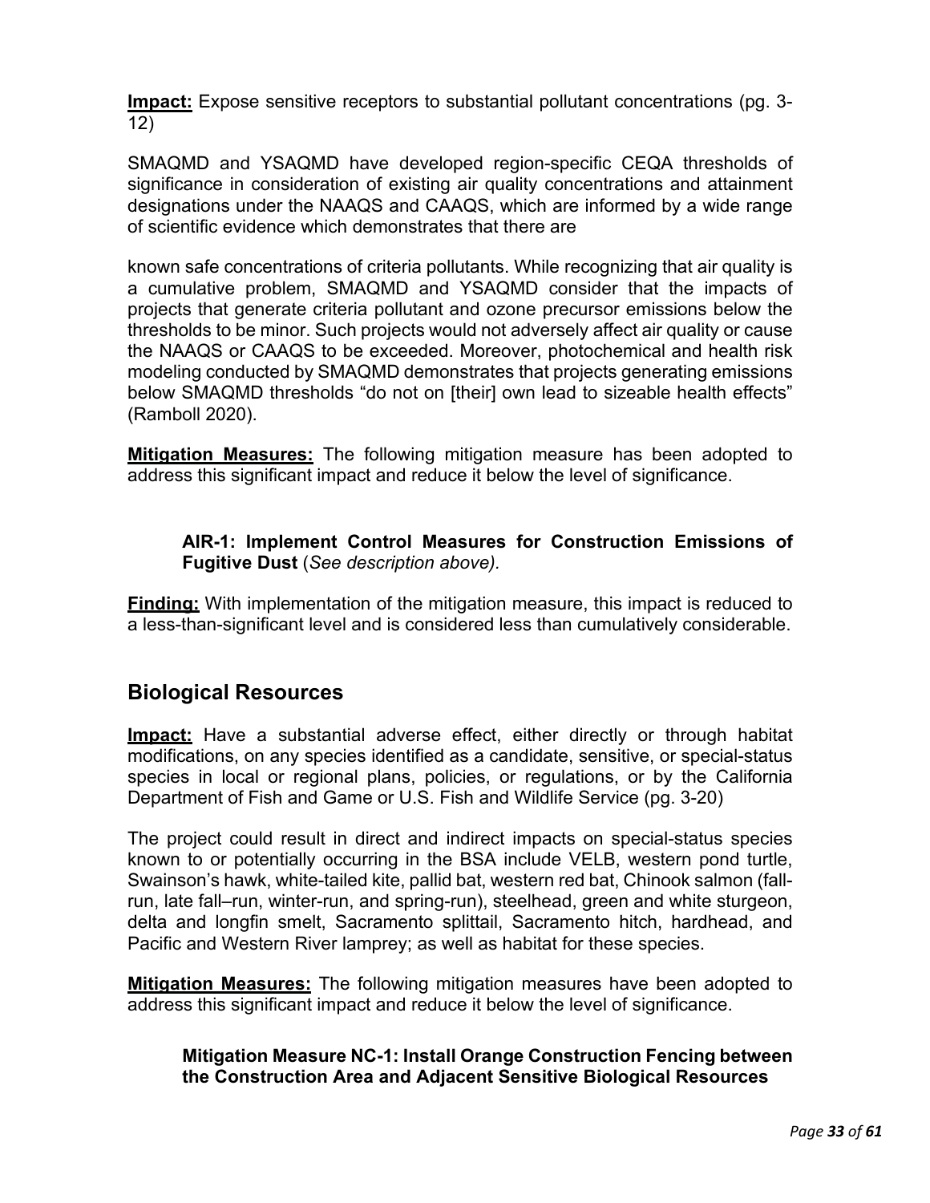**Impact:** Expose sensitive receptors to substantial pollutant concentrations (pg. 3-12)

SMAQMD and YSAQMD have developed region-specific CEQA thresholds of significance in consideration of existing air quality concentrations and attainment designations under the NAAQS and CAAQS, which are informed by a wide range of scientific evidence which demonstrates that there are

known safe concentrations of criteria pollutants. While recognizing that air quality is a cumulative problem, SMAQMD and YSAQMD consider that the impacts of projects that generate criteria pollutant and ozone precursor emissions below the thresholds to be minor. Such projects would not adversely affect air quality or cause the NAAQS or CAAQS to be exceeded. Moreover, photochemical and health risk modeling conducted by SMAQMD demonstrates that projects generating emissions below SMAQMD thresholds “do not on [their] own lead to sizeable health effects” (Ramboll 2020).

**Mitigation Measures:** The following mitigation measure has been adopted to address this significant impact and reduce it below the level of significance.

> **AIR-1: Implement Control Measures for Construction Emissions of Fugitive Dust** (*See description above).*

**Finding:** With implementation of the mitigation measure, this impact is reduced to a less-than-significant level and is considered less than cumulatively considerable.

## Biological Resources

**Impact:** Have a substantial adverse effect, either directly or through habitat modifications, on any species identified as a candidate, sensitive, or special-status species in local or regional plans, policies, or regulations, or by the California Department of Fish and Game or U.S. Fish and Wildlife Service (pg. 3-20)

The project could result in direct and indirect impacts on special-status species known to or potentially occurring in the BSA include VELB, western pond turtle, Swainson’s hawk, white-tailed kite, pallid bat, western red bat, Chinook salmon (fall-run, late fall–run, winter-run, and spring-run), steelhead, green and white sturgeon, delta and longfin smelt, Sacramento splittail, Sacramento hitch, hardhead, and Pacific and Western River lamprey; as well as habitat for these species.

**Mitigation Measures:** The following mitigation measures have been adopted to address this significant impact and reduce it below the level of significance.

> **Mitigation Measure NC-1: Install Orange Construction Fencing between the Construction Area and Adjacent Sensitive Biological Resources**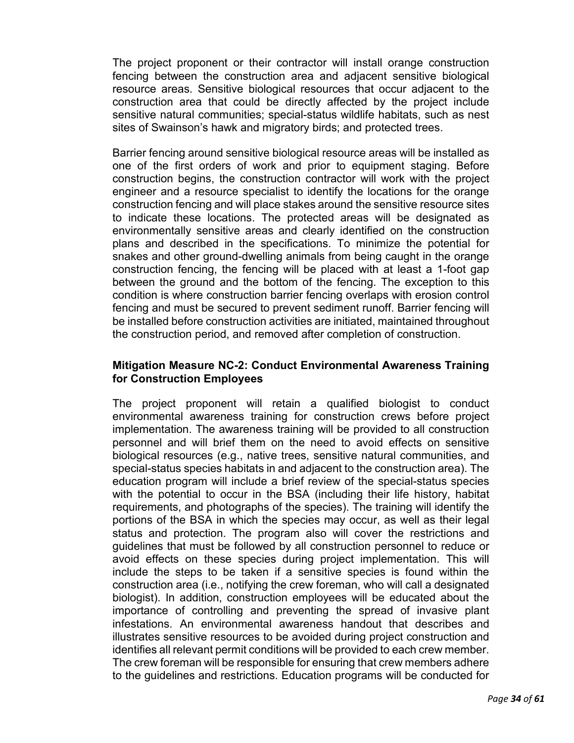The project proponent or their contractor will install orange construction fencing between the construction area and adjacent sensitive biological resource areas. Sensitive biological resources that occur adjacent to the construction area that could be directly affected by the project include sensitive natural communities; special-status wildlife habitats, such as nest sites of Swainson's hawk and migratory birds; and protected trees.

Barrier fencing around sensitive biological resource areas will be installed as one of the first orders of work and prior to equipment staging. Before construction begins, the construction contractor will work with the project engineer and a resource specialist to identify the locations for the orange construction fencing and will place stakes around the sensitive resource sites to indicate these locations. The protected areas will be designated as environmentally sensitive areas and clearly identified on the construction plans and described in the specifications. To minimize the potential for snakes and other ground-dwelling animals from being caught in the orange construction fencing, the fencing will be placed with at least a 1-foot gap between the ground and the bottom of the fencing. The exception to this condition is where construction barrier fencing overlaps with erosion control fencing and must be secured to prevent sediment runoff. Barrier fencing will be installed before construction activities are initiated, maintained throughout the construction period, and removed after completion of construction.

**Mitigation Measure NC-2: Conduct Environmental Awareness Training for Construction Employees**

The project proponent will retain a qualified biologist to conduct environmental awareness training for construction crews before project implementation. The awareness training will be provided to all construction personnel and will brief them on the need to avoid effects on sensitive biological resources (e.g., native trees, sensitive natural communities, and special-status species habitats in and adjacent to the construction area). The education program will include a brief review of the special-status species with the potential to occur in the BSA (including their life history, habitat requirements, and photographs of the species). The training will identify the portions of the BSA in which the species may occur, as well as their legal status and protection. The program also will cover the restrictions and guidelines that must be followed by all construction personnel to reduce or avoid effects on these species during project implementation. This will include the steps to be taken if a sensitive species is found within the construction area (i.e., notifying the crew foreman, who will call a designated biologist). In addition, construction employees will be educated about the importance of controlling and preventing the spread of invasive plant infestations. An environmental awareness handout that describes and illustrates sensitive resources to be avoided during project construction and identifies all relevant permit conditions will be provided to each crew member. The crew foreman will be responsible for ensuring that crew members adhere to the guidelines and restrictions. Education programs will be conducted for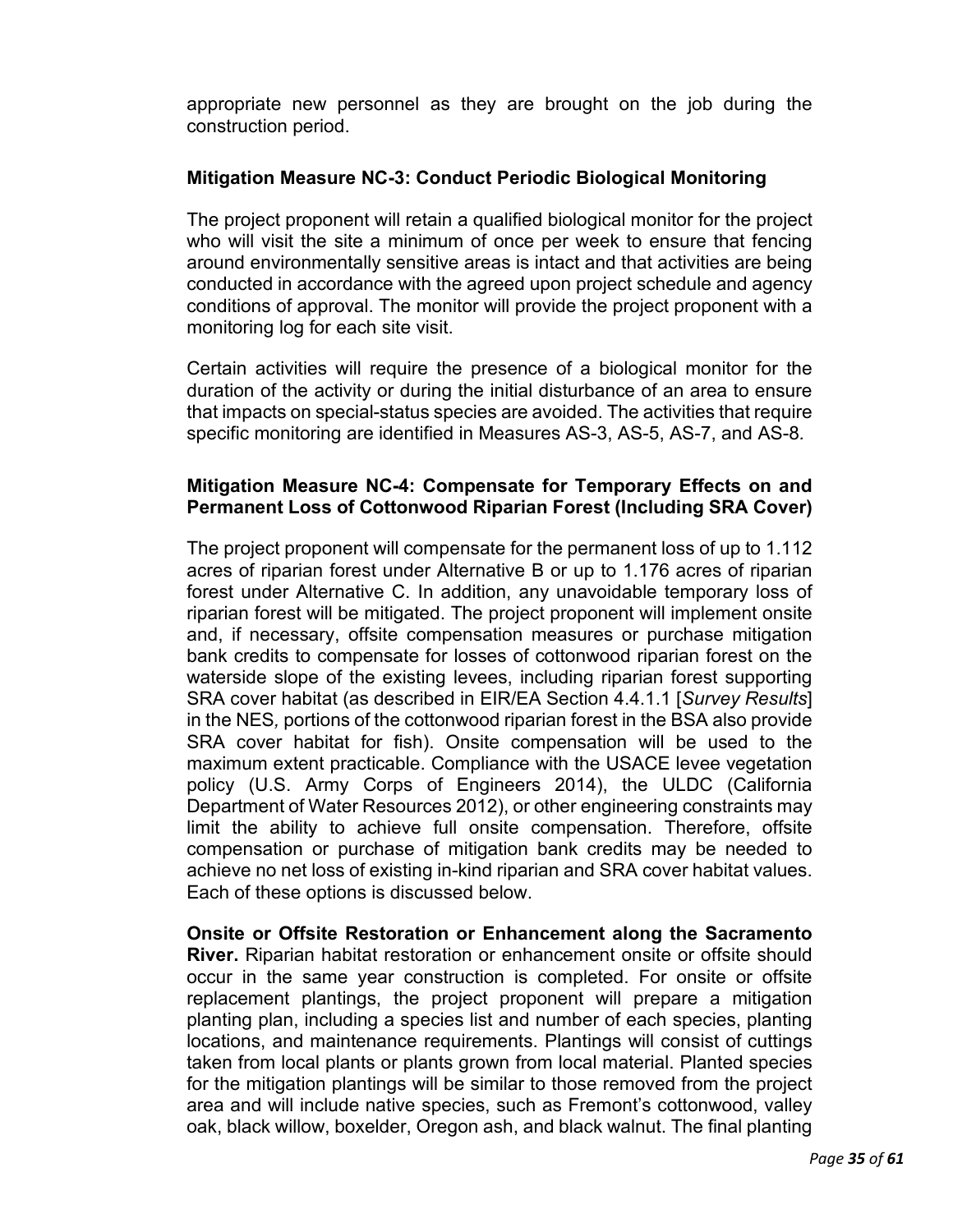appropriate new personnel as they are brought on the job during the construction period.

**Mitigation Measure NC-3: Conduct Periodic Biological Monitoring**

The project proponent will retain a qualified biological monitor for the project who will visit the site a minimum of once per week to ensure that fencing around environmentally sensitive areas is intact and that activities are being conducted in accordance with the agreed upon project schedule and agency conditions of approval. The monitor will provide the project proponent with a monitoring log for each site visit.

Certain activities will require the presence of a biological monitor for the duration of the activity or during the initial disturbance of an area to ensure that impacts on special-status species are avoided. The activities that require specific monitoring are identified in Measures AS-3, AS-5, AS-7, and AS-8.

**Mitigation Measure NC-4: Compensate for Temporary Effects on and Permanent Loss of Cottonwood Riparian Forest (Including SRA Cover)**

The project proponent will compensate for the permanent loss of up to 1.112 acres of riparian forest under Alternative B or up to 1.176 acres of riparian forest under Alternative C. In addition, any unavoidable temporary loss of riparian forest will be mitigated. The project proponent will implement onsite and, if necessary, offsite compensation measures or purchase mitigation bank credits to compensate for losses of cottonwood riparian forest on the waterside slope of the existing levees, including riparian forest supporting SRA cover habitat (as described in EIR/EA Section 4.4.1.1 [*Survey Results*] in the NES*,* portions of the cottonwood riparian forest in the BSA also provide SRA cover habitat for fish). Onsite compensation will be used to the maximum extent practicable. Compliance with the USACE levee vegetation policy (U.S. Army Corps of Engineers 2014), the ULDC (California Department of Water Resources 2012), or other engineering constraints may limit the ability to achieve full onsite compensation. Therefore, offsite compensation or purchase of mitigation bank credits may be needed to achieve no net loss of existing in-kind riparian and SRA cover habitat values. Each of these options is discussed below.

**Onsite or Offsite Restoration or Enhancement along the Sacramento River.** Riparian habitat restoration or enhancement onsite or offsite should occur in the same year construction is completed. For onsite or offsite replacement plantings, the project proponent will prepare a mitigation planting plan, including a species list and number of each species, planting locations, and maintenance requirements. Plantings will consist of cuttings taken from local plants or plants grown from local material. Planted species for the mitigation plantings will be similar to those removed from the project area and will include native species, such as Fremont's cottonwood, valley oak, black willow, boxelder, Oregon ash, and black walnut. The final planting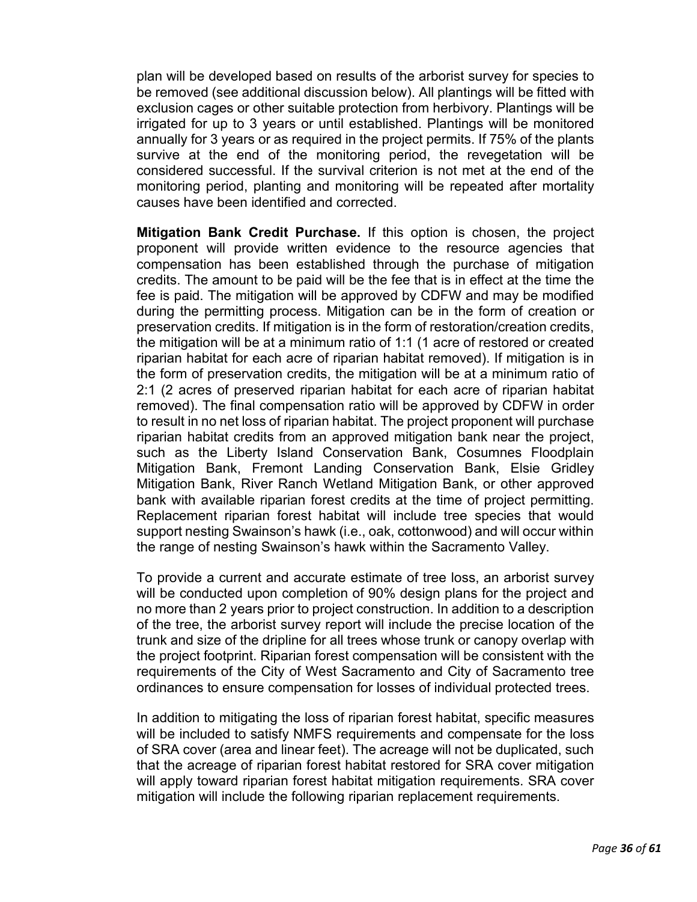plan will be developed based on results of the arborist survey for species to be removed (see additional discussion below). All plantings will be fitted with exclusion cages or other suitable protection from herbivory. Plantings will be irrigated for up to 3 years or until established. Plantings will be monitored annually for 3 years or as required in the project permits. If 75% of the plants survive at the end of the monitoring period, the revegetation will be considered successful. If the survival criterion is not met at the end of the monitoring period, planting and monitoring will be repeated after mortality causes have been identified and corrected.

**Mitigation Bank Credit Purchase.** If this option is chosen, the project proponent will provide written evidence to the resource agencies that compensation has been established through the purchase of mitigation credits. The amount to be paid will be the fee that is in effect at the time the fee is paid. The mitigation will be approved by CDFW and may be modified during the permitting process. Mitigation can be in the form of creation or preservation credits. If mitigation is in the form of restoration/creation credits, the mitigation will be at a minimum ratio of 1:1 (1 acre of restored or created riparian habitat for each acre of riparian habitat removed). If mitigation is in the form of preservation credits, the mitigation will be at a minimum ratio of 2:1 (2 acres of preserved riparian habitat for each acre of riparian habitat removed). The final compensation ratio will be approved by CDFW in order to result in no net loss of riparian habitat. The project proponent will purchase riparian habitat credits from an approved mitigation bank near the project, such as the Liberty Island Conservation Bank, Cosumnes Floodplain Mitigation Bank, Fremont Landing Conservation Bank, Elsie Gridley Mitigation Bank, River Ranch Wetland Mitigation Bank, or other approved bank with available riparian forest credits at the time of project permitting. Replacement riparian forest habitat will include tree species that would support nesting Swainson's hawk (i.e., oak, cottonwood) and will occur within the range of nesting Swainson's hawk within the Sacramento Valley.

To provide a current and accurate estimate of tree loss, an arborist survey will be conducted upon completion of 90% design plans for the project and no more than 2 years prior to project construction. In addition to a description of the tree, the arborist survey report will include the precise location of the trunk and size of the dripline for all trees whose trunk or canopy overlap with the project footprint. Riparian forest compensation will be consistent with the requirements of the City of West Sacramento and City of Sacramento tree ordinances to ensure compensation for losses of individual protected trees.

In addition to mitigating the loss of riparian forest habitat, specific measures will be included to satisfy NMFS requirements and compensate for the loss of SRA cover (area and linear feet). The acreage will not be duplicated, such that the acreage of riparian forest habitat restored for SRA cover mitigation will apply toward riparian forest habitat mitigation requirements. SRA cover mitigation will include the following riparian replacement requirements.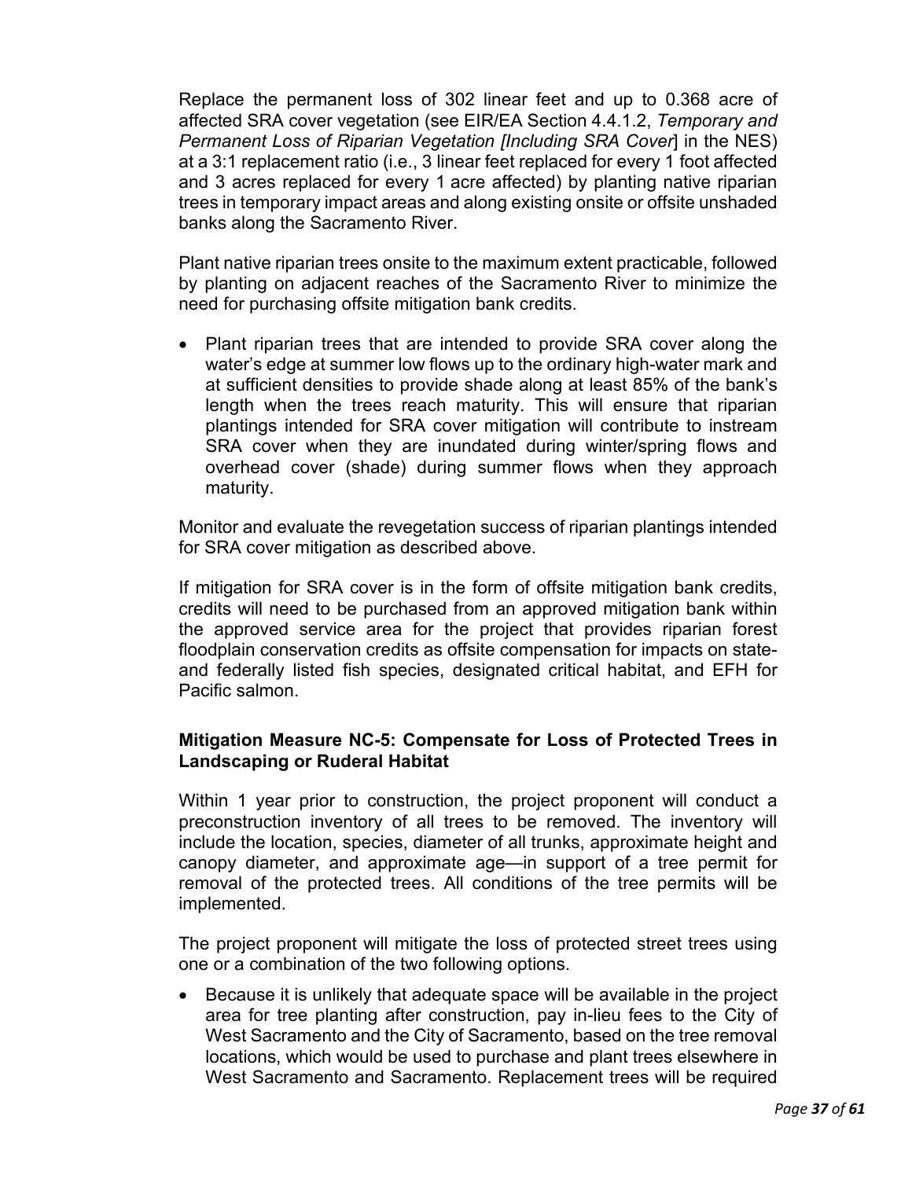Replace the permanent loss of 302 linear feet and up to 0.368 acre of affected SRA cover vegetation (see EIR/EA Section 4.4.1.2, *Temporary and Permanent Loss of Riparian Vegetation [Including SRA Cover*] in the NES) at a 3:1 replacement ratio (i.e., 3 linear feet replaced for every 1 foot affected and 3 acres replaced for every 1 acre affected) by planting native riparian trees in temporary impact areas and along existing onsite or offsite unshaded banks along the Sacramento River.

Plant native riparian trees onsite to the maximum extent practicable, followed by planting on adjacent reaches of the Sacramento River to minimize the need for purchasing offsite mitigation bank credits.

- Plant riparian trees that are intended to provide SRA cover along the water's edge at summer low flows up to the ordinary high-water mark and at sufficient densities to provide shade along at least 85% of the bank's length when the trees reach maturity. This will ensure that riparian plantings intended for SRA cover mitigation will contribute to instream SRA cover when they are inundated during winter/spring flows and overhead cover (shade) during summer flows when they approach maturity.

Monitor and evaluate the revegetation success of riparian plantings intended for SRA cover mitigation as described above.

If mitigation for SRA cover is in the form of offsite mitigation bank credits, credits will need to be purchased from an approved mitigation bank within the approved service area for the project that provides riparian forest floodplain conservation credits as offsite compensation for impacts on state- and federally listed fish species, designated critical habitat, and EFH for Pacific salmon.

**Mitigation Measure NC-5: Compensate for Loss of Protected Trees in Landscaping or Ruderal Habitat**

Within 1 year prior to construction, the project proponent will conduct a preconstruction inventory of all trees to be removed. The inventory will include the location, species, diameter of all trunks, approximate height and canopy diameter, and approximate age—in support of a tree permit for removal of the protected trees. All conditions of the tree permits will be implemented.

The project proponent will mitigate the loss of protected street trees using one or a combination of the two following options.

- Because it is unlikely that adequate space will be available in the project area for tree planting after construction, pay in-lieu fees to the City of West Sacramento and the City of Sacramento, based on the tree removal locations, which would be used to purchase and plant trees elsewhere in West Sacramento and Sacramento. Replacement trees will be required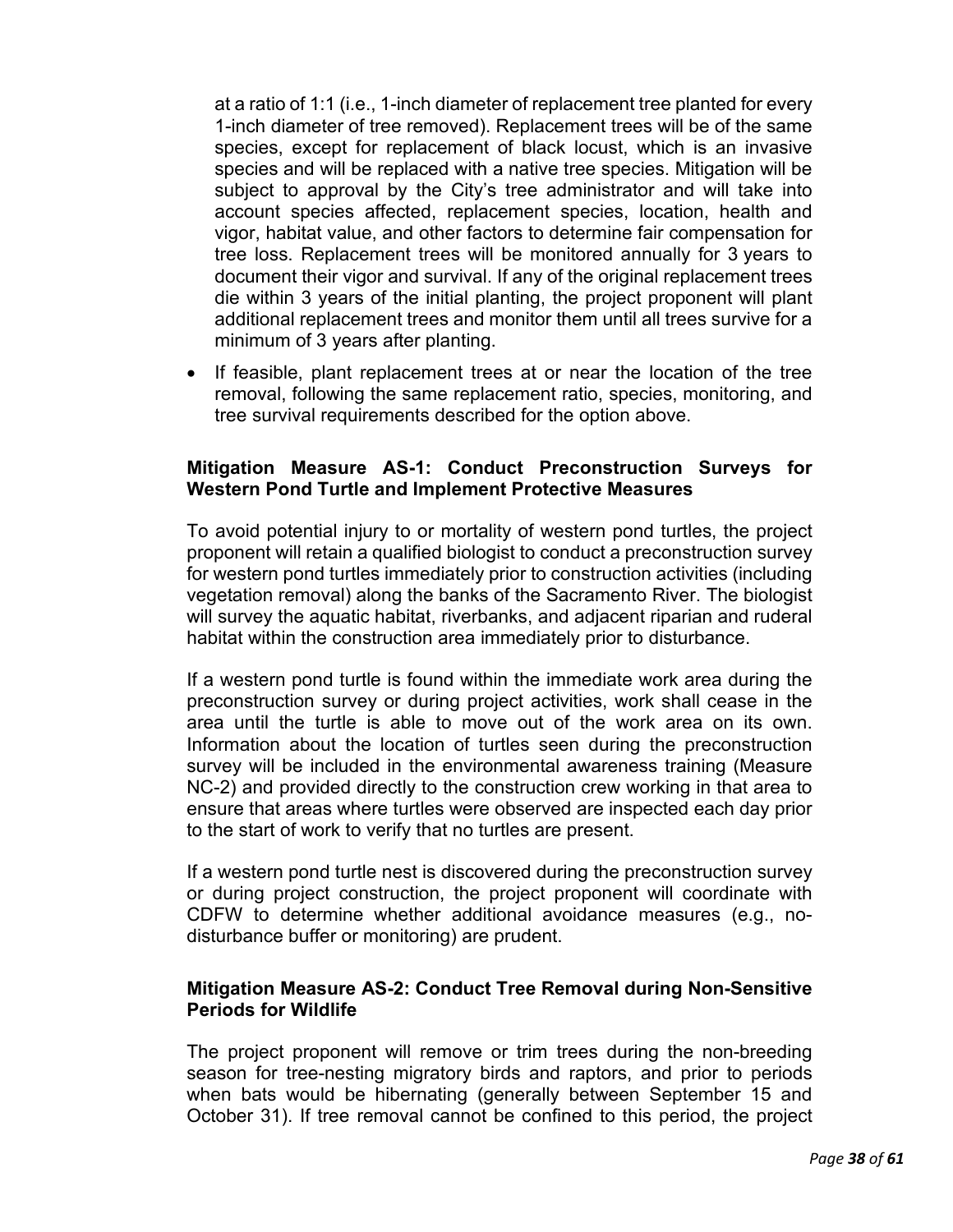at a ratio of 1:1 (i.e., 1-inch diameter of replacement tree planted for every 1-inch diameter of tree removed). Replacement trees will be of the same species, except for replacement of black locust, which is an invasive species and will be replaced with a native tree species. Mitigation will be subject to approval by the City's tree administrator and will take into account species affected, replacement species, location, health and vigor, habitat value, and other factors to determine fair compensation for tree loss. Replacement trees will be monitored annually for 3 years to document their vigor and survival. If any of the original replacement trees die within 3 years of the initial planting, the project proponent will plant additional replacement trees and monitor them until all trees survive for a minimum of 3 years after planting.

- If feasible, plant replacement trees at or near the location of the tree removal, following the same replacement ratio, species, monitoring, and tree survival requirements described for the option above.

**Mitigation Measure AS-1: Conduct Preconstruction Surveys for Western Pond Turtle and Implement Protective Measures**

To avoid potential injury to or mortality of western pond turtles, the project proponent will retain a qualified biologist to conduct a preconstruction survey for western pond turtles immediately prior to construction activities (including vegetation removal) along the banks of the Sacramento River. The biologist will survey the aquatic habitat, riverbanks, and adjacent riparian and ruderal habitat within the construction area immediately prior to disturbance.

If a western pond turtle is found within the immediate work area during the preconstruction survey or during project activities, work shall cease in the area until the turtle is able to move out of the work area on its own. Information about the location of turtles seen during the preconstruction survey will be included in the environmental awareness training (Measure NC-2) and provided directly to the construction crew working in that area to ensure that areas where turtles were observed are inspected each day prior to the start of work to verify that no turtles are present.

If a western pond turtle nest is discovered during the preconstruction survey or during project construction, the project proponent will coordinate with CDFW to determine whether additional avoidance measures (e.g., no-disturbance buffer or monitoring) are prudent.

**Mitigation Measure AS-2: Conduct Tree Removal during Non-Sensitive Periods for Wildlife**

The project proponent will remove or trim trees during the non-breeding season for tree-nesting migratory birds and raptors, and prior to periods when bats would be hibernating (generally between September 15 and October 31). If tree removal cannot be confined to this period, the project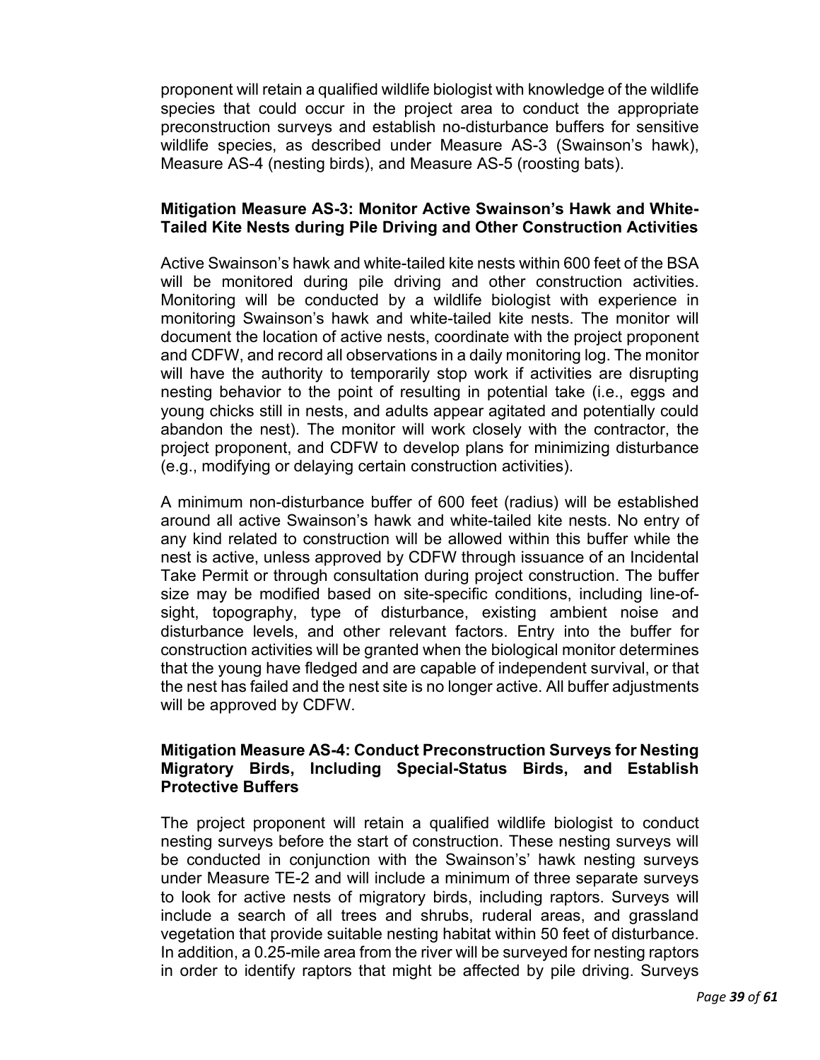proponent will retain a qualified wildlife biologist with knowledge of the wildlife species that could occur in the project area to conduct the appropriate preconstruction surveys and establish no-disturbance buffers for sensitive wildlife species, as described under Measure AS-3 (Swainson's hawk), Measure AS-4 (nesting birds), and Measure AS-5 (roosting bats).

**Mitigation Measure AS-3: Monitor Active Swainson's Hawk and White-Tailed Kite Nests during Pile Driving and Other Construction Activities**

Active Swainson's hawk and white-tailed kite nests within 600 feet of the BSA will be monitored during pile driving and other construction activities. Monitoring will be conducted by a wildlife biologist with experience in monitoring Swainson's hawk and white-tailed kite nests. The monitor will document the location of active nests, coordinate with the project proponent and CDFW, and record all observations in a daily monitoring log. The monitor will have the authority to temporarily stop work if activities are disrupting nesting behavior to the point of resulting in potential take (i.e., eggs and young chicks still in nests, and adults appear agitated and potentially could abandon the nest). The monitor will work closely with the contractor, the project proponent, and CDFW to develop plans for minimizing disturbance (e.g., modifying or delaying certain construction activities).

A minimum non-disturbance buffer of 600 feet (radius) will be established around all active Swainson's hawk and white-tailed kite nests. No entry of any kind related to construction will be allowed within this buffer while the nest is active, unless approved by CDFW through issuance of an Incidental Take Permit or through consultation during project construction. The buffer size may be modified based on site-specific conditions, including line-of-sight, topography, type of disturbance, existing ambient noise and disturbance levels, and other relevant factors. Entry into the buffer for construction activities will be granted when the biological monitor determines that the young have fledged and are capable of independent survival, or that the nest has failed and the nest site is no longer active. All buffer adjustments will be approved by CDFW.

**Mitigation Measure AS-4: Conduct Preconstruction Surveys for Nesting Migratory Birds, Including Special-Status Birds, and Establish Protective Buffers**

The project proponent will retain a qualified wildlife biologist to conduct nesting surveys before the start of construction. These nesting surveys will be conducted in conjunction with the Swainson's' hawk nesting surveys under Measure TE-2 and will include a minimum of three separate surveys to look for active nests of migratory birds, including raptors. Surveys will include a search of all trees and shrubs, ruderal areas, and grassland vegetation that provide suitable nesting habitat within 50 feet of disturbance. In addition, a 0.25-mile area from the river will be surveyed for nesting raptors in order to identify raptors that might be affected by pile driving. Surveys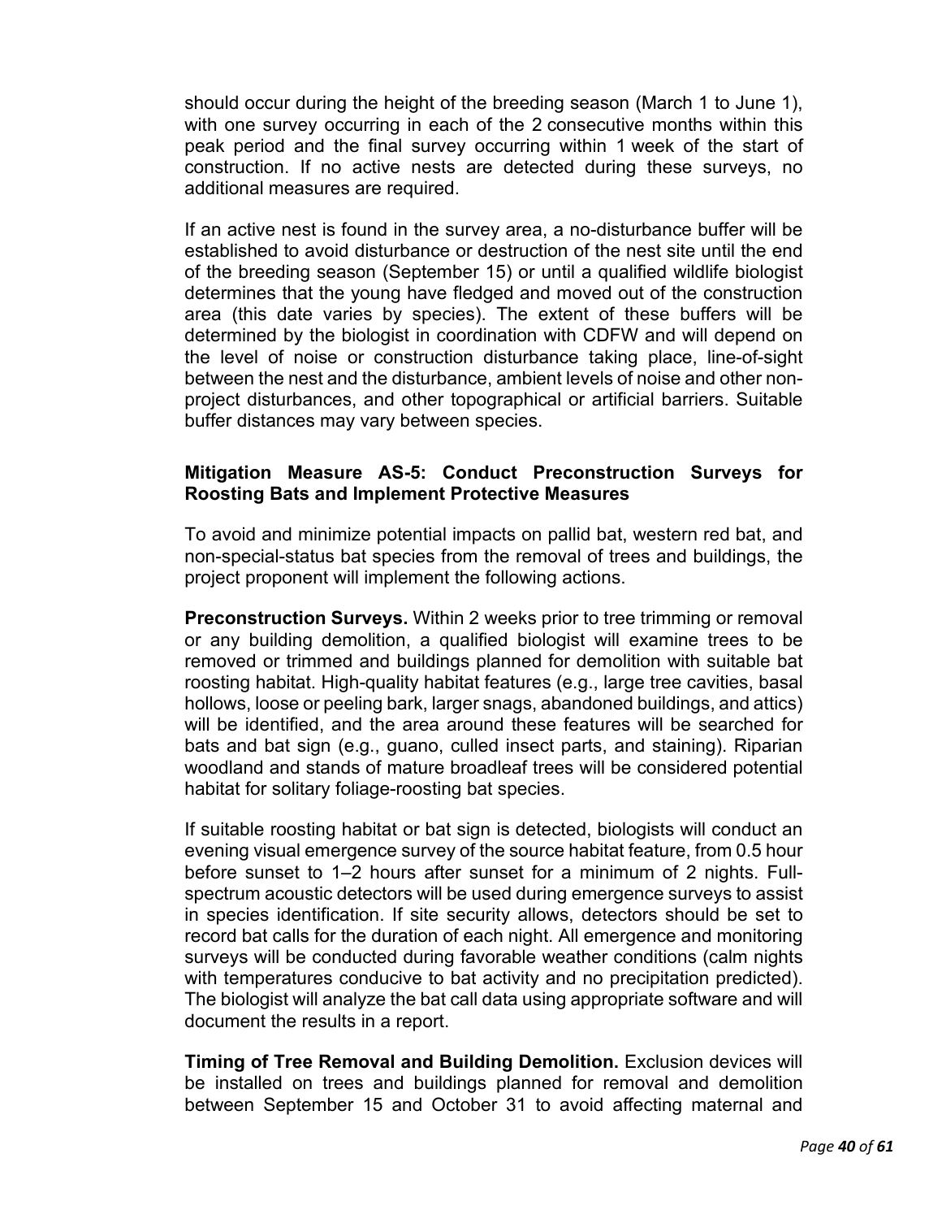should occur during the height of the breeding season (March 1 to June 1), with one survey occurring in each of the 2 consecutive months within this peak period and the final survey occurring within 1 week of the start of construction. If no active nests are detected during these surveys, no additional measures are required.

If an active nest is found in the survey area, a no-disturbance buffer will be established to avoid disturbance or destruction of the nest site until the end of the breeding season (September 15) or until a qualified wildlife biologist determines that the young have fledged and moved out of the construction area (this date varies by species). The extent of these buffers will be determined by the biologist in coordination with CDFW and will depend on the level of noise or construction disturbance taking place, line-of-sight between the nest and the disturbance, ambient levels of noise and other non-project disturbances, and other topographical or artificial barriers. Suitable buffer distances may vary between species.

**Mitigation Measure AS-5: Conduct Preconstruction Surveys for Roosting Bats and Implement Protective Measures**

To avoid and minimize potential impacts on pallid bat, western red bat, and non-special-status bat species from the removal of trees and buildings, the project proponent will implement the following actions.

**Preconstruction Surveys.** Within 2 weeks prior to tree trimming or removal or any building demolition, a qualified biologist will examine trees to be removed or trimmed and buildings planned for demolition with suitable bat roosting habitat. High-quality habitat features (e.g., large tree cavities, basal hollows, loose or peeling bark, larger snags, abandoned buildings, and attics) will be identified, and the area around these features will be searched for bats and bat sign (e.g., guano, culled insect parts, and staining). Riparian woodland and stands of mature broadleaf trees will be considered potential habitat for solitary foliage-roosting bat species.

If suitable roosting habitat or bat sign is detected, biologists will conduct an evening visual emergence survey of the source habitat feature, from 0.5 hour before sunset to 1–2 hours after sunset for a minimum of 2 nights. Full-spectrum acoustic detectors will be used during emergence surveys to assist in species identification. If site security allows, detectors should be set to record bat calls for the duration of each night. All emergence and monitoring surveys will be conducted during favorable weather conditions (calm nights with temperatures conducive to bat activity and no precipitation predicted). The biologist will analyze the bat call data using appropriate software and will document the results in a report.

**Timing of Tree Removal and Building Demolition.** Exclusion devices will be installed on trees and buildings planned for removal and demolition between September 15 and October 31 to avoid affecting maternal and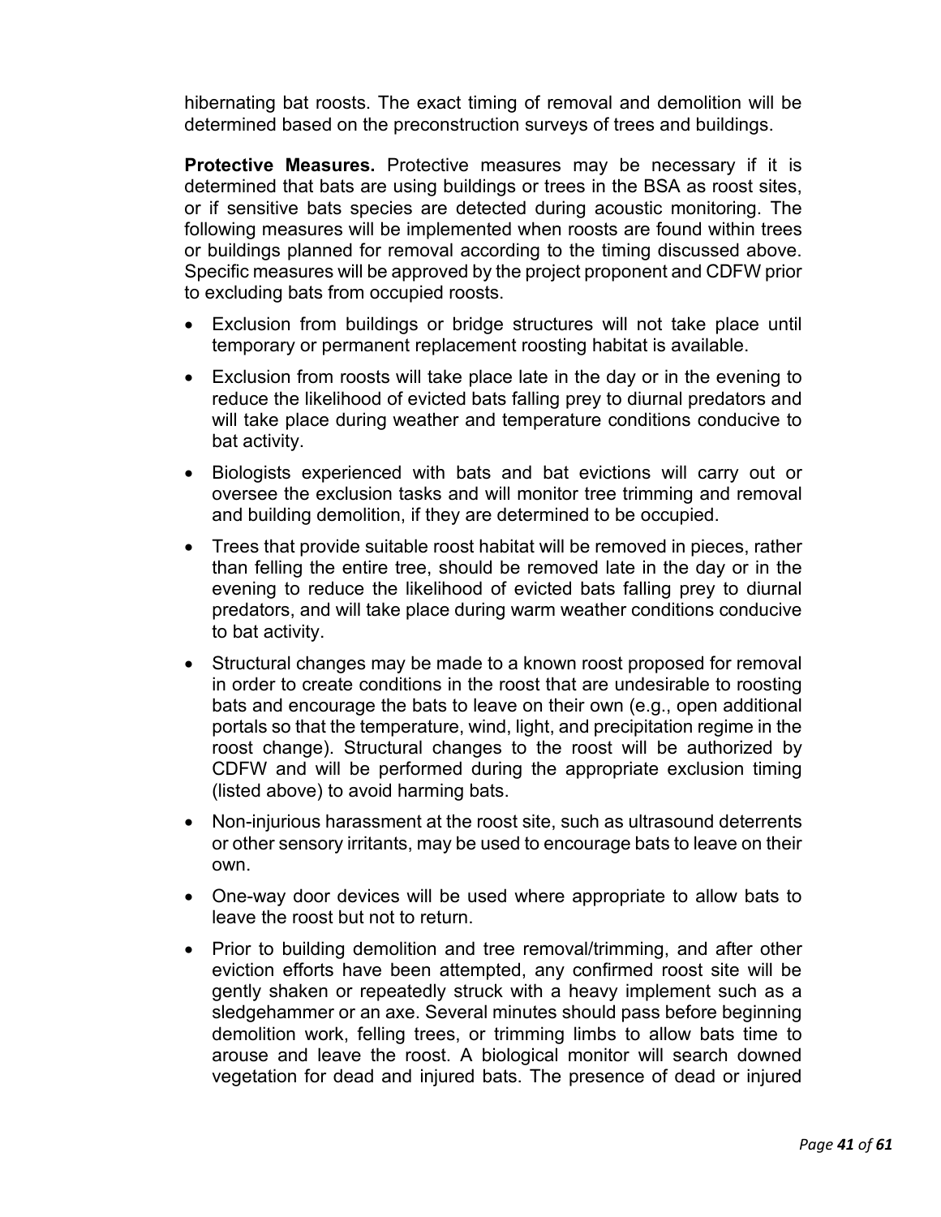hibernating bat roosts. The exact timing of removal and demolition will be determined based on the preconstruction surveys of trees and buildings.

**Protective Measures.** Protective measures may be necessary if it is determined that bats are using buildings or trees in the BSA as roost sites, or if sensitive bats species are detected during acoustic monitoring. The following measures will be implemented when roosts are found within trees or buildings planned for removal according to the timing discussed above. Specific measures will be approved by the project proponent and CDFW prior to excluding bats from occupied roosts.

- Exclusion from buildings or bridge structures will not take place until temporary or permanent replacement roosting habitat is available.
- Exclusion from roosts will take place late in the day or in the evening to reduce the likelihood of evicted bats falling prey to diurnal predators and will take place during weather and temperature conditions conducive to bat activity.
- Biologists experienced with bats and bat evictions will carry out or oversee the exclusion tasks and will monitor tree trimming and removal and building demolition, if they are determined to be occupied.
- Trees that provide suitable roost habitat will be removed in pieces, rather than felling the entire tree, should be removed late in the day or in the evening to reduce the likelihood of evicted bats falling prey to diurnal predators, and will take place during warm weather conditions conducive to bat activity.
- Structural changes may be made to a known roost proposed for removal in order to create conditions in the roost that are undesirable to roosting bats and encourage the bats to leave on their own (e.g., open additional portals so that the temperature, wind, light, and precipitation regime in the roost change). Structural changes to the roost will be authorized by CDFW and will be performed during the appropriate exclusion timing (listed above) to avoid harming bats.
- Non-injurious harassment at the roost site, such as ultrasound deterrents or other sensory irritants, may be used to encourage bats to leave on their own.
- One-way door devices will be used where appropriate to allow bats to leave the roost but not to return.
- Prior to building demolition and tree removal/trimming, and after other eviction efforts have been attempted, any confirmed roost site will be gently shaken or repeatedly struck with a heavy implement such as a sledgehammer or an axe. Several minutes should pass before beginning demolition work, felling trees, or trimming limbs to allow bats time to arouse and leave the roost. A biological monitor will search downed vegetation for dead and injured bats. The presence of dead or injured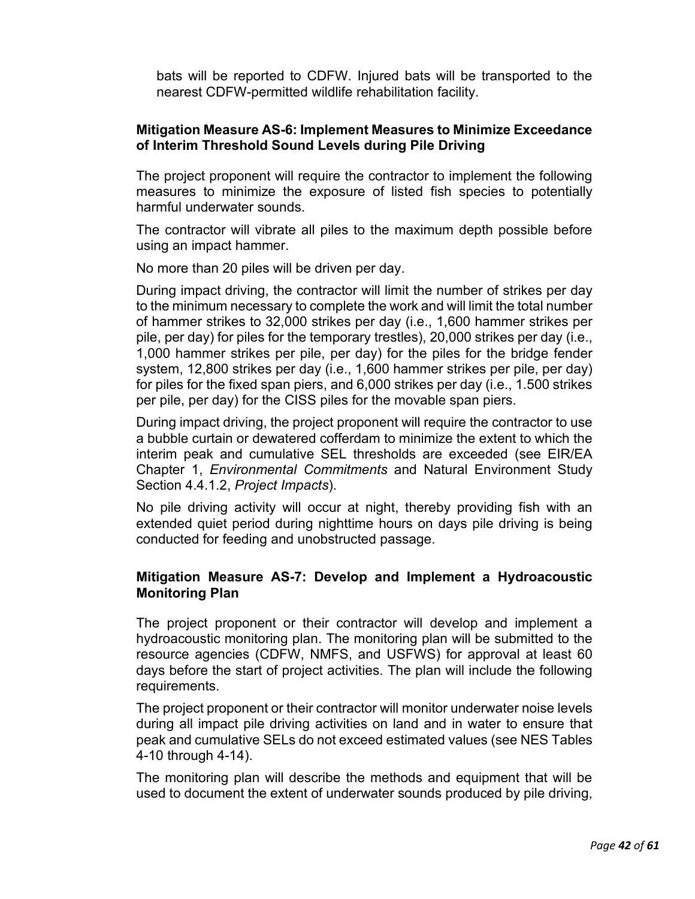bats will be reported to CDFW. Injured bats will be transported to the nearest CDFW-permitted wildlife rehabilitation facility.

#### Mitigation Measure AS-6: Implement Measures to Minimize Exceedance of Interim Threshold Sound Levels during Pile Driving

The project proponent will require the contractor to implement the following measures to minimize the exposure of listed fish species to potentially harmful underwater sounds.

The contractor will vibrate all piles to the maximum depth possible before using an impact hammer.

No more than 20 piles will be driven per day.

During impact driving, the contractor will limit the number of strikes per day to the minimum necessary to complete the work and will limit the total number of hammer strikes to 32,000 strikes per day (i.e., 1,600 hammer strikes per pile, per day) for piles for the temporary trestles), 20,000 strikes per day (i.e., 1,000 hammer strikes per pile, per day) for the piles for the bridge fender system, 12,800 strikes per day (i.e., 1,600 hammer strikes per pile, per day) for piles for the fixed span piers, and 6,000 strikes per day (i.e., 1.500 strikes per pile, per day) for the CISS piles for the movable span piers.

During impact driving, the project proponent will require the contractor to use a bubble curtain or dewatered cofferdam to minimize the extent to which the interim peak and cumulative SEL thresholds are exceeded (see EIR/EA Chapter 1, *Environmental Commitments* and Natural Environment Study Section 4.4.1.2, *Project Impacts*).

No pile driving activity will occur at night, thereby providing fish with an extended quiet period during nighttime hours on days pile driving is being conducted for feeding and unobstructed passage.

#### Mitigation Measure AS-7: Develop and Implement a Hydroacoustic Monitoring Plan

The project proponent or their contractor will develop and implement a hydroacoustic monitoring plan. The monitoring plan will be submitted to the resource agencies (CDFW, NMFS, and USFWS) for approval at least 60 days before the start of project activities. The plan will include the following requirements.

The project proponent or their contractor will monitor underwater noise levels during all impact pile driving activities on land and in water to ensure that peak and cumulative SELs do not exceed estimated values (see NES Tables 4-10 through 4-14).

The monitoring plan will describe the methods and equipment that will be used to document the extent of underwater sounds produced by pile driving,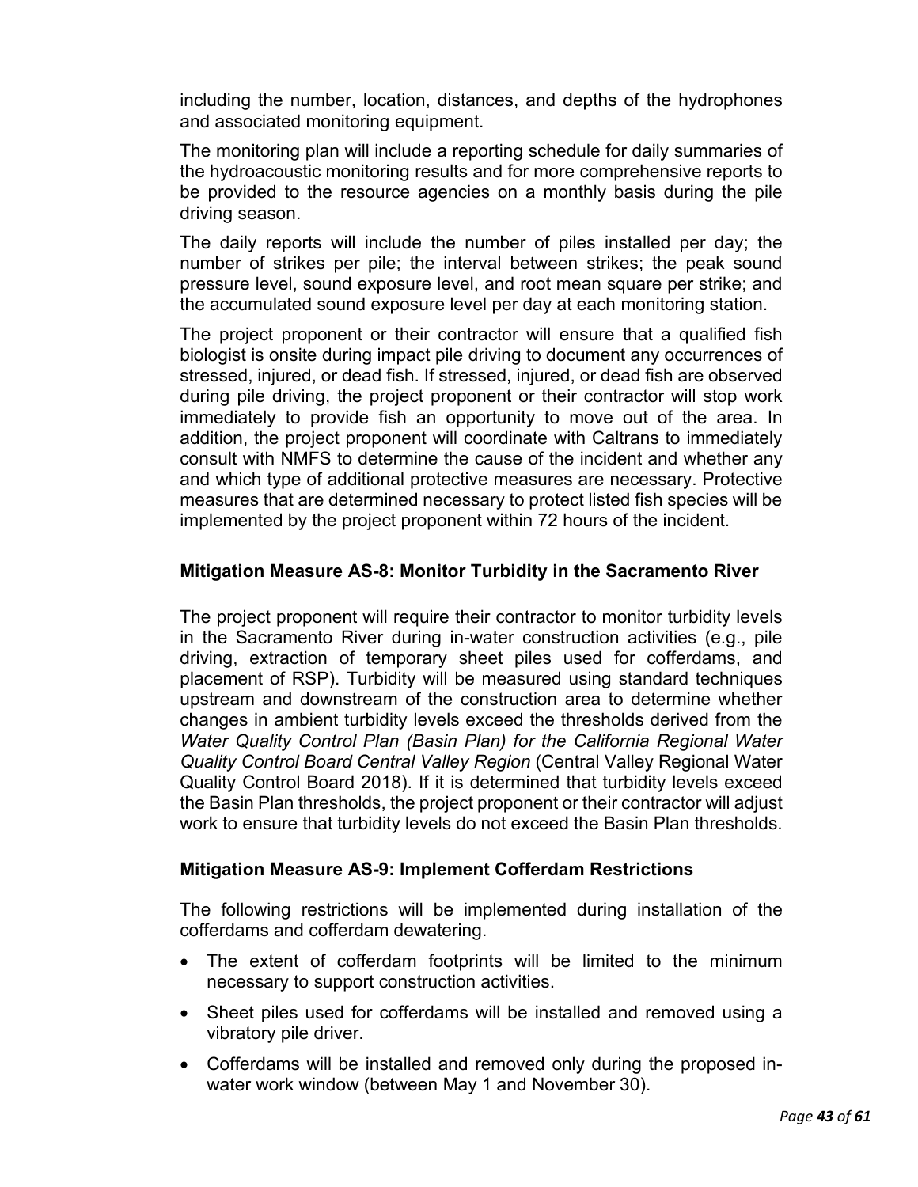including the number, location, distances, and depths of the hydrophones and associated monitoring equipment.

The monitoring plan will include a reporting schedule for daily summaries of the hydroacoustic monitoring results and for more comprehensive reports to be provided to the resource agencies on a monthly basis during the pile driving season.

The daily reports will include the number of piles installed per day; the number of strikes per pile; the interval between strikes; the peak sound pressure level, sound exposure level, and root mean square per strike; and the accumulated sound exposure level per day at each monitoring station.

The project proponent or their contractor will ensure that a qualified fish biologist is onsite during impact pile driving to document any occurrences of stressed, injured, or dead fish. If stressed, injured, or dead fish are observed during pile driving, the project proponent or their contractor will stop work immediately to provide fish an opportunity to move out of the area. In addition, the project proponent will coordinate with Caltrans to immediately consult with NMFS to determine the cause of the incident and whether any and which type of additional protective measures are necessary. Protective measures that are determined necessary to protect listed fish species will be implemented by the project proponent within 72 hours of the incident.

#### Mitigation Measure AS-8: Monitor Turbidity in the Sacramento River

The project proponent will require their contractor to monitor turbidity levels in the Sacramento River during in-water construction activities (e.g., pile driving, extraction of temporary sheet piles used for cofferdams, and placement of RSP). Turbidity will be measured using standard techniques upstream and downstream of the construction area to determine whether changes in ambient turbidity levels exceed the thresholds derived from the *Water Quality Control Plan (Basin Plan) for the California Regional Water Quality Control Board Central Valley Region* (Central Valley Regional Water Quality Control Board 2018). If it is determined that turbidity levels exceed the Basin Plan thresholds, the project proponent or their contractor will adjust work to ensure that turbidity levels do not exceed the Basin Plan thresholds.

#### Mitigation Measure AS-9: Implement Cofferdam Restrictions

The following restrictions will be implemented during installation of the cofferdams and cofferdam dewatering.

- The extent of cofferdam footprints will be limited to the minimum necessary to support construction activities.
- Sheet piles used for cofferdams will be installed and removed using a vibratory pile driver.
- Cofferdams will be installed and removed only during the proposed in-water work window (between May 1 and November 30).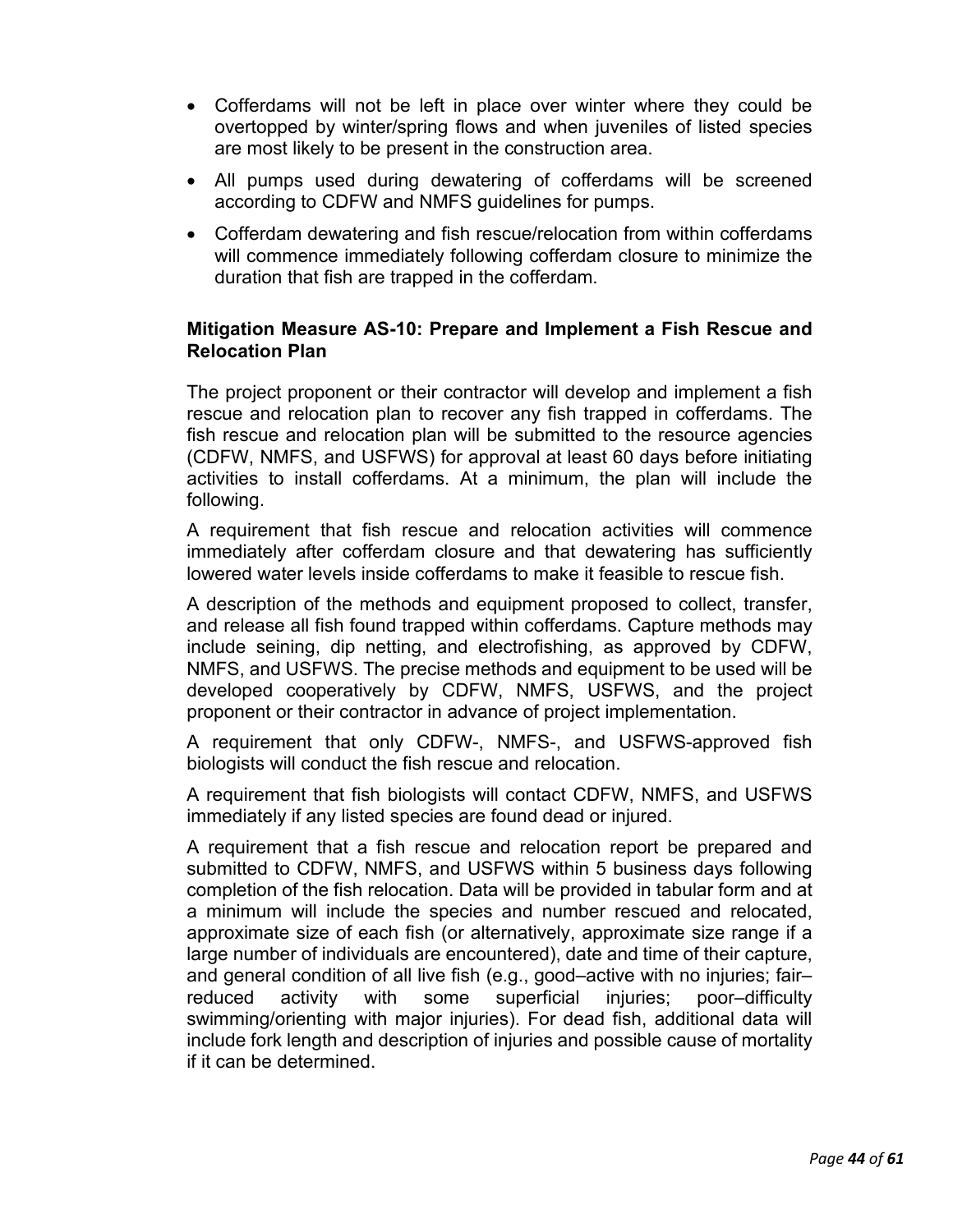- Cofferdams will not be left in place over winter where they could be overtopped by winter/spring flows and when juveniles of listed species are most likely to be present in the construction area.
- All pumps used during dewatering of cofferdams will be screened according to CDFW and NMFS guidelines for pumps.
- Cofferdam dewatering and fish rescue/relocation from within cofferdams will commence immediately following cofferdam closure to minimize the duration that fish are trapped in the cofferdam.

**Mitigation Measure AS-10: Prepare and Implement a Fish Rescue and Relocation Plan**

The project proponent or their contractor will develop and implement a fish rescue and relocation plan to recover any fish trapped in cofferdams. The fish rescue and relocation plan will be submitted to the resource agencies (CDFW, NMFS, and USFWS) for approval at least 60 days before initiating activities to install cofferdams. At a minimum, the plan will include the following.

A requirement that fish rescue and relocation activities will commence immediately after cofferdam closure and that dewatering has sufficiently lowered water levels inside cofferdams to make it feasible to rescue fish.

A description of the methods and equipment proposed to collect, transfer, and release all fish found trapped within cofferdams. Capture methods may include seining, dip netting, and electrofishing, as approved by CDFW, NMFS, and USFWS. The precise methods and equipment to be used will be developed cooperatively by CDFW, NMFS, USFWS, and the project proponent or their contractor in advance of project implementation.

A requirement that only CDFW-, NMFS-, and USFWS-approved fish biologists will conduct the fish rescue and relocation.

A requirement that fish biologists will contact CDFW, NMFS, and USFWS immediately if any listed species are found dead or injured.

A requirement that a fish rescue and relocation report be prepared and submitted to CDFW, NMFS, and USFWS within 5 business days following completion of the fish relocation. Data will be provided in tabular form and at a minimum will include the species and number rescued and relocated, approximate size of each fish (or alternatively, approximate size range if a large number of individuals are encountered), date and time of their capture, and general condition of all live fish (e.g., good–active with no injuries; fair–reduced activity with some superficial injuries; poor–difficulty swimming/orienting with major injuries). For dead fish, additional data will include fork length and description of injuries and possible cause of mortality if it can be determined.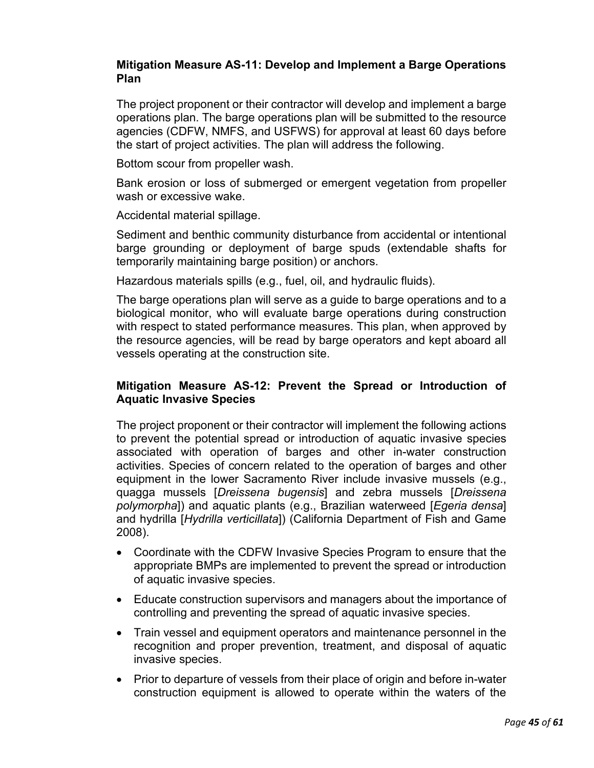### Mitigation Measure AS-11: Develop and Implement a Barge Operations Plan

The project proponent or their contractor will develop and implement a barge operations plan. The barge operations plan will be submitted to the resource agencies (CDFW, NMFS, and USFWS) for approval at least 60 days before the start of project activities. The plan will address the following.

Bottom scour from propeller wash.

Bank erosion or loss of submerged or emergent vegetation from propeller wash or excessive wake.

Accidental material spillage.

Sediment and benthic community disturbance from accidental or intentional barge grounding or deployment of barge spuds (extendable shafts for temporarily maintaining barge position) or anchors.

Hazardous materials spills (e.g., fuel, oil, and hydraulic fluids).

The barge operations plan will serve as a guide to barge operations and to a biological monitor, who will evaluate barge operations during construction with respect to stated performance measures. This plan, when approved by the resource agencies, will be read by barge operators and kept aboard all vessels operating at the construction site.

### Mitigation Measure AS-12: Prevent the Spread or Introduction of Aquatic Invasive Species

The project proponent or their contractor will implement the following actions to prevent the potential spread or introduction of aquatic invasive species associated with operation of barges and other in-water construction activities. Species of concern related to the operation of barges and other equipment in the lower Sacramento River include invasive mussels (e.g., quagga mussels [*Dreissena bugensis*] and zebra mussels [*Dreissena polymorpha*]) and aquatic plants (e.g., Brazilian waterweed [*Egeria densa*] and hydrilla [*Hydrilla verticillata*]) (California Department of Fish and Game 2008).

- Coordinate with the CDFW Invasive Species Program to ensure that the appropriate BMPs are implemented to prevent the spread or introduction of aquatic invasive species.
- Educate construction supervisors and managers about the importance of controlling and preventing the spread of aquatic invasive species.
- Train vessel and equipment operators and maintenance personnel in the recognition and proper prevention, treatment, and disposal of aquatic invasive species.
- Prior to departure of vessels from their place of origin and before in-water construction equipment is allowed to operate within the waters of the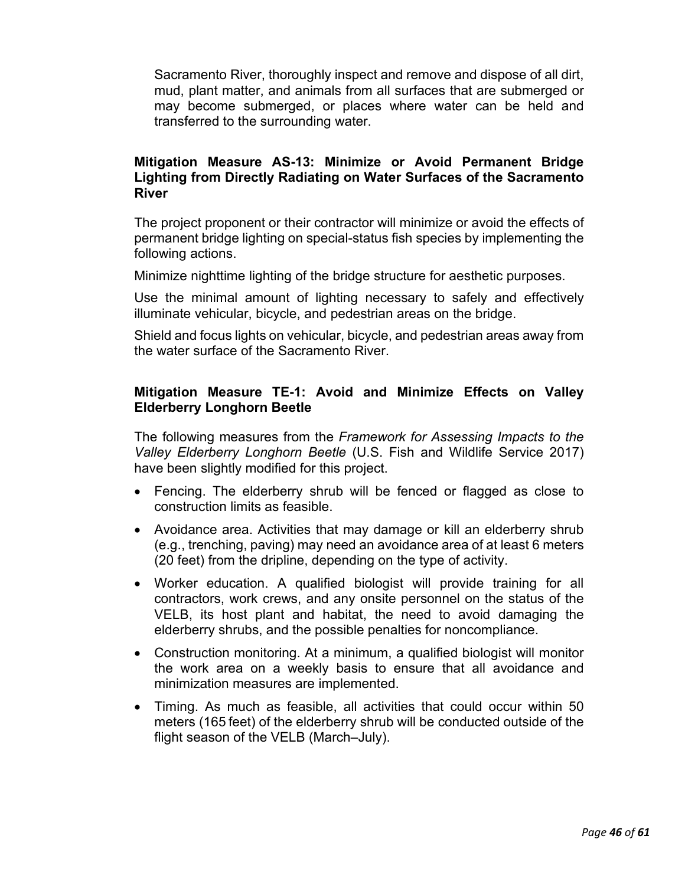Sacramento River, thoroughly inspect and remove and dispose of all dirt, mud, plant matter, and animals from all surfaces that are submerged or may become submerged, or places where water can be held and transferred to the surrounding water.

### Mitigation Measure AS-13: Minimize or Avoid Permanent Bridge Lighting from Directly Radiating on Water Surfaces of the Sacramento River

The project proponent or their contractor will minimize or avoid the effects of permanent bridge lighting on special-status fish species by implementing the following actions.

Minimize nighttime lighting of the bridge structure for aesthetic purposes.

Use the minimal amount of lighting necessary to safely and effectively illuminate vehicular, bicycle, and pedestrian areas on the bridge.

Shield and focus lights on vehicular, bicycle, and pedestrian areas away from the water surface of the Sacramento River.

### Mitigation Measure TE-1: Avoid and Minimize Effects on Valley Elderberry Longhorn Beetle

The following measures from the *Framework for Assessing Impacts to the Valley Elderberry Longhorn Beetle* (U.S. Fish and Wildlife Service 2017) have been slightly modified for this project.

- Fencing. The elderberry shrub will be fenced or flagged as close to construction limits as feasible.
- Avoidance area. Activities that may damage or kill an elderberry shrub (e.g., trenching, paving) may need an avoidance area of at least 6 meters (20 feet) from the dripline, depending on the type of activity.
- Worker education. A qualified biologist will provide training for all contractors, work crews, and any onsite personnel on the status of the VELB, its host plant and habitat, the need to avoid damaging the elderberry shrubs, and the possible penalties for noncompliance.
- Construction monitoring. At a minimum, a qualified biologist will monitor the work area on a weekly basis to ensure that all avoidance and minimization measures are implemented.
- Timing. As much as feasible, all activities that could occur within 50 meters (165 feet) of the elderberry shrub will be conducted outside of the flight season of the VELB (March–July).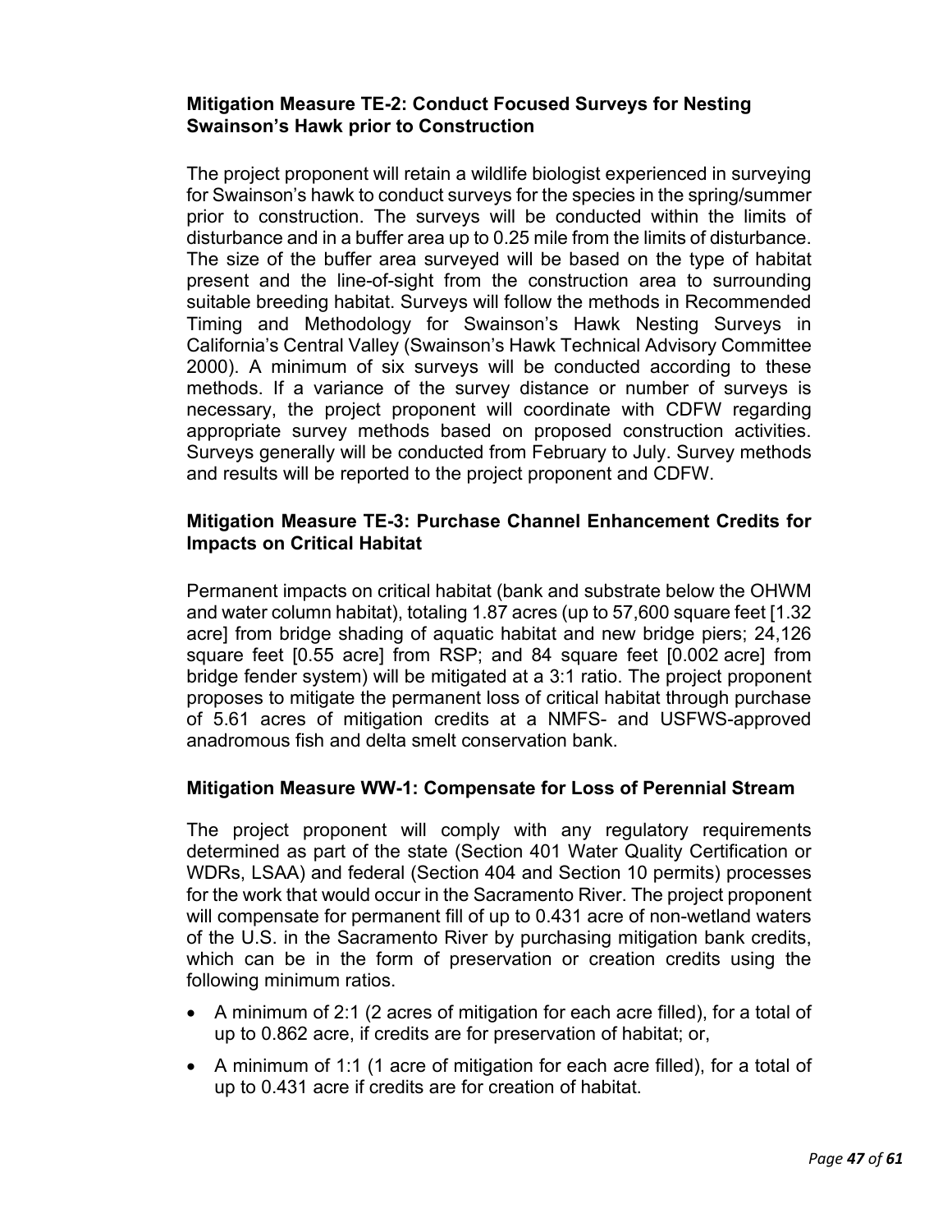### Mitigation Measure TE-2: Conduct Focused Surveys for Nesting Swainson's Hawk prior to Construction

The project proponent will retain a wildlife biologist experienced in surveying for Swainson's hawk to conduct surveys for the species in the spring/summer prior to construction. The surveys will be conducted within the limits of disturbance and in a buffer area up to 0.25 mile from the limits of disturbance. The size of the buffer area surveyed will be based on the type of habitat present and the line-of-sight from the construction area to surrounding suitable breeding habitat. Surveys will follow the methods in Recommended Timing and Methodology for Swainson's Hawk Nesting Surveys in California's Central Valley (Swainson's Hawk Technical Advisory Committee 2000). A minimum of six surveys will be conducted according to these methods. If a variance of the survey distance or number of surveys is necessary, the project proponent will coordinate with CDFW regarding appropriate survey methods based on proposed construction activities. Surveys generally will be conducted from February to July. Survey methods and results will be reported to the project proponent and CDFW.

### Mitigation Measure TE-3: Purchase Channel Enhancement Credits for Impacts on Critical Habitat

Permanent impacts on critical habitat (bank and substrate below the OHWM and water column habitat), totaling 1.87 acres (up to 57,600 square feet [1.32 acre] from bridge shading of aquatic habitat and new bridge piers; 24,126 square feet [0.55 acre] from RSP; and 84 square feet [0.002 acre] from bridge fender system) will be mitigated at a 3:1 ratio. The project proponent proposes to mitigate the permanent loss of critical habitat through purchase of 5.61 acres of mitigation credits at a NMFS- and USFWS-approved anadromous fish and delta smelt conservation bank.

### Mitigation Measure WW-1: Compensate for Loss of Perennial Stream

The project proponent will comply with any regulatory requirements determined as part of the state (Section 401 Water Quality Certification or WDRs, LSAA) and federal (Section 404 and Section 10 permits) processes for the work that would occur in the Sacramento River. The project proponent will compensate for permanent fill of up to 0.431 acre of non-wetland waters of the U.S. in the Sacramento River by purchasing mitigation bank credits, which can be in the form of preservation or creation credits using the following minimum ratios.

- A minimum of 2:1 (2 acres of mitigation for each acre filled), for a total of up to 0.862 acre, if credits are for preservation of habitat; or,
- A minimum of 1:1 (1 acre of mitigation for each acre filled), for a total of up to 0.431 acre if credits are for creation of habitat.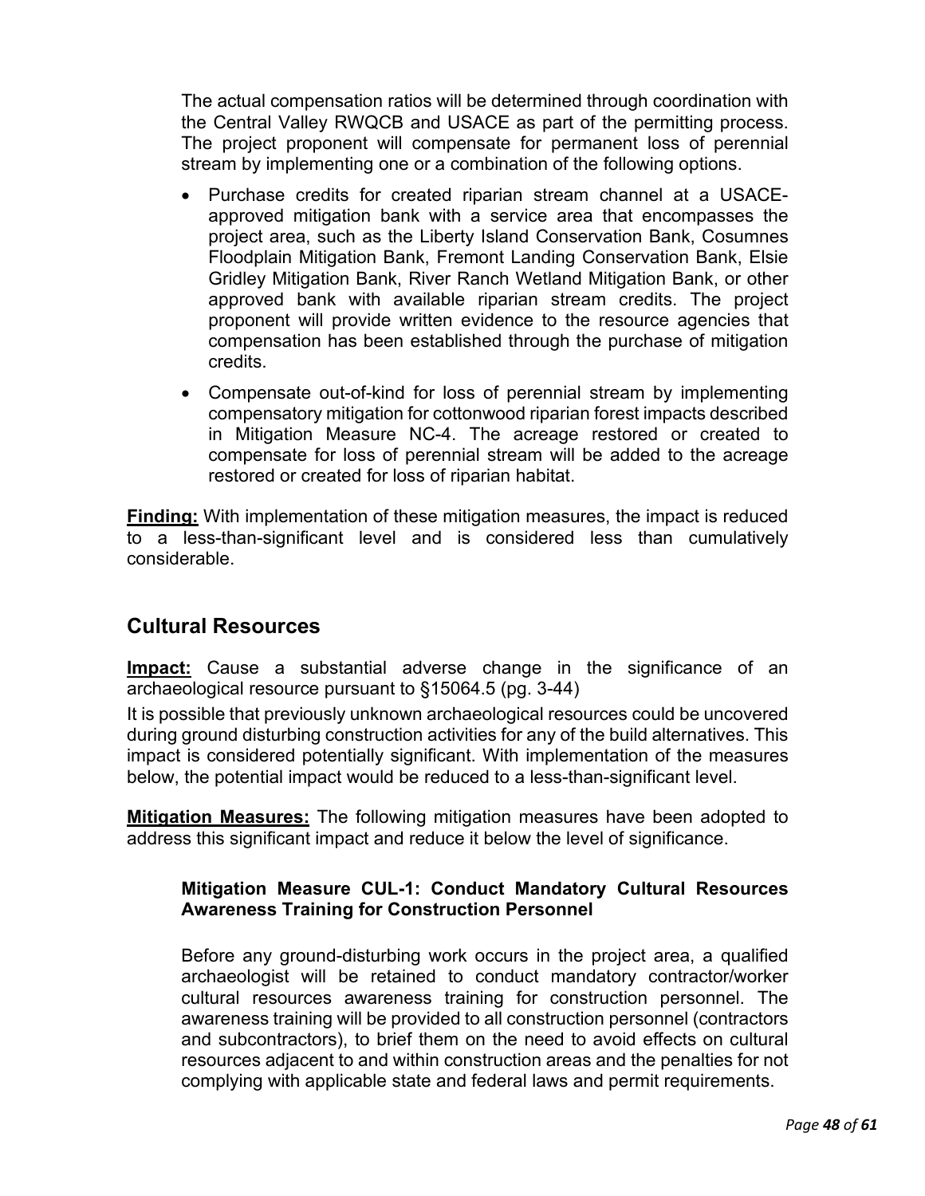The actual compensation ratios will be determined through coordination with the Central Valley RWQCB and USACE as part of the permitting process. The project proponent will compensate for permanent loss of perennial stream by implementing one or a combination of the following options.

- Purchase credits for created riparian stream channel at a USACE-approved mitigation bank with a service area that encompasses the project area, such as the Liberty Island Conservation Bank, Cosumnes Floodplain Mitigation Bank, Fremont Landing Conservation Bank, Elsie Gridley Mitigation Bank, River Ranch Wetland Mitigation Bank, or other approved bank with available riparian stream credits. The project proponent will provide written evidence to the resource agencies that compensation has been established through the purchase of mitigation credits.
- Compensate out-of-kind for loss of perennial stream by implementing compensatory mitigation for cottonwood riparian forest impacts described in Mitigation Measure NC-4. The acreage restored or created to compensate for loss of perennial stream will be added to the acreage restored or created for loss of riparian habitat.

**Finding:** With implementation of these mitigation measures, the impact is reduced to a less-than-significant level and is considered less than cumulatively considerable.

## Cultural Resources

**Impact:** Cause a substantial adverse change in the significance of an archaeological resource pursuant to §15064.5 (pg. 3-44)

It is possible that previously unknown archaeological resources could be uncovered during ground disturbing construction activities for any of the build alternatives. This impact is considered potentially significant. With implementation of the measures below, the potential impact would be reduced to a less-than-significant level.

**Mitigation Measures:** The following mitigation measures have been adopted to address this significant impact and reduce it below the level of significance.

**Mitigation Measure CUL-1: Conduct Mandatory Cultural Resources Awareness Training for Construction Personnel**

Before any ground-disturbing work occurs in the project area, a qualified archaeologist will be retained to conduct mandatory contractor/worker cultural resources awareness training for construction personnel. The awareness training will be provided to all construction personnel (contractors and subcontractors), to brief them on the need to avoid effects on cultural resources adjacent to and within construction areas and the penalties for not complying with applicable state and federal laws and permit requirements.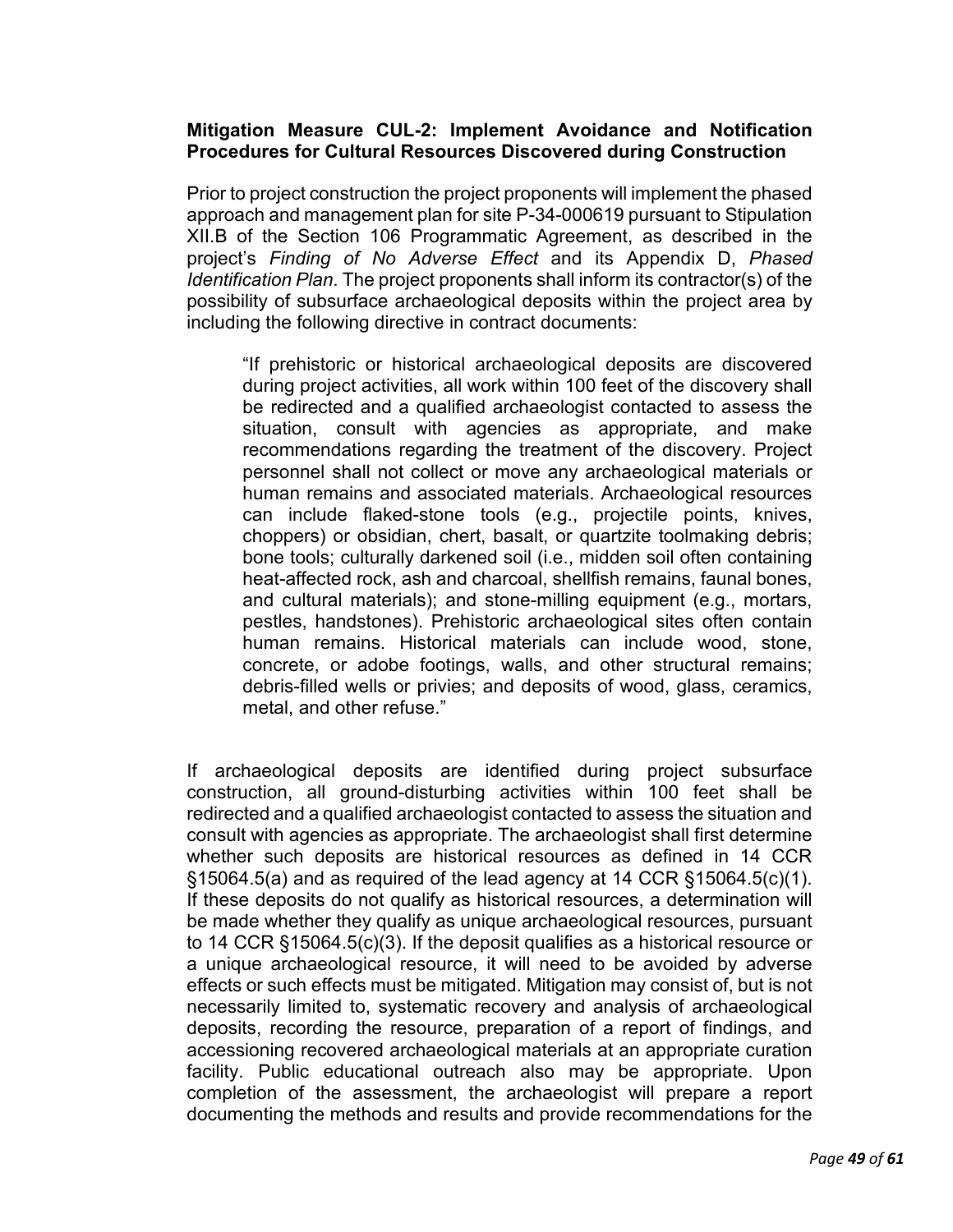**Mitigation Measure CUL-2: Implement Avoidance and Notification Procedures for Cultural Resources Discovered during Construction**

Prior to project construction the project proponents will implement the phased approach and management plan for site P-34-000619 pursuant to Stipulation XII.B of the Section 106 Programmatic Agreement, as described in the project's *Finding of No Adverse Effect* and its Appendix D, *Phased Identification Plan*. The project proponents shall inform its contractor(s) of the possibility of subsurface archaeological deposits within the project area by including the following directive in contract documents:

> "If prehistoric or historical archaeological deposits are discovered during project activities, all work within 100 feet of the discovery shall be redirected and a qualified archaeologist contacted to assess the situation, consult with agencies as appropriate, and make recommendations regarding the treatment of the discovery. Project personnel shall not collect or move any archaeological materials or human remains and associated materials. Archaeological resources can include flaked-stone tools (e.g., projectile points, knives, choppers) or obsidian, chert, basalt, or quartzite toolmaking debris; bone tools; culturally darkened soil (i.e., midden soil often containing heat-affected rock, ash and charcoal, shellfish remains, faunal bones, and cultural materials); and stone-milling equipment (e.g., mortars, pestles, handstones). Prehistoric archaeological sites often contain human remains. Historical materials can include wood, stone, concrete, or adobe footings, walls, and other structural remains; debris-filled wells or privies; and deposits of wood, glass, ceramics, metal, and other refuse."

If archaeological deposits are identified during project subsurface construction, all ground-disturbing activities within 100 feet shall be redirected and a qualified archaeologist contacted to assess the situation and consult with agencies as appropriate. The archaeologist shall first determine whether such deposits are historical resources as defined in 14 CCR §15064.5(a) and as required of the lead agency at 14 CCR §15064.5(c)(1). If these deposits do not qualify as historical resources, a determination will be made whether they qualify as unique archaeological resources, pursuant to 14 CCR §15064.5(c)(3). If the deposit qualifies as a historical resource or a unique archaeological resource, it will need to be avoided by adverse effects or such effects must be mitigated. Mitigation may consist of, but is not necessarily limited to, systematic recovery and analysis of archaeological deposits, recording the resource, preparation of a report of findings, and accessioning recovered archaeological materials at an appropriate curation facility. Public educational outreach also may be appropriate. Upon completion of the assessment, the archaeologist will prepare a report documenting the methods and results and provide recommendations for the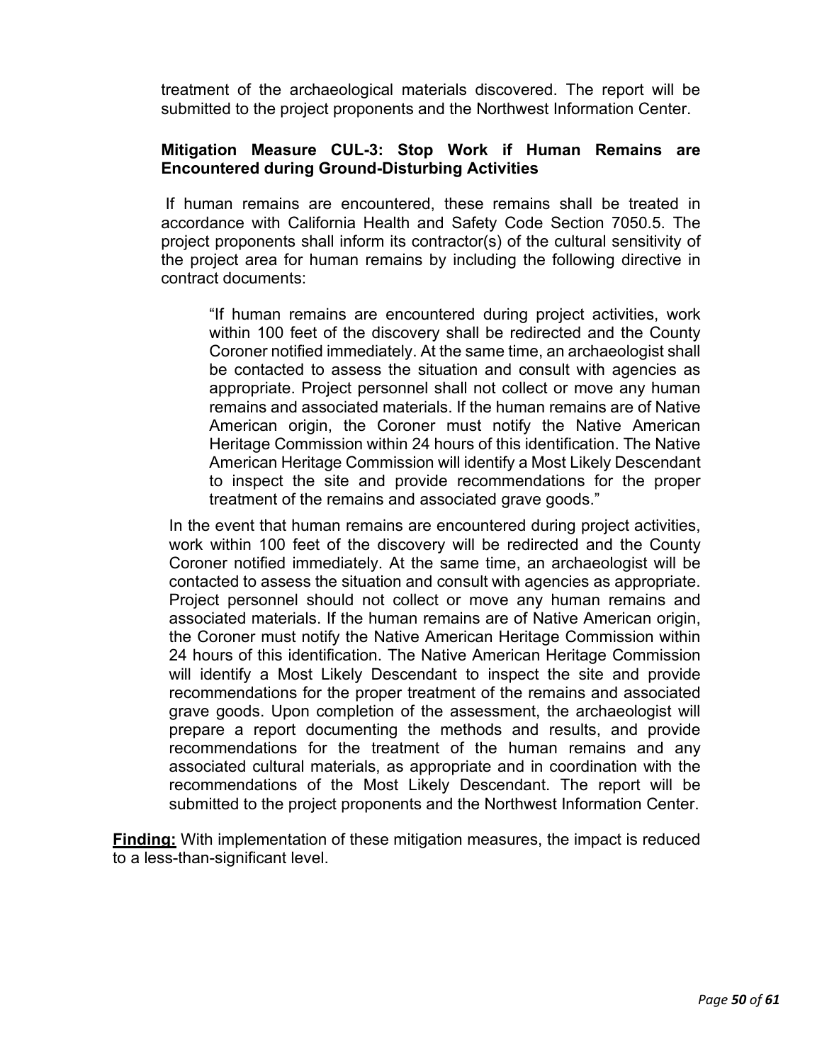treatment of the archaeological materials discovered. The report will be submitted to the project proponents and the Northwest Information Center.

**Mitigation Measure CUL-3: Stop Work if Human Remains are Encountered during Ground-Disturbing Activities**

If human remains are encountered, these remains shall be treated in accordance with California Health and Safety Code Section 7050.5. The project proponents shall inform its contractor(s) of the cultural sensitivity of the project area for human remains by including the following directive in contract documents:

> "If human remains are encountered during project activities, work within 100 feet of the discovery shall be redirected and the County Coroner notified immediately. At the same time, an archaeologist shall be contacted to assess the situation and consult with agencies as appropriate. Project personnel shall not collect or move any human remains and associated materials. If the human remains are of Native American origin, the Coroner must notify the Native American Heritage Commission within 24 hours of this identification. The Native American Heritage Commission will identify a Most Likely Descendant to inspect the site and provide recommendations for the proper treatment of the remains and associated grave goods."

In the event that human remains are encountered during project activities, work within 100 feet of the discovery will be redirected and the County Coroner notified immediately. At the same time, an archaeologist will be contacted to assess the situation and consult with agencies as appropriate. Project personnel should not collect or move any human remains and associated materials. If the human remains are of Native American origin, the Coroner must notify the Native American Heritage Commission within 24 hours of this identification. The Native American Heritage Commission will identify a Most Likely Descendant to inspect the site and provide recommendations for the proper treatment of the remains and associated grave goods. Upon completion of the assessment, the archaeologist will prepare a report documenting the methods and results, and provide recommendations for the treatment of the human remains and any associated cultural materials, as appropriate and in coordination with the recommendations of the Most Likely Descendant. The report will be submitted to the project proponents and the Northwest Information Center.

**Finding:** With implementation of these mitigation measures, the impact is reduced to a less-than-significant level.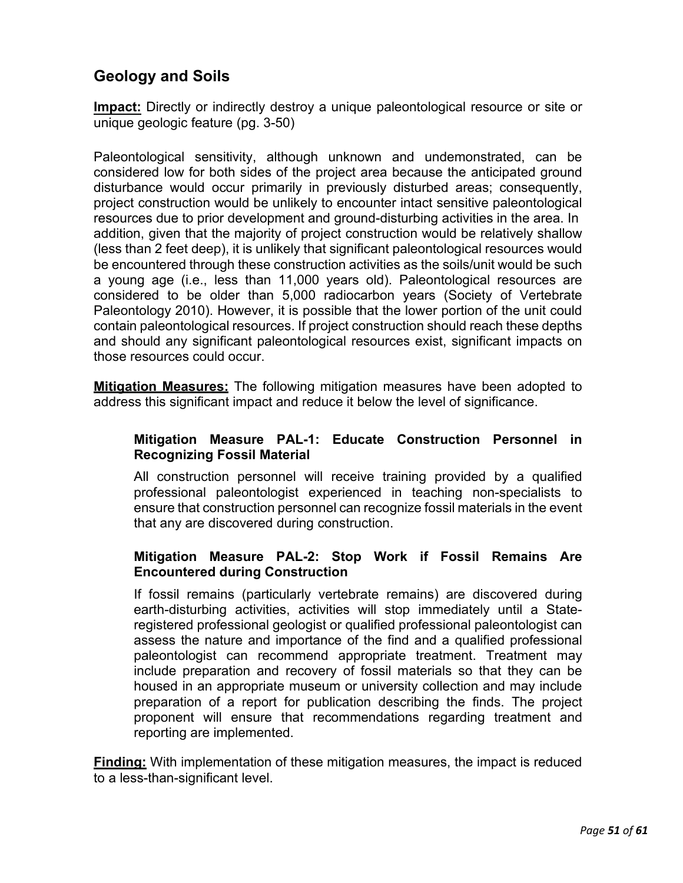## Geology and Soils

**Impact:** Directly or indirectly destroy a unique paleontological resource or site or unique geologic feature (pg. 3-50)

Paleontological sensitivity, although unknown and undemonstrated, can be considered low for both sides of the project area because the anticipated ground disturbance would occur primarily in previously disturbed areas; consequently, project construction would be unlikely to encounter intact sensitive paleontological resources due to prior development and ground-disturbing activities in the area. In addition, given that the majority of project construction would be relatively shallow (less than 2 feet deep), it is unlikely that significant paleontological resources would be encountered through these construction activities as the soils/unit would be such a young age (i.e., less than 11,000 years old). Paleontological resources are considered to be older than 5,000 radiocarbon years (Society of Vertebrate Paleontology 2010). However, it is possible that the lower portion of the unit could contain paleontological resources. If project construction should reach these depths and should any significant paleontological resources exist, significant impacts on those resources could occur.

**Mitigation Measures:** The following mitigation measures have been adopted to address this significant impact and reduce it below the level of significance.

> **Mitigation Measure PAL-1: Educate Construction Personnel in Recognizing Fossil Material**
>
> All construction personnel will receive training provided by a qualified professional paleontologist experienced in teaching non-specialists to ensure that construction personnel can recognize fossil materials in the event that any are discovered during construction.
>
> **Mitigation Measure PAL-2: Stop Work if Fossil Remains Are Encountered during Construction**
>
> If fossil remains (particularly vertebrate remains) are discovered during earth-disturbing activities, activities will stop immediately until a State-registered professional geologist or qualified professional paleontologist can assess the nature and importance of the find and a qualified professional paleontologist can recommend appropriate treatment. Treatment may include preparation and recovery of fossil materials so that they can be housed in an appropriate museum or university collection and may include preparation of a report for publication describing the finds. The project proponent will ensure that recommendations regarding treatment and reporting are implemented.

**Finding:** With implementation of these mitigation measures, the impact is reduced to a less-than-significant level.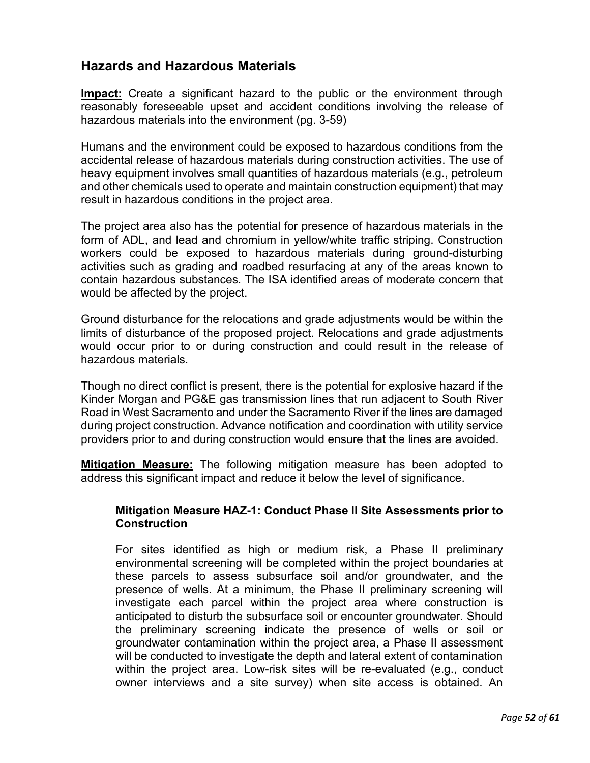## Hazards and Hazardous Materials

**Impact:** Create a significant hazard to the public or the environment through reasonably foreseeable upset and accident conditions involving the release of hazardous materials into the environment (pg. 3-59)

Humans and the environment could be exposed to hazardous conditions from the accidental release of hazardous materials during construction activities. The use of heavy equipment involves small quantities of hazardous materials (e.g., petroleum and other chemicals used to operate and maintain construction equipment) that may result in hazardous conditions in the project area.

The project area also has the potential for presence of hazardous materials in the form of ADL, and lead and chromium in yellow/white traffic striping. Construction workers could be exposed to hazardous materials during ground-disturbing activities such as grading and roadbed resurfacing at any of the areas known to contain hazardous substances. The ISA identified areas of moderate concern that would be affected by the project.

Ground disturbance for the relocations and grade adjustments would be within the limits of disturbance of the proposed project. Relocations and grade adjustments would occur prior to or during construction and could result in the release of hazardous materials.

Though no direct conflict is present, there is the potential for explosive hazard if the Kinder Morgan and PG&E gas transmission lines that run adjacent to South River Road in West Sacramento and under the Sacramento River if the lines are damaged during project construction. Advance notification and coordination with utility service providers prior to and during construction would ensure that the lines are avoided.

**Mitigation Measure:** The following mitigation measure has been adopted to address this significant impact and reduce it below the level of significance.

**Mitigation Measure HAZ-1: Conduct Phase II Site Assessments prior to Construction**

For sites identified as high or medium risk, a Phase II preliminary environmental screening will be completed within the project boundaries at these parcels to assess subsurface soil and/or groundwater, and the presence of wells. At a minimum, the Phase II preliminary screening will investigate each parcel within the project area where construction is anticipated to disturb the subsurface soil or encounter groundwater. Should the preliminary screening indicate the presence of wells or soil or groundwater contamination within the project area, a Phase II assessment will be conducted to investigate the depth and lateral extent of contamination within the project area. Low-risk sites will be re-evaluated (e.g., conduct owner interviews and a site survey) when site access is obtained. An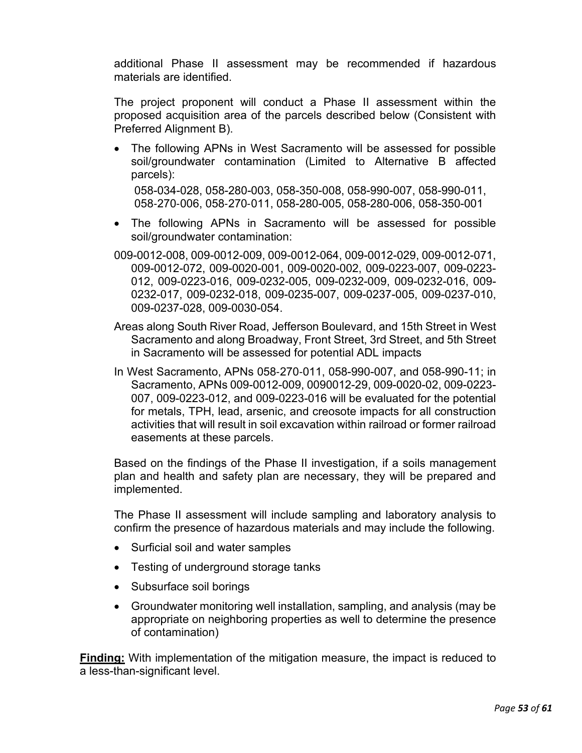additional Phase II assessment may be recommended if hazardous materials are identified.

The project proponent will conduct a Phase II assessment within the proposed acquisition area of the parcels described below (Consistent with Preferred Alignment B).

- The following APNs in West Sacramento will be assessed for possible soil/groundwater contamination (Limited to Alternative B affected parcels):

  058-034-028, 058-280-003, 058-350-008, 058-990-007, 058-990-011, 058-270-006, 058-270-011, 058-280-005, 058-280-006, 058-350-001

- The following APNs in Sacramento will be assessed for possible soil/groundwater contamination:

009-0012-008, 009-0012-009, 009-0012-064, 009-0012-029, 009-0012-071, 009-0012-072, 009-0020-001, 009-0020-002, 009-0223-007, 009-0223-012, 009-0223-016, 009-0232-005, 009-0232-009, 009-0232-016, 009-0232-017, 009-0232-018, 009-0235-007, 009-0237-005, 009-0237-010, 009-0237-028, 009-0030-054.

Areas along South River Road, Jefferson Boulevard, and 15th Street in West Sacramento and along Broadway, Front Street, 3rd Street, and 5th Street in Sacramento will be assessed for potential ADL impacts

In West Sacramento, APNs 058-270-011, 058-990-007, and 058-990-11; in Sacramento, APNs 009-0012-009, 0090012-29, 009-0020-02, 009-0223-007, 009-0223-012, and 009-0223-016 will be evaluated for the potential for metals, TPH, lead, arsenic, and creosote impacts for all construction activities that will result in soil excavation within railroad or former railroad easements at these parcels.

Based on the findings of the Phase II investigation, if a soils management plan and health and safety plan are necessary, they will be prepared and implemented.

The Phase II assessment will include sampling and laboratory analysis to confirm the presence of hazardous materials and may include the following.

- Surficial soil and water samples
- Testing of underground storage tanks
- Subsurface soil borings
- Groundwater monitoring well installation, sampling, and analysis (may be appropriate on neighboring properties as well to determine the presence of contamination)

**Finding:** With implementation of the mitigation measure, the impact is reduced to a less-than-significant level.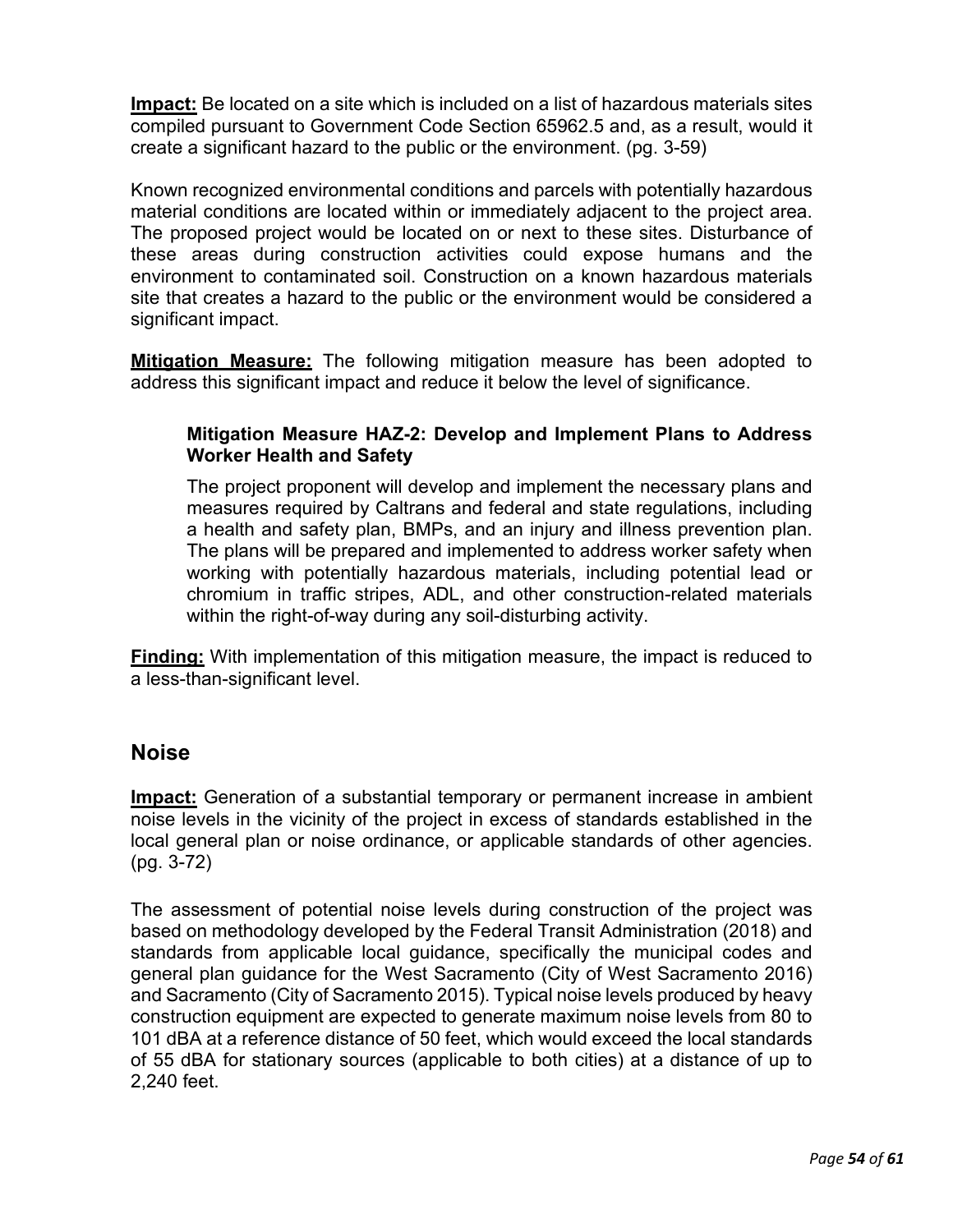**Impact:** Be located on a site which is included on a list of hazardous materials sites compiled pursuant to Government Code Section 65962.5 and, as a result, would it create a significant hazard to the public or the environment. (pg. 3-59)

Known recognized environmental conditions and parcels with potentially hazardous material conditions are located within or immediately adjacent to the project area. The proposed project would be located on or next to these sites. Disturbance of these areas during construction activities could expose humans and the environment to contaminated soil. Construction on a known hazardous materials site that creates a hazard to the public or the environment would be considered a significant impact.

**Mitigation Measure:** The following mitigation measure has been adopted to address this significant impact and reduce it below the level of significance.

> **Mitigation Measure HAZ-2: Develop and Implement Plans to Address Worker Health and Safety**
>
> The project proponent will develop and implement the necessary plans and measures required by Caltrans and federal and state regulations, including a health and safety plan, BMPs, and an injury and illness prevention plan. The plans will be prepared and implemented to address worker safety when working with potentially hazardous materials, including potential lead or chromium in traffic stripes, ADL, and other construction-related materials within the right-of-way during any soil-disturbing activity.

**Finding:** With implementation of this mitigation measure, the impact is reduced to a less-than-significant level.

## Noise

**Impact:** Generation of a substantial temporary or permanent increase in ambient noise levels in the vicinity of the project in excess of standards established in the local general plan or noise ordinance, or applicable standards of other agencies. (pg. 3-72)

The assessment of potential noise levels during construction of the project was based on methodology developed by the Federal Transit Administration (2018) and standards from applicable local guidance, specifically the municipal codes and general plan guidance for the West Sacramento (City of West Sacramento 2016) and Sacramento (City of Sacramento 2015). Typical noise levels produced by heavy construction equipment are expected to generate maximum noise levels from 80 to 101 dBA at a reference distance of 50 feet, which would exceed the local standards of 55 dBA for stationary sources (applicable to both cities) at a distance of up to 2,240 feet.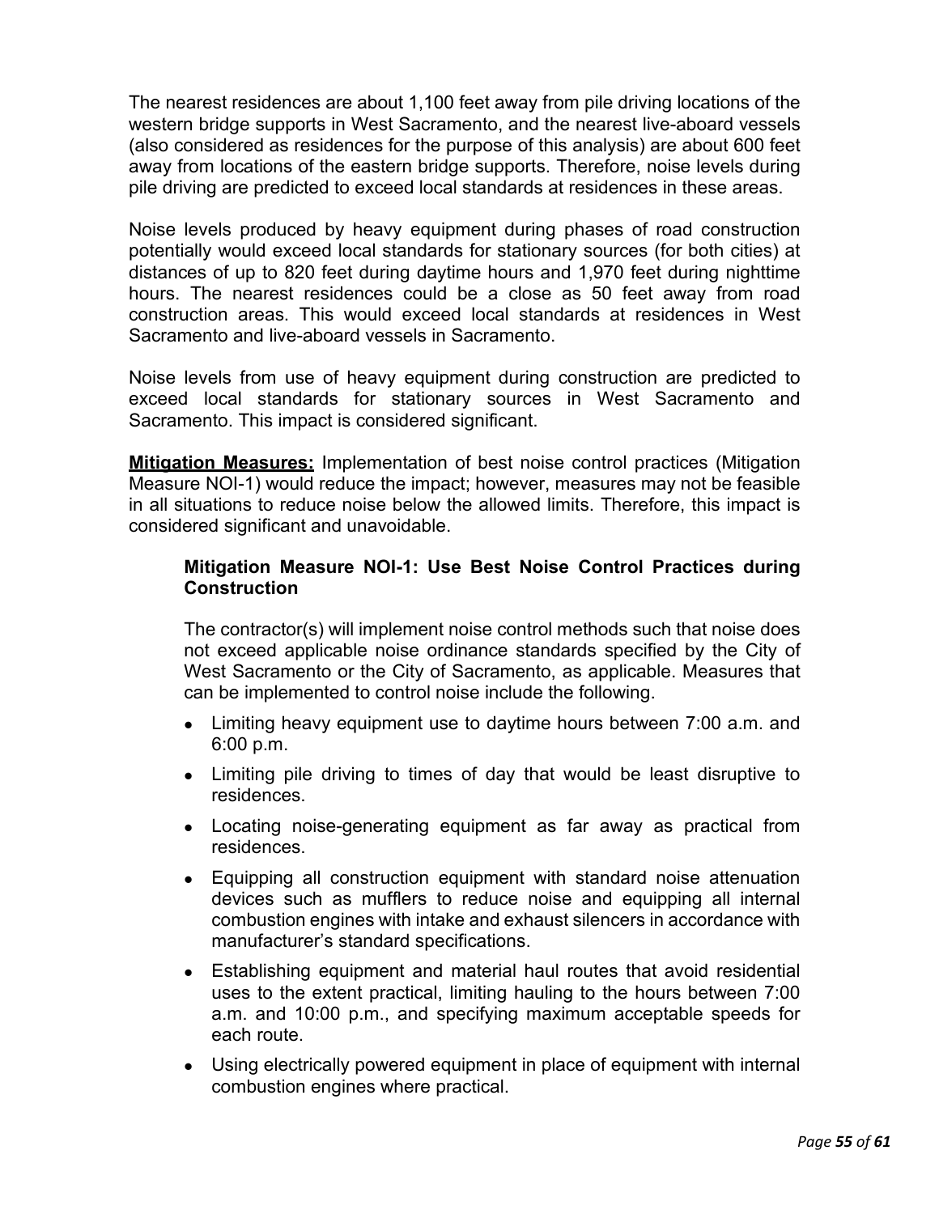The nearest residences are about 1,100 feet away from pile driving locations of the western bridge supports in West Sacramento, and the nearest live-aboard vessels (also considered as residences for the purpose of this analysis) are about 600 feet away from locations of the eastern bridge supports. Therefore, noise levels during pile driving are predicted to exceed local standards at residences in these areas.

Noise levels produced by heavy equipment during phases of road construction potentially would exceed local standards for stationary sources (for both cities) at distances of up to 820 feet during daytime hours and 1,970 feet during nighttime hours. The nearest residences could be a close as 50 feet away from road construction areas. This would exceed local standards at residences in West Sacramento and live-aboard vessels in Sacramento.

Noise levels from use of heavy equipment during construction are predicted to exceed local standards for stationary sources in West Sacramento and Sacramento. This impact is considered significant.

**Mitigation Measures:** Implementation of best noise control practices (Mitigation Measure NOI-1) would reduce the impact; however, measures may not be feasible in all situations to reduce noise below the allowed limits. Therefore, this impact is considered significant and unavoidable.

**Mitigation Measure NOI-1: Use Best Noise Control Practices during Construction**

The contractor(s) will implement noise control methods such that noise does not exceed applicable noise ordinance standards specified by the City of West Sacramento or the City of Sacramento, as applicable. Measures that can be implemented to control noise include the following.

- Limiting heavy equipment use to daytime hours between 7:00 a.m. and 6:00 p.m.
- Limiting pile driving to times of day that would be least disruptive to residences.
- Locating noise-generating equipment as far away as practical from residences.
- Equipping all construction equipment with standard noise attenuation devices such as mufflers to reduce noise and equipping all internal combustion engines with intake and exhaust silencers in accordance with manufacturer's standard specifications.
- Establishing equipment and material haul routes that avoid residential uses to the extent practical, limiting hauling to the hours between 7:00 a.m. and 10:00 p.m., and specifying maximum acceptable speeds for each route.
- Using electrically powered equipment in place of equipment with internal combustion engines where practical.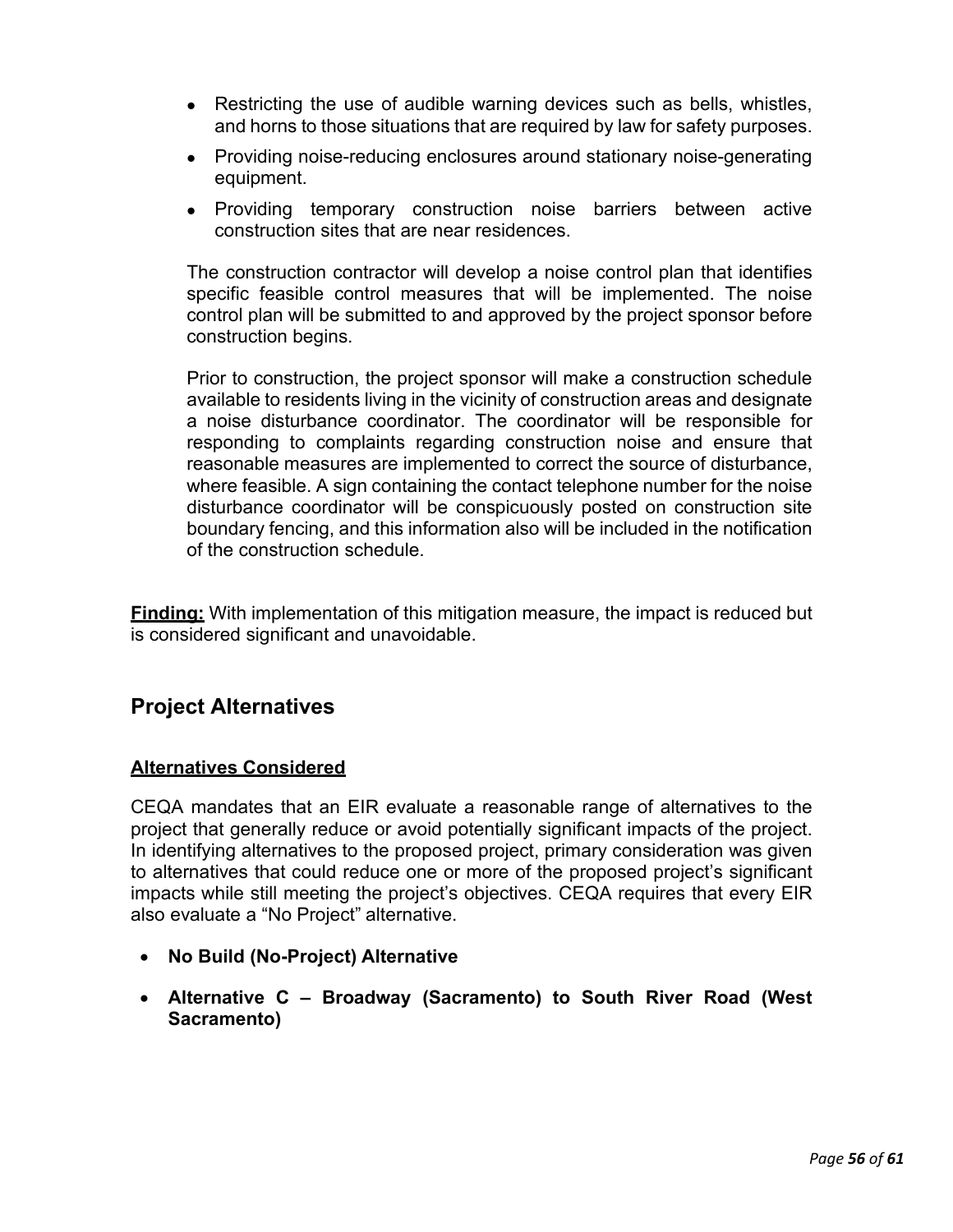- Restricting the use of audible warning devices such as bells, whistles, and horns to those situations that are required by law for safety purposes.
- Providing noise-reducing enclosures around stationary noise-generating equipment.
- Providing temporary construction noise barriers between active construction sites that are near residences.

The construction contractor will develop a noise control plan that identifies specific feasible control measures that will be implemented. The noise control plan will be submitted to and approved by the project sponsor before construction begins.

Prior to construction, the project sponsor will make a construction schedule available to residents living in the vicinity of construction areas and designate a noise disturbance coordinator. The coordinator will be responsible for responding to complaints regarding construction noise and ensure that reasonable measures are implemented to correct the source of disturbance, where feasible. A sign containing the contact telephone number for the noise disturbance coordinator will be conspicuously posted on construction site boundary fencing, and this information also will be included in the notification of the construction schedule.

**Finding:** With implementation of this mitigation measure, the impact is reduced but is considered significant and unavoidable.

## Project Alternatives

### Alternatives Considered

CEQA mandates that an EIR evaluate a reasonable range of alternatives to the project that generally reduce or avoid potentially significant impacts of the project. In identifying alternatives to the proposed project, primary consideration was given to alternatives that could reduce one or more of the proposed project's significant impacts while still meeting the project's objectives. CEQA requires that every EIR also evaluate a "No Project" alternative.

- **No Build (No-Project) Alternative**
- **Alternative C – Broadway (Sacramento) to South River Road (West Sacramento)**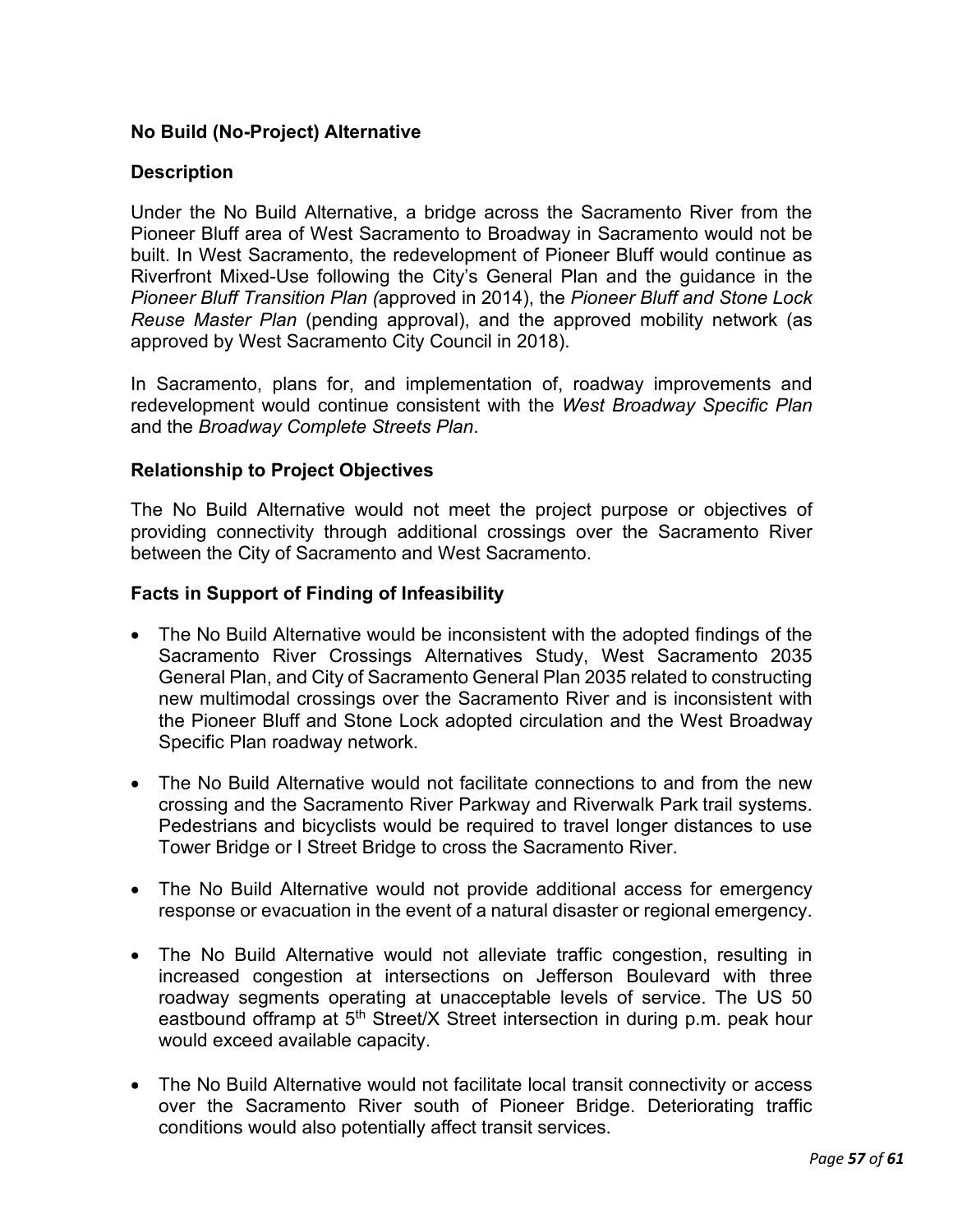### No Build (No-Project) Alternative

#### Description

Under the No Build Alternative, a bridge across the Sacramento River from the Pioneer Bluff area of West Sacramento to Broadway in Sacramento would not be built. In West Sacramento, the redevelopment of Pioneer Bluff would continue as Riverfront Mixed-Use following the City's General Plan and the guidance in the *Pioneer Bluff Transition Plan (*approved in 2014), the *Pioneer Bluff and Stone Lock Reuse Master Plan* (pending approval), and the approved mobility network (as approved by West Sacramento City Council in 2018).

In Sacramento, plans for, and implementation of, roadway improvements and redevelopment would continue consistent with the *West Broadway Specific Plan* and the *Broadway Complete Streets Plan*.

#### Relationship to Project Objectives

The No Build Alternative would not meet the project purpose or objectives of providing connectivity through additional crossings over the Sacramento River between the City of Sacramento and West Sacramento.

#### Facts in Support of Finding of Infeasibility

- The No Build Alternative would be inconsistent with the adopted findings of the Sacramento River Crossings Alternatives Study, West Sacramento 2035 General Plan, and City of Sacramento General Plan 2035 related to constructing new multimodal crossings over the Sacramento River and is inconsistent with the Pioneer Bluff and Stone Lock adopted circulation and the West Broadway Specific Plan roadway network.
- The No Build Alternative would not facilitate connections to and from the new crossing and the Sacramento River Parkway and Riverwalk Park trail systems. Pedestrians and bicyclists would be required to travel longer distances to use Tower Bridge or I Street Bridge to cross the Sacramento River.
- The No Build Alternative would not provide additional access for emergency response or evacuation in the event of a natural disaster or regional emergency.
- The No Build Alternative would not alleviate traffic congestion, resulting in increased congestion at intersections on Jefferson Boulevard with three roadway segments operating at unacceptable levels of service. The US 50 eastbound offramp at 5th Street/X Street intersection in during p.m. peak hour would exceed available capacity.
- The No Build Alternative would not facilitate local transit connectivity or access over the Sacramento River south of Pioneer Bridge. Deteriorating traffic conditions would also potentially affect transit services.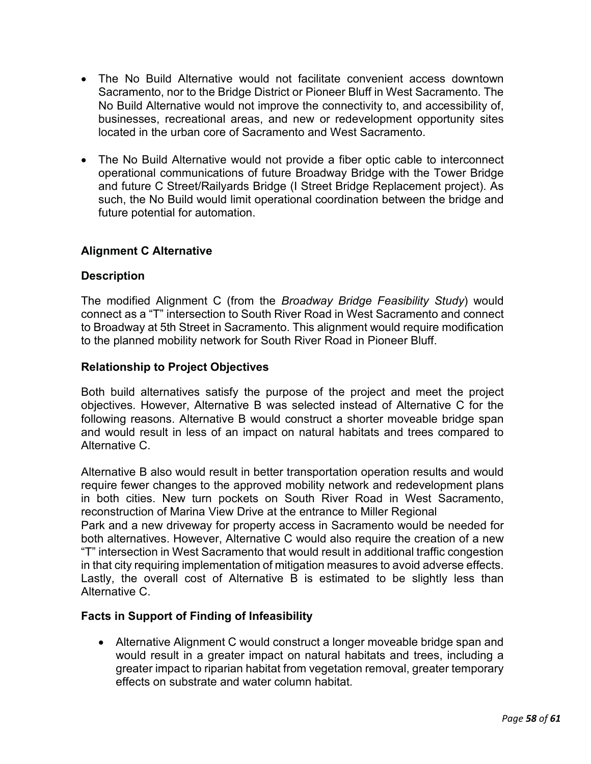- The No Build Alternative would not facilitate convenient access downtown Sacramento, nor to the Bridge District or Pioneer Bluff in West Sacramento. The No Build Alternative would not improve the connectivity to, and accessibility of, businesses, recreational areas, and new or redevelopment opportunity sites located in the urban core of Sacramento and West Sacramento.

- The No Build Alternative would not provide a fiber optic cable to interconnect operational communications of future Broadway Bridge with the Tower Bridge and future C Street/Railyards Bridge (I Street Bridge Replacement project). As such, the No Build would limit operational coordination between the bridge and future potential for automation.

**Alignment C Alternative**

**Description**

The modified Alignment C (from the *Broadway Bridge Feasibility Study*) would connect as a "T" intersection to South River Road in West Sacramento and connect to Broadway at 5th Street in Sacramento. This alignment would require modification to the planned mobility network for South River Road in Pioneer Bluff.

**Relationship to Project Objectives**

Both build alternatives satisfy the purpose of the project and meet the project objectives. However, Alternative B was selected instead of Alternative C for the following reasons. Alternative B would construct a shorter moveable bridge span and would result in less of an impact on natural habitats and trees compared to Alternative C.

Alternative B also would result in better transportation operation results and would require fewer changes to the approved mobility network and redevelopment plans in both cities. New turn pockets on South River Road in West Sacramento, reconstruction of Marina View Drive at the entrance to Miller Regional Park and a new driveway for property access in Sacramento would be needed for both alternatives. However, Alternative C would also require the creation of a new "T" intersection in West Sacramento that would result in additional traffic congestion in that city requiring implementation of mitigation measures to avoid adverse effects. Lastly, the overall cost of Alternative B is estimated to be slightly less than Alternative C.

**Facts in Support of Finding of Infeasibility**

- Alternative Alignment C would construct a longer moveable bridge span and would result in a greater impact on natural habitats and trees, including a greater impact to riparian habitat from vegetation removal, greater temporary effects on substrate and water column habitat.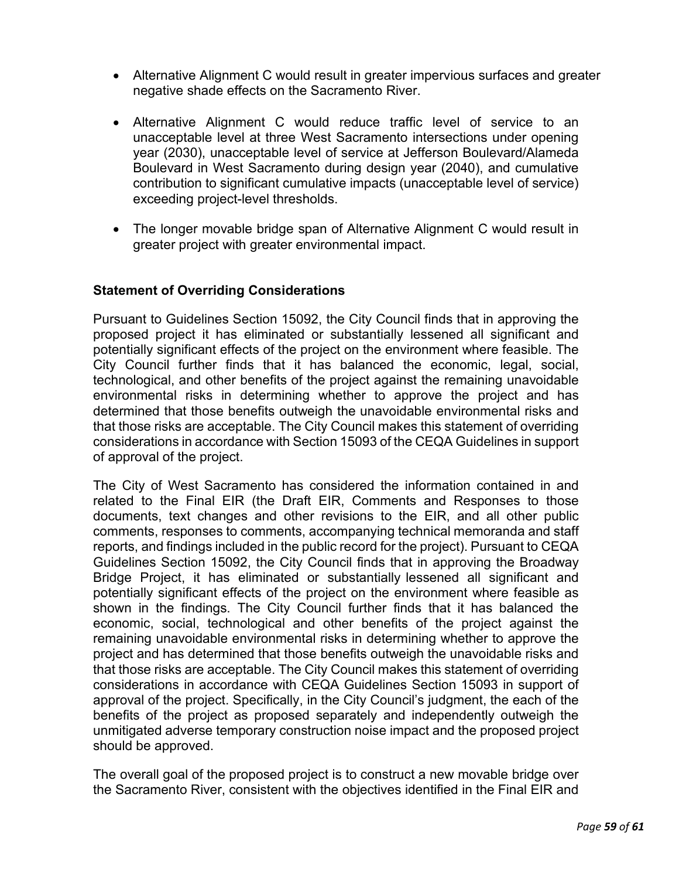- Alternative Alignment C would result in greater impervious surfaces and greater negative shade effects on the Sacramento River.

- Alternative Alignment C would reduce traffic level of service to an unacceptable level at three West Sacramento intersections under opening year (2030), unacceptable level of service at Jefferson Boulevard/Alameda Boulevard in West Sacramento during design year (2040), and cumulative contribution to significant cumulative impacts (unacceptable level of service) exceeding project-level thresholds.

- The longer movable bridge span of Alternative Alignment C would result in greater project with greater environmental impact.

**Statement of Overriding Considerations**

Pursuant to Guidelines Section 15092, the City Council finds that in approving the proposed project it has eliminated or substantially lessened all significant and potentially significant effects of the project on the environment where feasible. The City Council further finds that it has balanced the economic, legal, social, technological, and other benefits of the project against the remaining unavoidable environmental risks in determining whether to approve the project and has determined that those benefits outweigh the unavoidable environmental risks and that those risks are acceptable. The City Council makes this statement of overriding considerations in accordance with Section 15093 of the CEQA Guidelines in support of approval of the project.

The City of West Sacramento has considered the information contained in and related to the Final EIR (the Draft EIR, Comments and Responses to those documents, text changes and other revisions to the EIR, and all other public comments, responses to comments, accompanying technical memoranda and staff reports, and findings included in the public record for the project). Pursuant to CEQA Guidelines Section 15092, the City Council finds that in approving the Broadway Bridge Project, it has eliminated or substantially lessened all significant and potentially significant effects of the project on the environment where feasible as shown in the findings. The City Council further finds that it has balanced the economic, social, technological and other benefits of the project against the remaining unavoidable environmental risks in determining whether to approve the project and has determined that those benefits outweigh the unavoidable risks and that those risks are acceptable. The City Council makes this statement of overriding considerations in accordance with CEQA Guidelines Section 15093 in support of approval of the project. Specifically, in the City Council's judgment, the each of the benefits of the project as proposed separately and independently outweigh the unmitigated adverse temporary construction noise impact and the proposed project should be approved.

The overall goal of the proposed project is to construct a new movable bridge over the Sacramento River, consistent with the objectives identified in the Final EIR and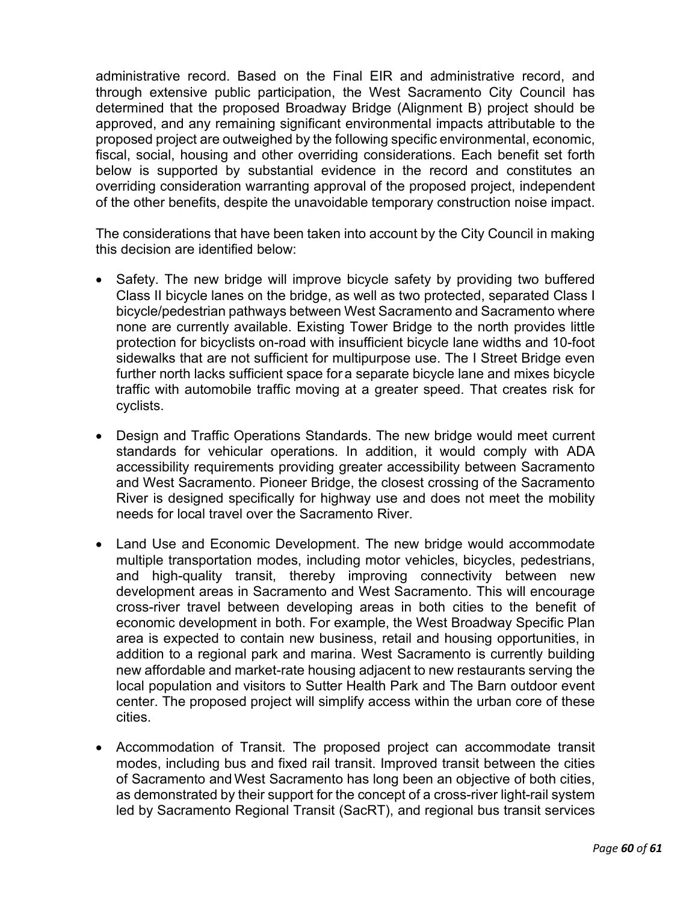administrative record. Based on the Final EIR and administrative record, and through extensive public participation, the West Sacramento City Council has determined that the proposed Broadway Bridge (Alignment B) project should be approved, and any remaining significant environmental impacts attributable to the proposed project are outweighed by the following specific environmental, economic, fiscal, social, housing and other overriding considerations. Each benefit set forth below is supported by substantial evidence in the record and constitutes an overriding consideration warranting approval of the proposed project, independent of the other benefits, despite the unavoidable temporary construction noise impact.

The considerations that have been taken into account by the City Council in making this decision are identified below:

- Safety. The new bridge will improve bicycle safety by providing two buffered Class II bicycle lanes on the bridge, as well as two protected, separated Class I bicycle/pedestrian pathways between West Sacramento and Sacramento where none are currently available. Existing Tower Bridge to the north provides little protection for bicyclists on-road with insufficient bicycle lane widths and 10-foot sidewalks that are not sufficient for multipurpose use. The I Street Bridge even further north lacks sufficient space for a separate bicycle lane and mixes bicycle traffic with automobile traffic moving at a greater speed. That creates risk for cyclists.

- Design and Traffic Operations Standards. The new bridge would meet current standards for vehicular operations. In addition, it would comply with ADA accessibility requirements providing greater accessibility between Sacramento and West Sacramento. Pioneer Bridge, the closest crossing of the Sacramento River is designed specifically for highway use and does not meet the mobility needs for local travel over the Sacramento River.

- Land Use and Economic Development. The new bridge would accommodate multiple transportation modes, including motor vehicles, bicycles, pedestrians, and high-quality transit, thereby improving connectivity between new development areas in Sacramento and West Sacramento. This will encourage cross-river travel between developing areas in both cities to the benefit of economic development in both. For example, the West Broadway Specific Plan area is expected to contain new business, retail and housing opportunities, in addition to a regional park and marina. West Sacramento is currently building new affordable and market-rate housing adjacent to new restaurants serving the local population and visitors to Sutter Health Park and The Barn outdoor event center. The proposed project will simplify access within the urban core of these cities.

- Accommodation of Transit. The proposed project can accommodate transit modes, including bus and fixed rail transit. Improved transit between the cities of Sacramento and West Sacramento has long been an objective of both cities, as demonstrated by their support for the concept of a cross-river light-rail system led by Sacramento Regional Transit (SacRT), and regional bus transit services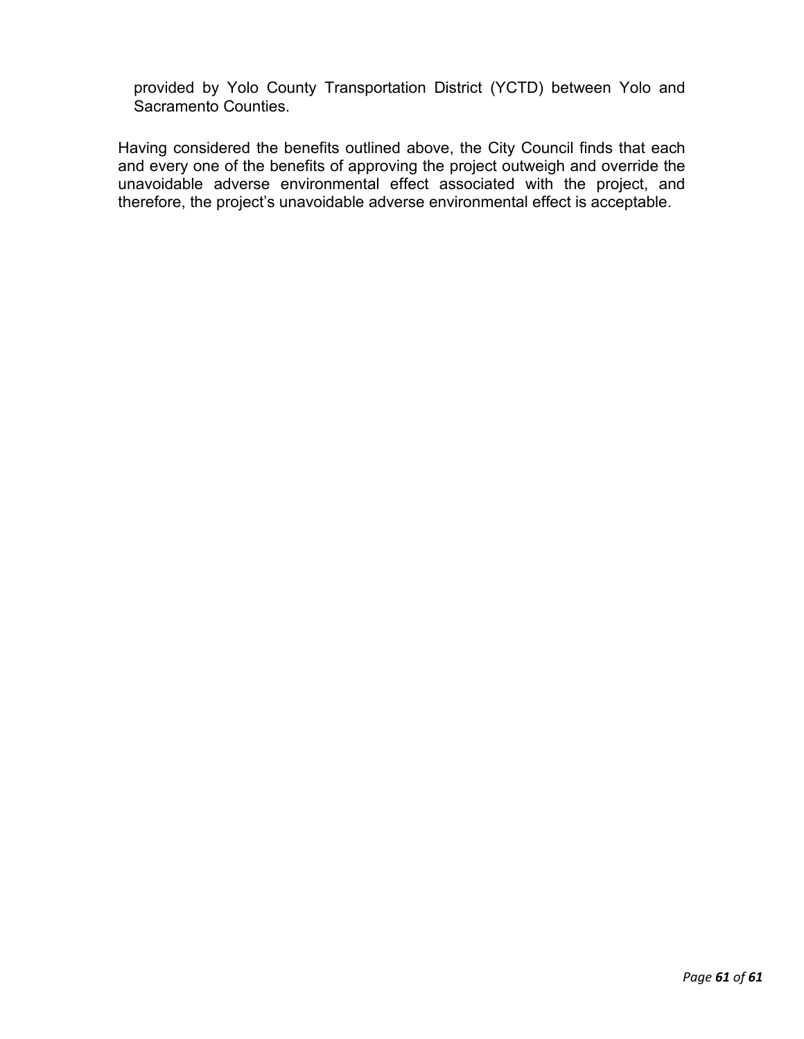provided by Yolo County Transportation District (YCTD) between Yolo and Sacramento Counties.

Having considered the benefits outlined above, the City Council finds that each and every one of the benefits of approving the project outweigh and override the unavoidable adverse environmental effect associated with the project, and therefore, the project's unavoidable adverse environmental effect is acceptable.